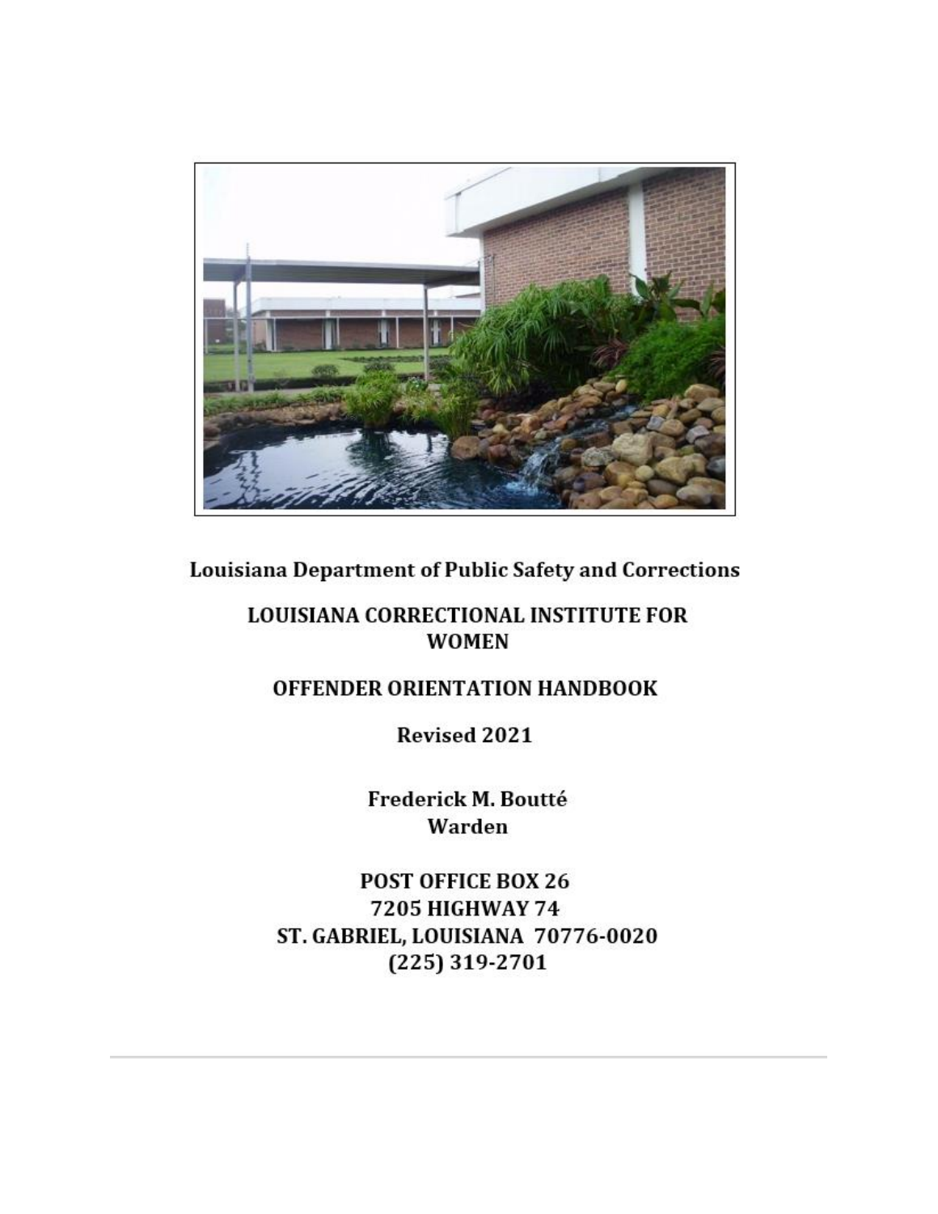**Louisiana Department of Public Safety and Corrections**

# LOUISIANA CORRECTIONAL INSTITUTE FOR WOMEN

## OFFENDER ORIENTATION HANDBOOK

**Revised 2021**

**Frederick M. Boutté**
**Warden**

**POST OFFICE BOX 26**
**7205 HIGHWAY 74**
**ST. GABRIEL, LOUISIANA 70776-0020**
**(225) 319-2701**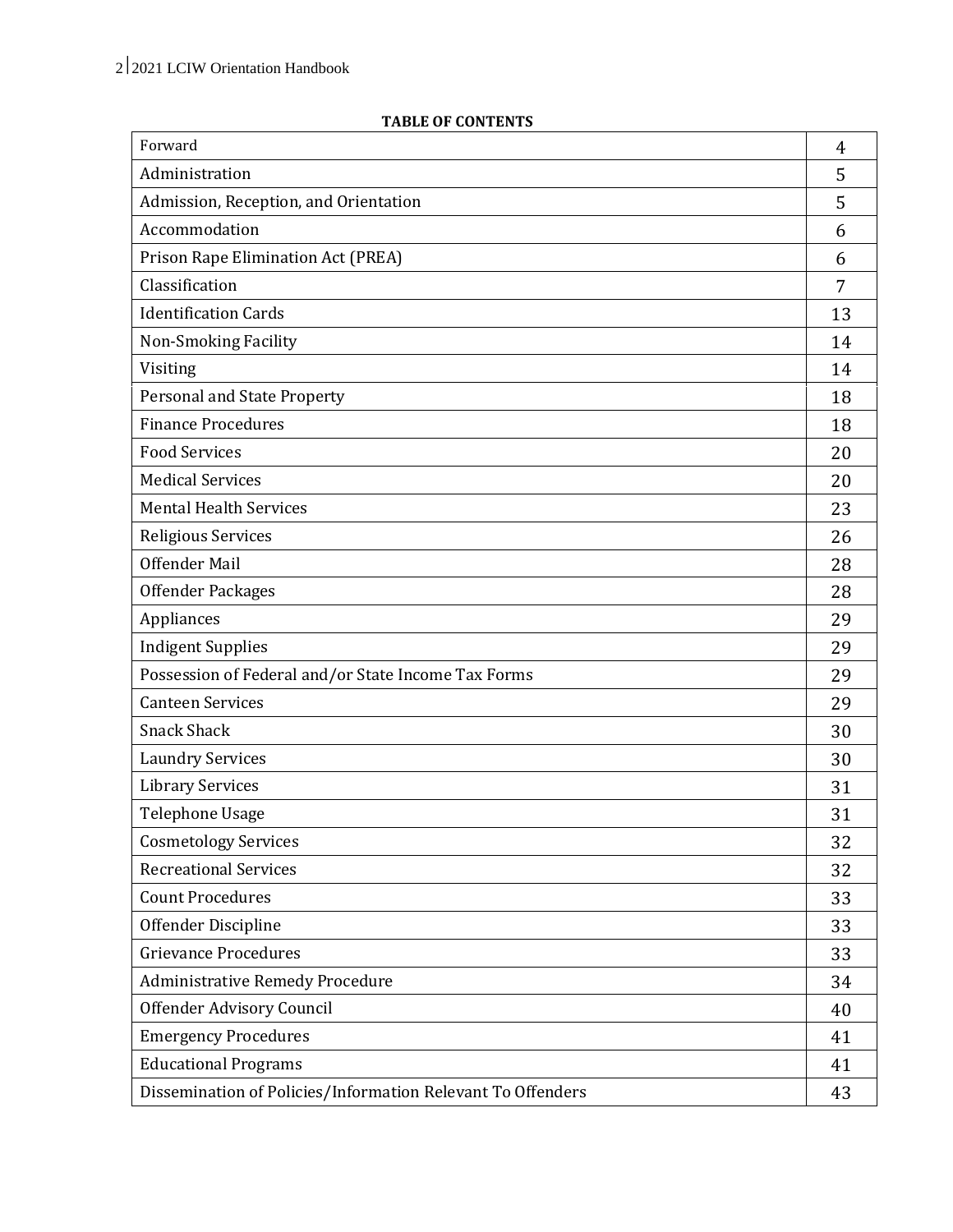**TABLE OF CONTENTS**

| | |
|---|---|
| Forward | 4 |
| Administration | 5 |
| Admission, Reception, and Orientation | 5 |
| Accommodation | 6 |
| Prison Rape Elimination Act (PREA) | 6 |
| Classification | 7 |
| Identification Cards | 13 |
| Non-Smoking Facility | 14 |
| Visiting | 14 |
| Personal and State Property | 18 |
| Finance Procedures | 18 |
| Food Services | 20 |
| Medical Services | 20 |
| Mental Health Services | 23 |
| Religious Services | 26 |
| Offender Mail | 28 |
| Offender Packages | 28 |
| Appliances | 29 |
| Indigent Supplies | 29 |
| Possession of Federal and/or State Income Tax Forms | 29 |
| Canteen Services | 29 |
| Snack Shack | 30 |
| Laundry Services | 30 |
| Library Services | 31 |
| Telephone Usage | 31 |
| Cosmetology Services | 32 |
| Recreational Services | 32 |
| Count Procedures | 33 |
| Offender Discipline | 33 |
| Grievance Procedures | 33 |
| Administrative Remedy Procedure | 34 |
| Offender Advisory Council | 40 |
| Emergency Procedures | 41 |
| Educational Programs | 41 |
| Dissemination of Policies/Information Relevant To Offenders | 43 |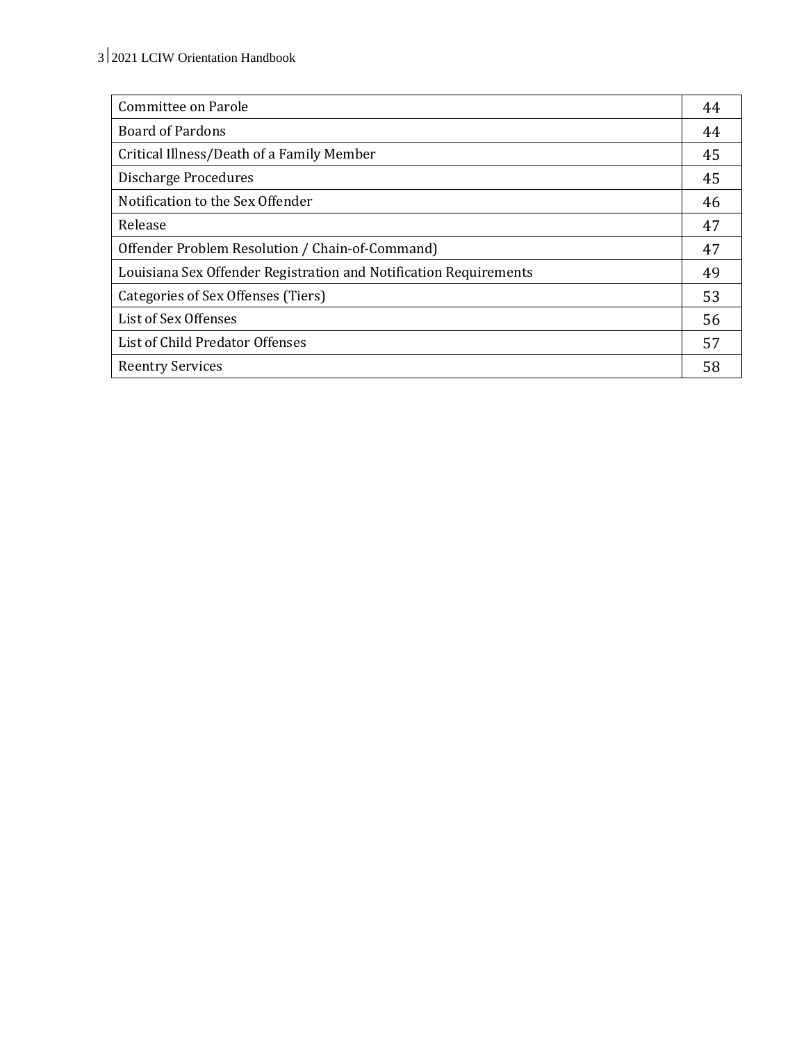| | |
|---|---|
| Committee on Parole | 44 |
| Board of Pardons | 44 |
| Critical Illness/Death of a Family Member | 45 |
| Discharge Procedures | 45 |
| Notification to the Sex Offender | 46 |
| Release | 47 |
| Offender Problem Resolution / Chain-of-Command) | 47 |
| Louisiana Sex Offender Registration and Notification Requirements | 49 |
| Categories of Sex Offenses (Tiers) | 53 |
| List of Sex Offenses | 56 |
| List of Child Predator Offenses | 57 |
| Reentry Services | 58 |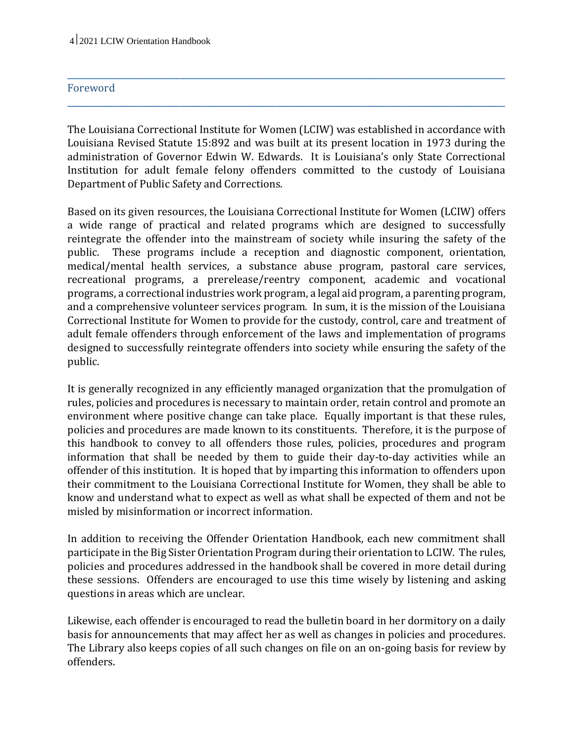## Foreword

The Louisiana Correctional Institute for Women (LCIW) was established in accordance with Louisiana Revised Statute 15:892 and was built at its present location in 1973 during the administration of Governor Edwin W. Edwards. It is Louisiana's only State Correctional Institution for adult female felony offenders committed to the custody of Louisiana Department of Public Safety and Corrections.

Based on its given resources, the Louisiana Correctional Institute for Women (LCIW) offers a wide range of practical and related programs which are designed to successfully reintegrate the offender into the mainstream of society while insuring the safety of the public. These programs include a reception and diagnostic component, orientation, medical/mental health services, a substance abuse program, pastoral care services, recreational programs, a prerelease/reentry component, academic and vocational programs, a correctional industries work program, a legal aid program, a parenting program, and a comprehensive volunteer services program. In sum, it is the mission of the Louisiana Correctional Institute for Women to provide for the custody, control, care and treatment of adult female offenders through enforcement of the laws and implementation of programs designed to successfully reintegrate offenders into society while ensuring the safety of the public.

It is generally recognized in any efficiently managed organization that the promulgation of rules, policies and procedures is necessary to maintain order, retain control and promote an environment where positive change can take place. Equally important is that these rules, policies and procedures are made known to its constituents. Therefore, it is the purpose of this handbook to convey to all offenders those rules, policies, procedures and program information that shall be needed by them to guide their day-to-day activities while an offender of this institution. It is hoped that by imparting this information to offenders upon their commitment to the Louisiana Correctional Institute for Women, they shall be able to know and understand what to expect as well as what shall be expected of them and not be misled by misinformation or incorrect information.

In addition to receiving the Offender Orientation Handbook, each new commitment shall participate in the Big Sister Orientation Program during their orientation to LCIW. The rules, policies and procedures addressed in the handbook shall be covered in more detail during these sessions. Offenders are encouraged to use this time wisely by listening and asking questions in areas which are unclear.

Likewise, each offender is encouraged to read the bulletin board in her dormitory on a daily basis for announcements that may affect her as well as changes in policies and procedures. The Library also keeps copies of all such changes on file on an on-going basis for review by offenders.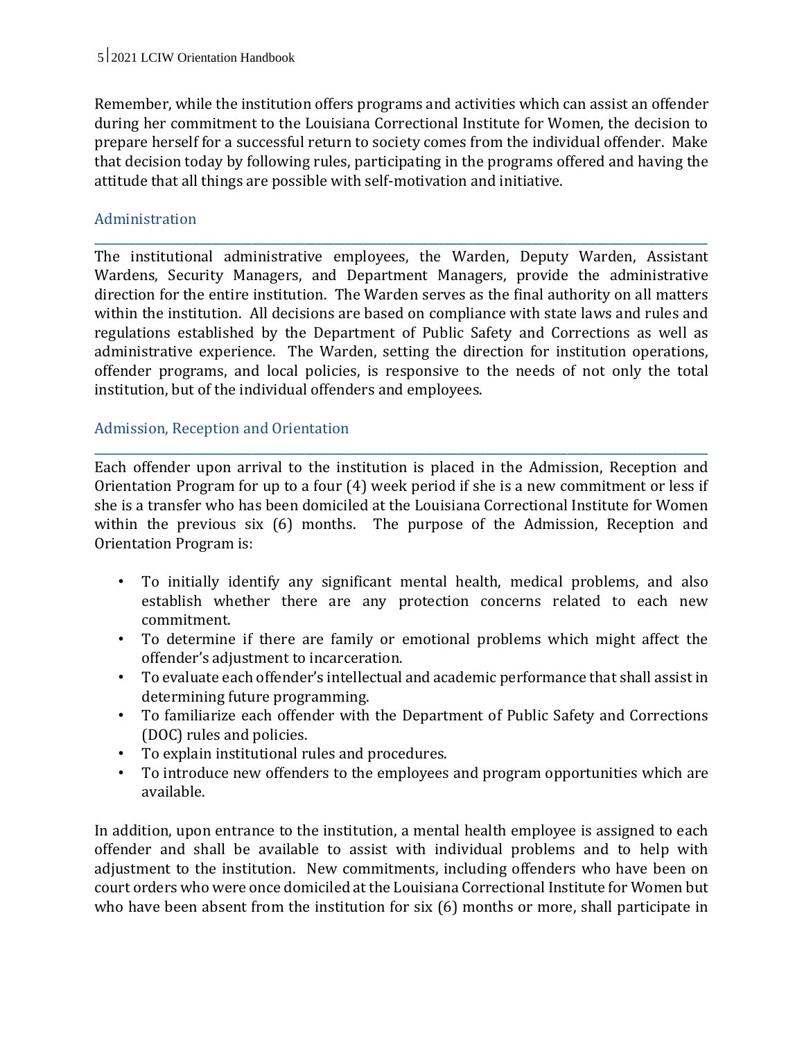Remember, while the institution offers programs and activities which can assist an offender during her commitment to the Louisiana Correctional Institute for Women, the decision to prepare herself for a successful return to society comes from the individual offender. Make that decision today by following rules, participating in the programs offered and having the attitude that all things are possible with self-motivation and initiative.

## Administration

The institutional administrative employees, the Warden, Deputy Warden, Assistant Wardens, Security Managers, and Department Managers, provide the administrative direction for the entire institution. The Warden serves as the final authority on all matters within the institution. All decisions are based on compliance with state laws and rules and regulations established by the Department of Public Safety and Corrections as well as administrative experience. The Warden, setting the direction for institution operations, offender programs, and local policies, is responsive to the needs of not only the total institution, but of the individual offenders and employees.

## Admission, Reception and Orientation

Each offender upon arrival to the institution is placed in the Admission, Reception and Orientation Program for up to a four (4) week period if she is a new commitment or less if she is a transfer who has been domiciled at the Louisiana Correctional Institute for Women within the previous six (6) months. The purpose of the Admission, Reception and Orientation Program is:

- To initially identify any significant mental health, medical problems, and also establish whether there are any protection concerns related to each new commitment.
- To determine if there are family or emotional problems which might affect the offender's adjustment to incarceration.
- To evaluate each offender's intellectual and academic performance that shall assist in determining future programming.
- To familiarize each offender with the Department of Public Safety and Corrections (DOC) rules and policies.
- To explain institutional rules and procedures.
- To introduce new offenders to the employees and program opportunities which are available.

In addition, upon entrance to the institution, a mental health employee is assigned to each offender and shall be available to assist with individual problems and to help with adjustment to the institution. New commitments, including offenders who have been on court orders who were once domiciled at the Louisiana Correctional Institute for Women but who have been absent from the institution for six (6) months or more, shall participate in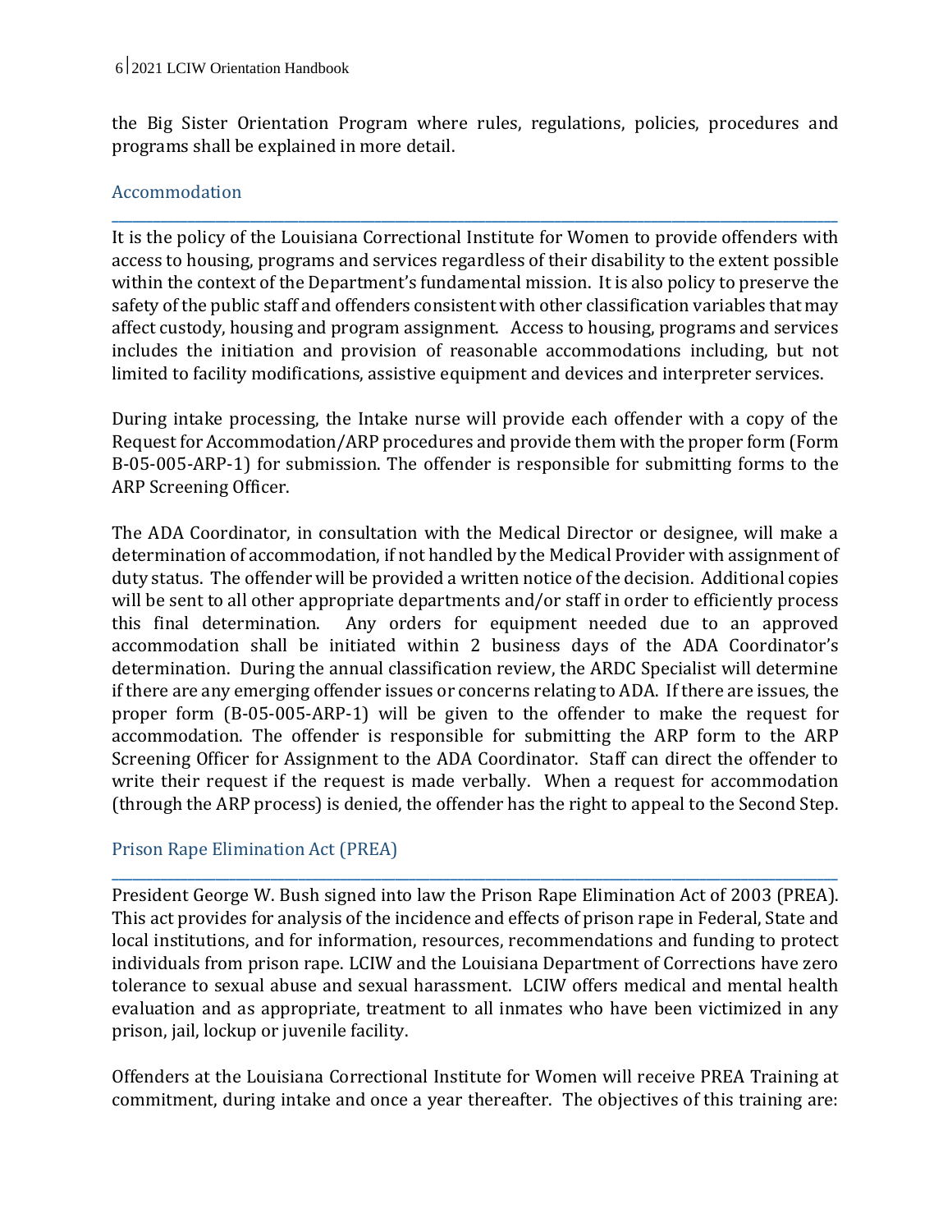the Big Sister Orientation Program where rules, regulations, policies, procedures and programs shall be explained in more detail.

## Accommodation

It is the policy of the Louisiana Correctional Institute for Women to provide offenders with access to housing, programs and services regardless of their disability to the extent possible within the context of the Department's fundamental mission. It is also policy to preserve the safety of the public staff and offenders consistent with other classification variables that may affect custody, housing and program assignment. Access to housing, programs and services includes the initiation and provision of reasonable accommodations including, but not limited to facility modifications, assistive equipment and devices and interpreter services.

During intake processing, the Intake nurse will provide each offender with a copy of the Request for Accommodation/ARP procedures and provide them with the proper form (Form B-05-005-ARP-1) for submission. The offender is responsible for submitting forms to the ARP Screening Officer.

The ADA Coordinator, in consultation with the Medical Director or designee, will make a determination of accommodation, if not handled by the Medical Provider with assignment of duty status. The offender will be provided a written notice of the decision. Additional copies will be sent to all other appropriate departments and/or staff in order to efficiently process this final determination. Any orders for equipment needed due to an approved accommodation shall be initiated within 2 business days of the ADA Coordinator's determination. During the annual classification review, the ARDC Specialist will determine if there are any emerging offender issues or concerns relating to ADA. If there are issues, the proper form (B-05-005-ARP-1) will be given to the offender to make the request for accommodation. The offender is responsible for submitting the ARP form to the ARP Screening Officer for Assignment to the ADA Coordinator. Staff can direct the offender to write their request if the request is made verbally. When a request for accommodation (through the ARP process) is denied, the offender has the right to appeal to the Second Step.

## Prison Rape Elimination Act (PREA)

President George W. Bush signed into law the Prison Rape Elimination Act of 2003 (PREA). This act provides for analysis of the incidence and effects of prison rape in Federal, State and local institutions, and for information, resources, recommendations and funding to protect individuals from prison rape. LCIW and the Louisiana Department of Corrections have zero tolerance to sexual abuse and sexual harassment. LCIW offers medical and mental health evaluation and as appropriate, treatment to all inmates who have been victimized in any prison, jail, lockup or juvenile facility.

Offenders at the Louisiana Correctional Institute for Women will receive PREA Training at commitment, during intake and once a year thereafter. The objectives of this training are: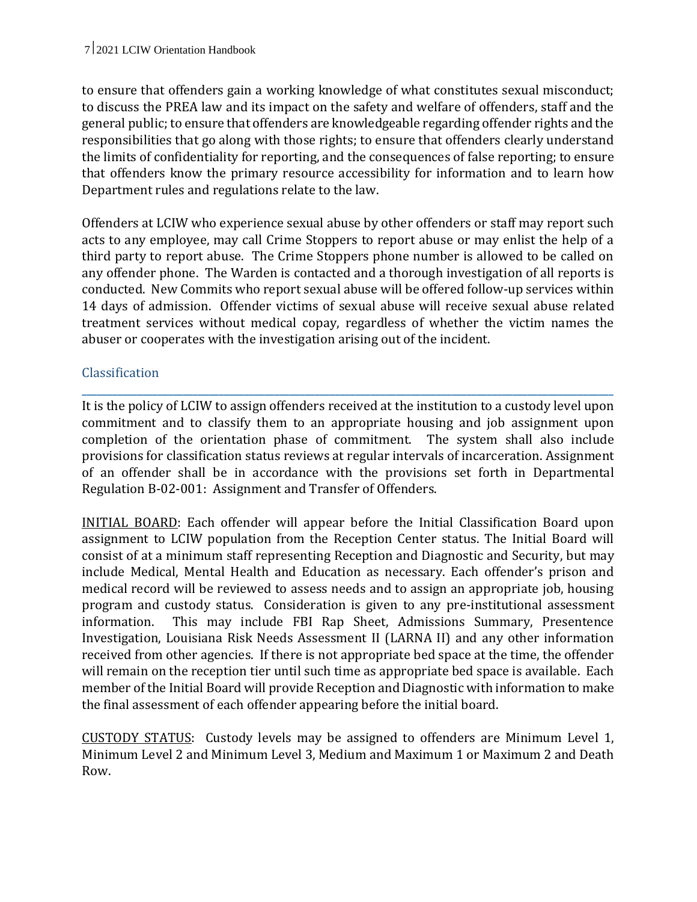to ensure that offenders gain a working knowledge of what constitutes sexual misconduct; to discuss the PREA law and its impact on the safety and welfare of offenders, staff and the general public; to ensure that offenders are knowledgeable regarding offender rights and the responsibilities that go along with those rights; to ensure that offenders clearly understand the limits of confidentiality for reporting, and the consequences of false reporting; to ensure that offenders know the primary resource accessibility for information and to learn how Department rules and regulations relate to the law.

Offenders at LCIW who experience sexual abuse by other offenders or staff may report such acts to any employee, may call Crime Stoppers to report abuse or may enlist the help of a third party to report abuse. The Crime Stoppers phone number is allowed to be called on any offender phone. The Warden is contacted and a thorough investigation of all reports is conducted. New Commits who report sexual abuse will be offered follow-up services within 14 days of admission. Offender victims of sexual abuse will receive sexual abuse related treatment services without medical copay, regardless of whether the victim names the abuser or cooperates with the investigation arising out of the incident.

## Classification

It is the policy of LCIW to assign offenders received at the institution to a custody level upon commitment and to classify them to an appropriate housing and job assignment upon completion of the orientation phase of commitment. The system shall also include provisions for classification status reviews at regular intervals of incarceration. Assignment of an offender shall be in accordance with the provisions set forth in Departmental Regulation B-02-001: Assignment and Transfer of Offenders.

INITIAL BOARD: Each offender will appear before the Initial Classification Board upon assignment to LCIW population from the Reception Center status. The Initial Board will consist of at a minimum staff representing Reception and Diagnostic and Security, but may include Medical, Mental Health and Education as necessary. Each offender's prison and medical record will be reviewed to assess needs and to assign an appropriate job, housing program and custody status. Consideration is given to any pre-institutional assessment information. This may include FBI Rap Sheet, Admissions Summary, Presentence Investigation, Louisiana Risk Needs Assessment II (LARNA II) and any other information received from other agencies. If there is not appropriate bed space at the time, the offender will remain on the reception tier until such time as appropriate bed space is available. Each member of the Initial Board will provide Reception and Diagnostic with information to make the final assessment of each offender appearing before the initial board.

CUSTODY STATUS: Custody levels may be assigned to offenders are Minimum Level 1, Minimum Level 2 and Minimum Level 3, Medium and Maximum 1 or Maximum 2 and Death Row.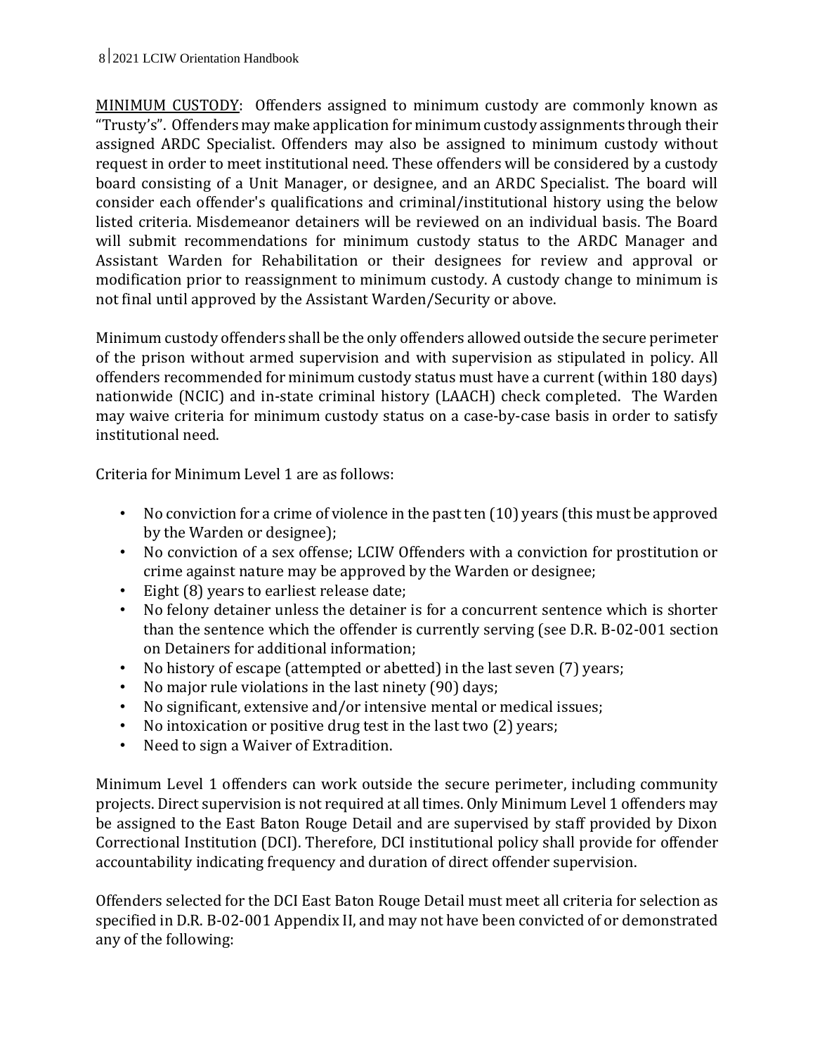<u>MINIMUM CUSTODY</u>: Offenders assigned to minimum custody are commonly known as "Trusty's". Offenders may make application for minimum custody assignments through their assigned ARDC Specialist. Offenders may also be assigned to minimum custody without request in order to meet institutional need. These offenders will be considered by a custody board consisting of a Unit Manager, or designee, and an ARDC Specialist. The board will consider each offender's qualifications and criminal/institutional history using the below listed criteria. Misdemeanor detainers will be reviewed on an individual basis. The Board will submit recommendations for minimum custody status to the ARDC Manager and Assistant Warden for Rehabilitation or their designees for review and approval or modification prior to reassignment to minimum custody. A custody change to minimum is not final until approved by the Assistant Warden/Security or above.

Minimum custody offenders shall be the only offenders allowed outside the secure perimeter of the prison without armed supervision and with supervision as stipulated in policy. All offenders recommended for minimum custody status must have a current (within 180 days) nationwide (NCIC) and in-state criminal history (LAACH) check completed. The Warden may waive criteria for minimum custody status on a case-by-case basis in order to satisfy institutional need.

Criteria for Minimum Level 1 are as follows:

- No conviction for a crime of violence in the past ten (10) years (this must be approved by the Warden or designee);
- No conviction of a sex offense; LCIW Offenders with a conviction for prostitution or crime against nature may be approved by the Warden or designee;
- Eight (8) years to earliest release date;
- No felony detainer unless the detainer is for a concurrent sentence which is shorter than the sentence which the offender is currently serving (see D.R. B-02-001 section on Detainers for additional information;
- No history of escape (attempted or abetted) in the last seven (7) years;
- No major rule violations in the last ninety (90) days;
- No significant, extensive and/or intensive mental or medical issues;
- No intoxication or positive drug test in the last two (2) years;
- Need to sign a Waiver of Extradition.

Minimum Level 1 offenders can work outside the secure perimeter, including community projects. Direct supervision is not required at all times. Only Minimum Level 1 offenders may be assigned to the East Baton Rouge Detail and are supervised by staff provided by Dixon Correctional Institution (DCI). Therefore, DCI institutional policy shall provide for offender accountability indicating frequency and duration of direct offender supervision.

Offenders selected for the DCI East Baton Rouge Detail must meet all criteria for selection as specified in D.R. B-02-001 Appendix II, and may not have been convicted of or demonstrated any of the following: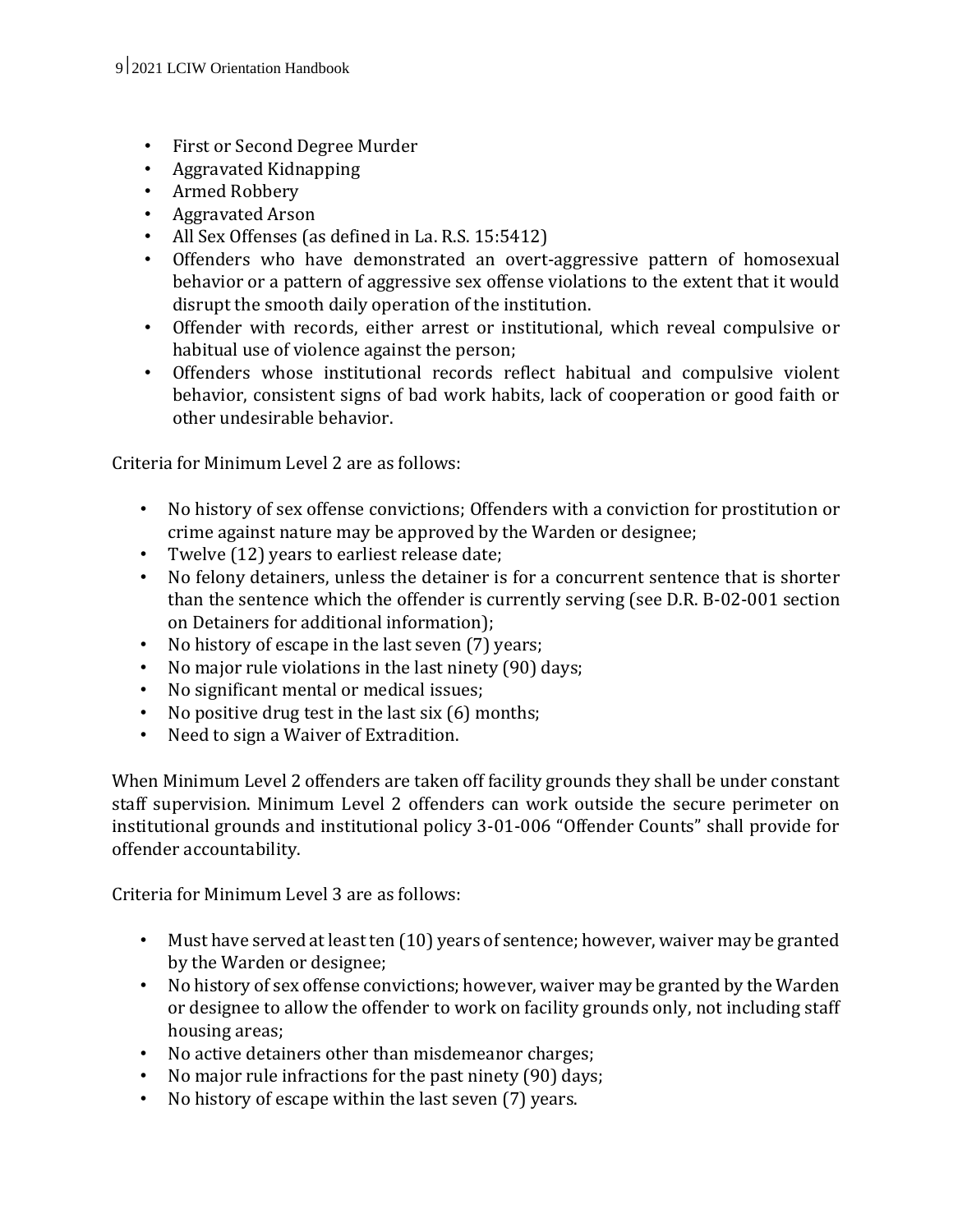- First or Second Degree Murder
- Aggravated Kidnapping
- Armed Robbery
- Aggravated Arson
- All Sex Offenses (as defined in La. R.S. 15:5412)
- Offenders who have demonstrated an overt-aggressive pattern of homosexual behavior or a pattern of aggressive sex offense violations to the extent that it would disrupt the smooth daily operation of the institution.
- Offender with records, either arrest or institutional, which reveal compulsive or habitual use of violence against the person;
- Offenders whose institutional records reflect habitual and compulsive violent behavior, consistent signs of bad work habits, lack of cooperation or good faith or other undesirable behavior.

Criteria for Minimum Level 2 are as follows:

- No history of sex offense convictions; Offenders with a conviction for prostitution or crime against nature may be approved by the Warden or designee;
- Twelve (12) years to earliest release date;
- No felony detainers, unless the detainer is for a concurrent sentence that is shorter than the sentence which the offender is currently serving (see D.R. B-02-001 section on Detainers for additional information);
- No history of escape in the last seven (7) years;
- No major rule violations in the last ninety (90) days;
- No significant mental or medical issues;
- No positive drug test in the last six (6) months;
- Need to sign a Waiver of Extradition.

When Minimum Level 2 offenders are taken off facility grounds they shall be under constant staff supervision. Minimum Level 2 offenders can work outside the secure perimeter on institutional grounds and institutional policy 3-01-006 "Offender Counts" shall provide for offender accountability.

Criteria for Minimum Level 3 are as follows:

- Must have served at least ten (10) years of sentence; however, waiver may be granted by the Warden or designee;
- No history of sex offense convictions; however, waiver may be granted by the Warden or designee to allow the offender to work on facility grounds only, not including staff housing areas;
- No active detainers other than misdemeanor charges;
- No major rule infractions for the past ninety (90) days;
- No history of escape within the last seven (7) years.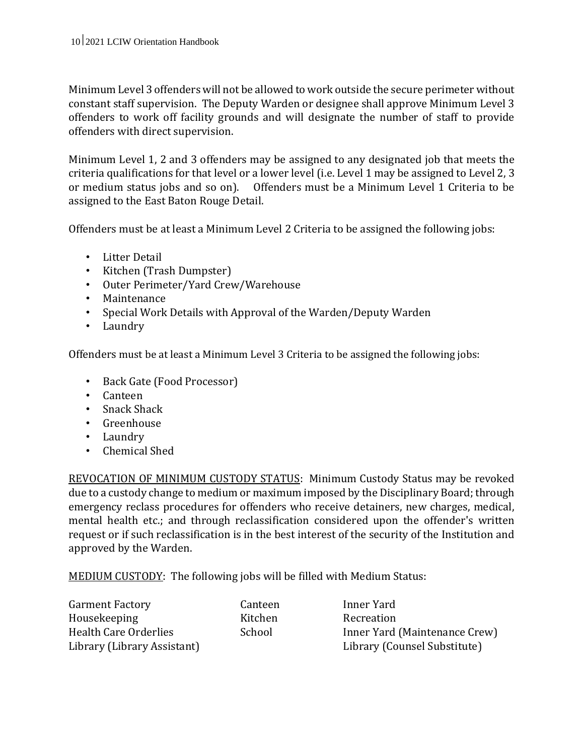Minimum Level 3 offenders will not be allowed to work outside the secure perimeter without constant staff supervision. The Deputy Warden or designee shall approve Minimum Level 3 offenders to work off facility grounds and will designate the number of staff to provide offenders with direct supervision.

Minimum Level 1, 2 and 3 offenders may be assigned to any designated job that meets the criteria qualifications for that level or a lower level (i.e. Level 1 may be assigned to Level 2, 3 or medium status jobs and so on). Offenders must be a Minimum Level 1 Criteria to be assigned to the East Baton Rouge Detail.

Offenders must be at least a Minimum Level 2 Criteria to be assigned the following jobs:

- Litter Detail
- Kitchen (Trash Dumpster)
- Outer Perimeter/Yard Crew/Warehouse
- Maintenance
- Special Work Details with Approval of the Warden/Deputy Warden
- Laundry

Offenders must be at least a Minimum Level 3 Criteria to be assigned the following jobs:

- Back Gate (Food Processor)
- Canteen
- Snack Shack
- Greenhouse
- Laundry
- Chemical Shed

<u>REVOCATION OF MINIMUM CUSTODY STATUS</u>: Minimum Custody Status may be revoked due to a custody change to medium or maximum imposed by the Disciplinary Board; through emergency reclass procedures for offenders who receive detainers, new charges, medical, mental health etc.; and through reclassification considered upon the offender's written request or if such reclassification is in the best interest of the security of the Institution and approved by the Warden.

<u>MEDIUM CUSTODY</u>: The following jobs will be filled with Medium Status:

| | | |
|---|---|---|
| Garment Factory | Canteen | Inner Yard |
| Housekeeping | Kitchen | Recreation |
| Health Care Orderlies | School | Inner Yard (Maintenance Crew) |
| Library (Library Assistant) | | Library (Counsel Substitute) |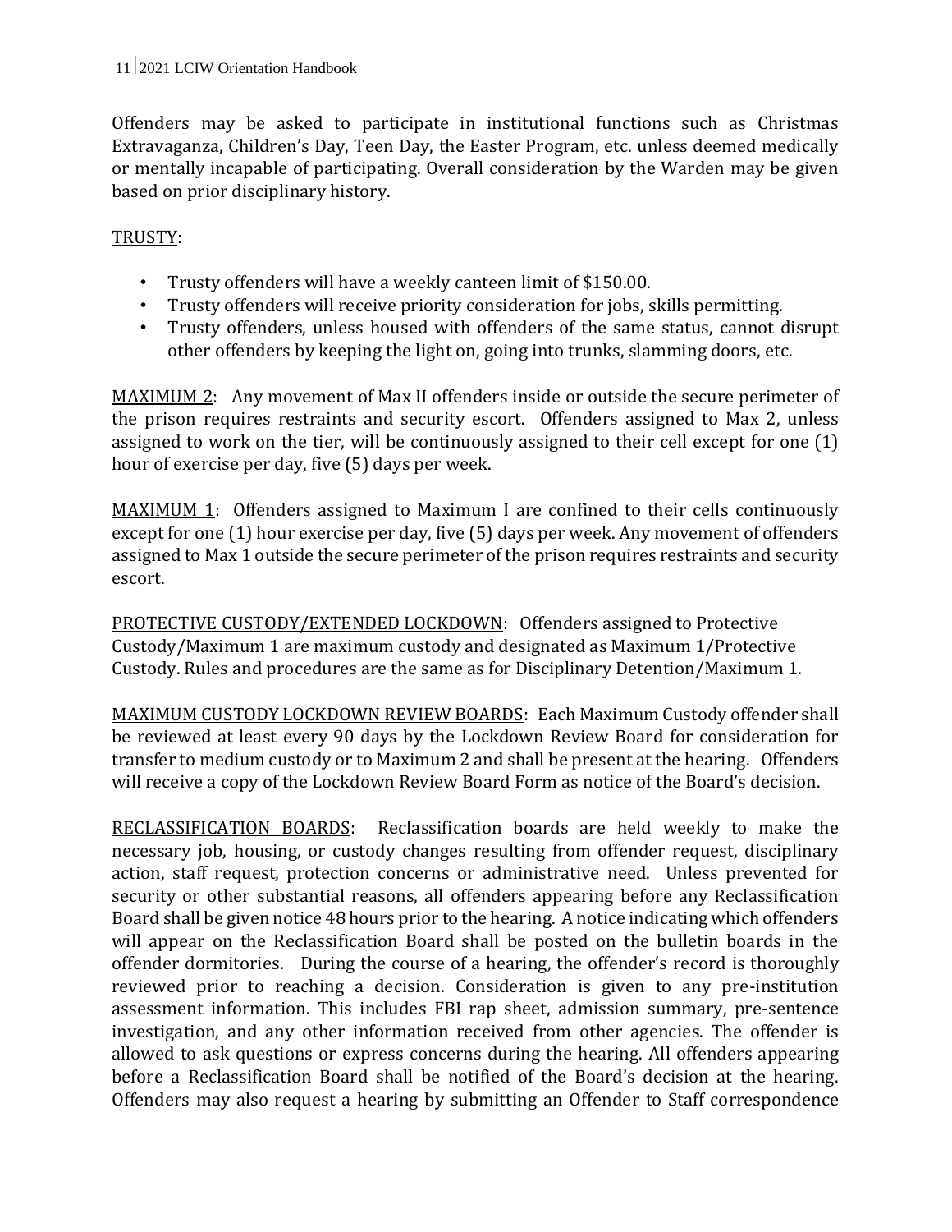Offenders may be asked to participate in institutional functions such as Christmas Extravaganza, Children's Day, Teen Day, the Easter Program, etc. unless deemed medically or mentally incapable of participating. Overall consideration by the Warden may be given based on prior disciplinary history.

<u>TRUSTY</u>:

- Trusty offenders will have a weekly canteen limit of $150.00.
- Trusty offenders will receive priority consideration for jobs, skills permitting.
- Trusty offenders, unless housed with offenders of the same status, cannot disrupt other offenders by keeping the light on, going into trunks, slamming doors, etc.

<u>MAXIMUM 2</u>: Any movement of Max II offenders inside or outside the secure perimeter of the prison requires restraints and security escort. Offenders assigned to Max 2, unless assigned to work on the tier, will be continuously assigned to their cell except for one (1) hour of exercise per day, five (5) days per week.

<u>MAXIMUM 1</u>: Offenders assigned to Maximum I are confined to their cells continuously except for one (1) hour exercise per day, five (5) days per week. Any movement of offenders assigned to Max 1 outside the secure perimeter of the prison requires restraints and security escort.

<u>PROTECTIVE CUSTODY/EXTENDED LOCKDOWN</u>: Offenders assigned to Protective Custody/Maximum 1 are maximum custody and designated as Maximum 1/Protective Custody. Rules and procedures are the same as for Disciplinary Detention/Maximum 1.

<u>MAXIMUM CUSTODY LOCKDOWN REVIEW BOARDS</u>: Each Maximum Custody offender shall be reviewed at least every 90 days by the Lockdown Review Board for consideration for transfer to medium custody or to Maximum 2 and shall be present at the hearing. Offenders will receive a copy of the Lockdown Review Board Form as notice of the Board's decision.

<u>RECLASSIFICATION BOARDS</u>: Reclassification boards are held weekly to make the necessary job, housing, or custody changes resulting from offender request, disciplinary action, staff request, protection concerns or administrative need. Unless prevented for security or other substantial reasons, all offenders appearing before any Reclassification Board shall be given notice 48 hours prior to the hearing. A notice indicating which offenders will appear on the Reclassification Board shall be posted on the bulletin boards in the offender dormitories. During the course of a hearing, the offender's record is thoroughly reviewed prior to reaching a decision. Consideration is given to any pre-institution assessment information. This includes FBI rap sheet, admission summary, pre-sentence investigation, and any other information received from other agencies. The offender is allowed to ask questions or express concerns during the hearing. All offenders appearing before a Reclassification Board shall be notified of the Board's decision at the hearing. Offenders may also request a hearing by submitting an Offender to Staff correspondence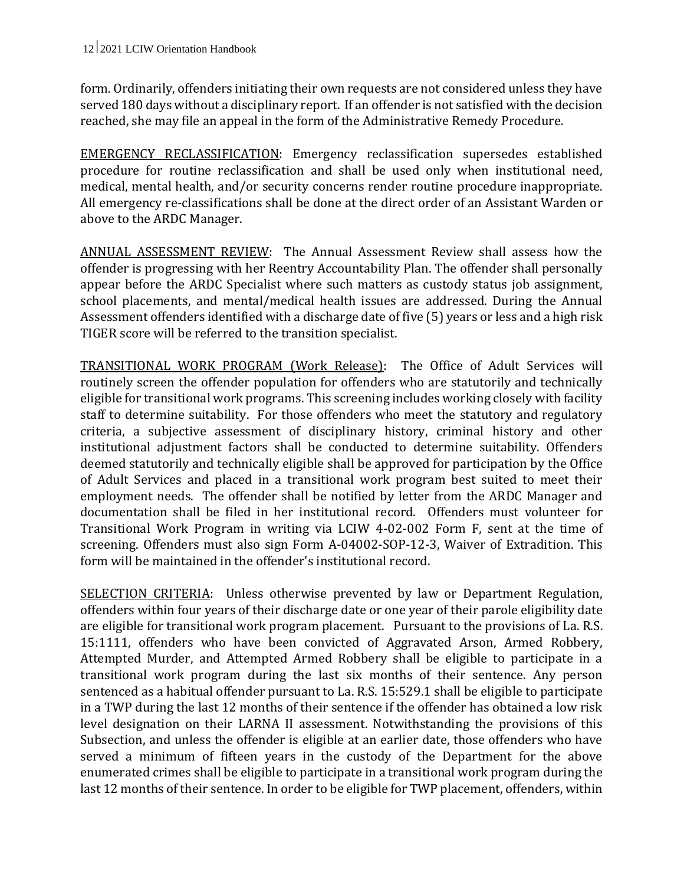form. Ordinarily, offenders initiating their own requests are not considered unless they have served 180 days without a disciplinary report. If an offender is not satisfied with the decision reached, she may file an appeal in the form of the Administrative Remedy Procedure.

<u>EMERGENCY RECLASSIFICATION</u>: Emergency reclassification supersedes established procedure for routine reclassification and shall be used only when institutional need, medical, mental health, and/or security concerns render routine procedure inappropriate. All emergency re-classifications shall be done at the direct order of an Assistant Warden or above to the ARDC Manager.

<u>ANNUAL ASSESSMENT REVIEW</u>: The Annual Assessment Review shall assess how the offender is progressing with her Reentry Accountability Plan. The offender shall personally appear before the ARDC Specialist where such matters as custody status job assignment, school placements, and mental/medical health issues are addressed. During the Annual Assessment offenders identified with a discharge date of five (5) years or less and a high risk TIGER score will be referred to the transition specialist.

<u>TRANSITIONAL WORK PROGRAM (Work Release)</u>: The Office of Adult Services will routinely screen the offender population for offenders who are statutorily and technically eligible for transitional work programs. This screening includes working closely with facility staff to determine suitability. For those offenders who meet the statutory and regulatory criteria, a subjective assessment of disciplinary history, criminal history and other institutional adjustment factors shall be conducted to determine suitability. Offenders deemed statutorily and technically eligible shall be approved for participation by the Office of Adult Services and placed in a transitional work program best suited to meet their employment needs. The offender shall be notified by letter from the ARDC Manager and documentation shall be filed in her institutional record. Offenders must volunteer for Transitional Work Program in writing via LCIW 4-02-002 Form F, sent at the time of screening. Offenders must also sign Form A-04002-SOP-12-3, Waiver of Extradition. This form will be maintained in the offender's institutional record.

<u>SELECTION CRITERIA</u>: Unless otherwise prevented by law or Department Regulation, offenders within four years of their discharge date or one year of their parole eligibility date are eligible for transitional work program placement. Pursuant to the provisions of La. R.S. 15:1111, offenders who have been convicted of Aggravated Arson, Armed Robbery, Attempted Murder, and Attempted Armed Robbery shall be eligible to participate in a transitional work program during the last six months of their sentence. Any person sentenced as a habitual offender pursuant to La. R.S. 15:529.1 shall be eligible to participate in a TWP during the last 12 months of their sentence if the offender has obtained a low risk level designation on their LARNA II assessment. Notwithstanding the provisions of this Subsection, and unless the offender is eligible at an earlier date, those offenders who have served a minimum of fifteen years in the custody of the Department for the above enumerated crimes shall be eligible to participate in a transitional work program during the last 12 months of their sentence. In order to be eligible for TWP placement, offenders, within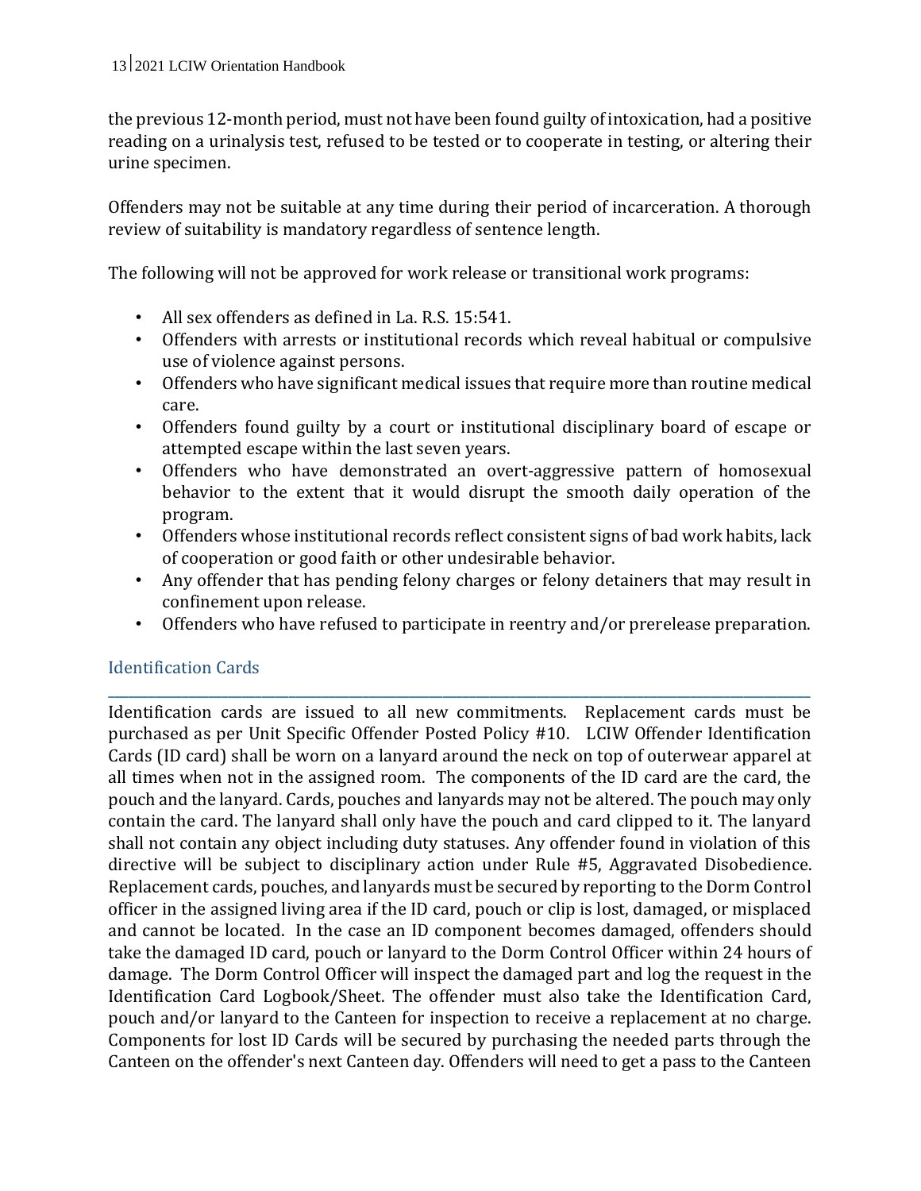the previous 12-month period, must not have been found guilty of intoxication, had a positive reading on a urinalysis test, refused to be tested or to cooperate in testing, or altering their urine specimen.

Offenders may not be suitable at any time during their period of incarceration. A thorough review of suitability is mandatory regardless of sentence length.

The following will not be approved for work release or transitional work programs:

- All sex offenders as defined in La. R.S. 15:541.
- Offenders with arrests or institutional records which reveal habitual or compulsive use of violence against persons.
- Offenders who have significant medical issues that require more than routine medical care.
- Offenders found guilty by a court or institutional disciplinary board of escape or attempted escape within the last seven years.
- Offenders who have demonstrated an overt-aggressive pattern of homosexual behavior to the extent that it would disrupt the smooth daily operation of the program.
- Offenders whose institutional records reflect consistent signs of bad work habits, lack of cooperation or good faith or other undesirable behavior.
- Any offender that has pending felony charges or felony detainers that may result in confinement upon release.
- Offenders who have refused to participate in reentry and/or prerelease preparation.

## Identification Cards

Identification cards are issued to all new commitments. Replacement cards must be purchased as per Unit Specific Offender Posted Policy #10. LCIW Offender Identification Cards (ID card) shall be worn on a lanyard around the neck on top of outerwear apparel at all times when not in the assigned room. The components of the ID card are the card, the pouch and the lanyard. Cards, pouches and lanyards may not be altered. The pouch may only contain the card. The lanyard shall only have the pouch and card clipped to it. The lanyard shall not contain any object including duty statuses. Any offender found in violation of this directive will be subject to disciplinary action under Rule #5, Aggravated Disobedience. Replacement cards, pouches, and lanyards must be secured by reporting to the Dorm Control officer in the assigned living area if the ID card, pouch or clip is lost, damaged, or misplaced and cannot be located. In the case an ID component becomes damaged, offenders should take the damaged ID card, pouch or lanyard to the Dorm Control Officer within 24 hours of damage. The Dorm Control Officer will inspect the damaged part and log the request in the Identification Card Logbook/Sheet. The offender must also take the Identification Card, pouch and/or lanyard to the Canteen for inspection to receive a replacement at no charge. Components for lost ID Cards will be secured by purchasing the needed parts through the Canteen on the offender's next Canteen day. Offenders will need to get a pass to the Canteen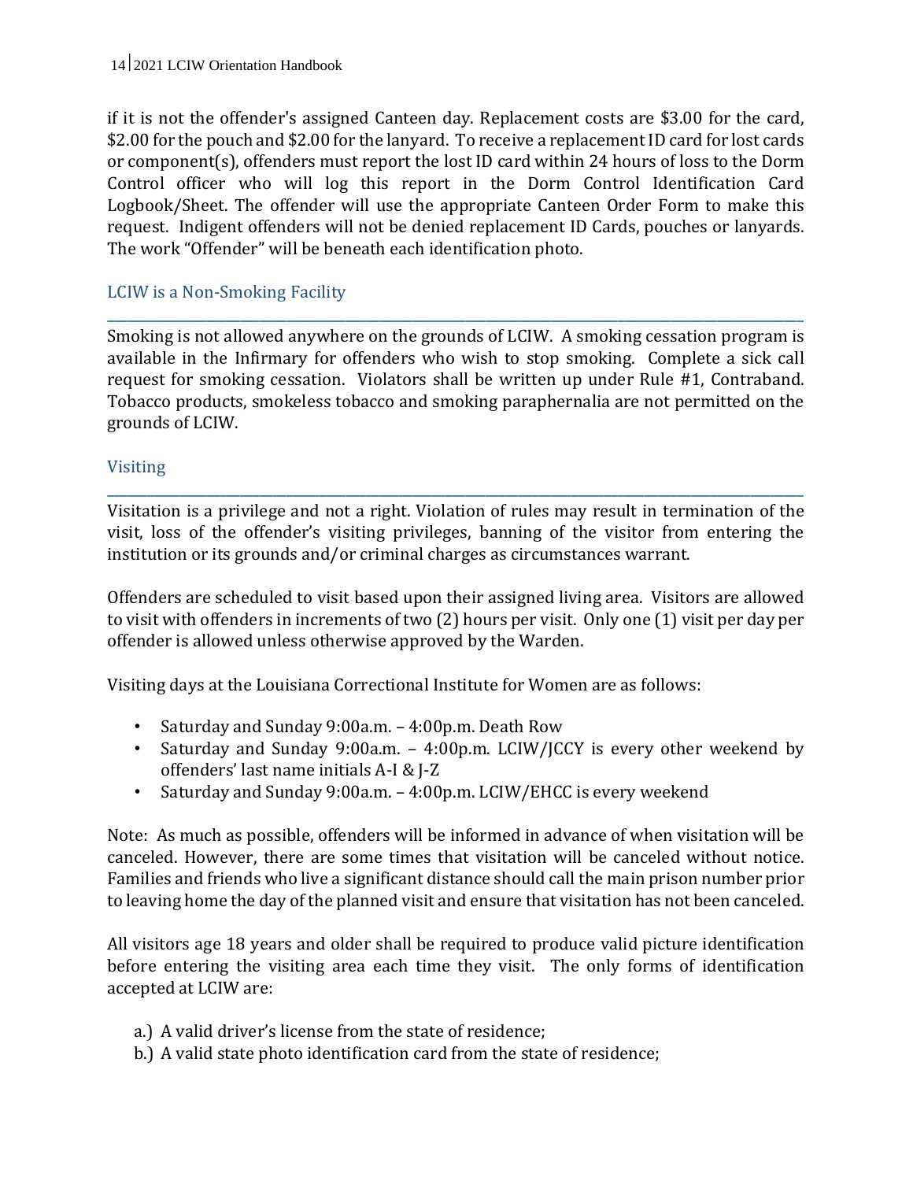if it is not the offender's assigned Canteen day. Replacement costs are $3.00 for the card, $2.00 for the pouch and $2.00 for the lanyard. To receive a replacement ID card for lost cards or component(s), offenders must report the lost ID card within 24 hours of loss to the Dorm Control officer who will log this report in the Dorm Control Identification Card Logbook/Sheet. The offender will use the appropriate Canteen Order Form to make this request. Indigent offenders will not be denied replacement ID Cards, pouches or lanyards. The work "Offender" will be beneath each identification photo.

## LCIW is a Non-Smoking Facility

Smoking is not allowed anywhere on the grounds of LCIW. A smoking cessation program is available in the Infirmary for offenders who wish to stop smoking. Complete a sick call request for smoking cessation. Violators shall be written up under Rule #1, Contraband. Tobacco products, smokeless tobacco and smoking paraphernalia are not permitted on the grounds of LCIW.

## Visiting

Visitation is a privilege and not a right. Violation of rules may result in termination of the visit, loss of the offender's visiting privileges, banning of the visitor from entering the institution or its grounds and/or criminal charges as circumstances warrant.

Offenders are scheduled to visit based upon their assigned living area. Visitors are allowed to visit with offenders in increments of two (2) hours per visit. Only one (1) visit per day per offender is allowed unless otherwise approved by the Warden.

Visiting days at the Louisiana Correctional Institute for Women are as follows:

- Saturday and Sunday 9:00a.m. – 4:00p.m. Death Row
- Saturday and Sunday 9:00a.m. – 4:00p.m. LCIW/JCCY is every other weekend by offenders' last name initials A-I & J-Z
- Saturday and Sunday 9:00a.m. – 4:00p.m. LCIW/EHCC is every weekend

Note: As much as possible, offenders will be informed in advance of when visitation will be canceled. However, there are some times that visitation will be canceled without notice. Families and friends who live a significant distance should call the main prison number prior to leaving home the day of the planned visit and ensure that visitation has not been canceled.

All visitors age 18 years and older shall be required to produce valid picture identification before entering the visiting area each time they visit. The only forms of identification accepted at LCIW are:

a.) A valid driver's license from the state of residence;
b.) A valid state photo identification card from the state of residence;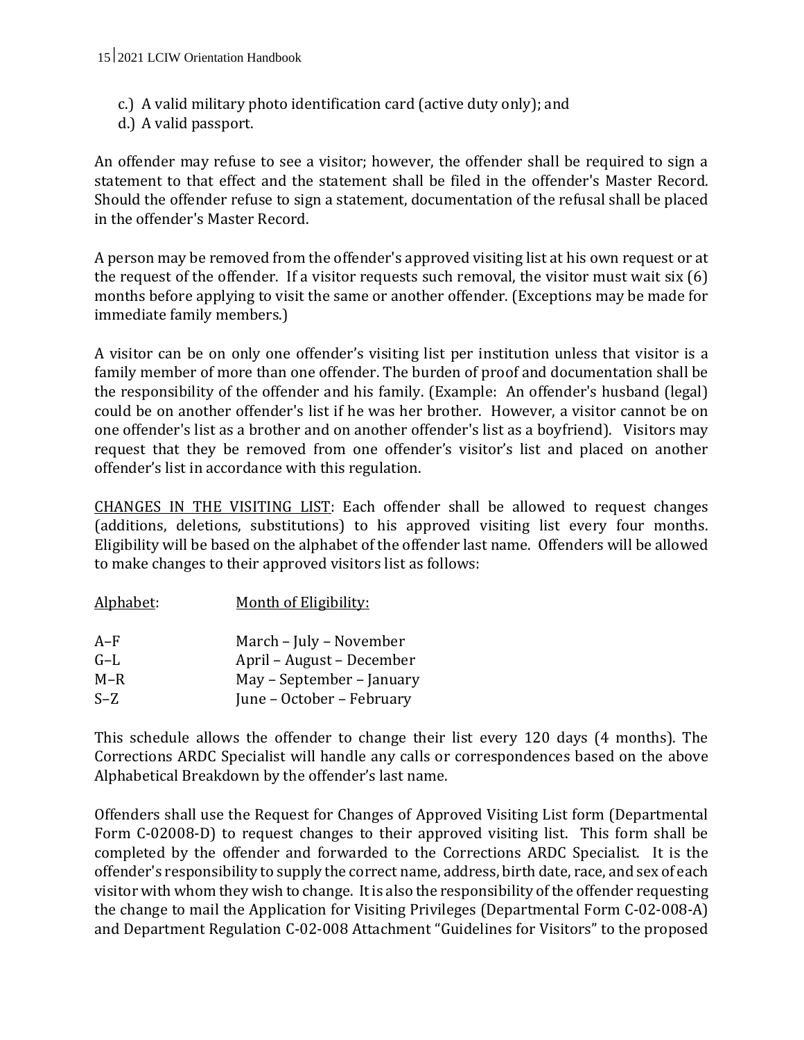c.) A valid military photo identification card (active duty only); and
d.) A valid passport.

An offender may refuse to see a visitor; however, the offender shall be required to sign a statement to that effect and the statement shall be filed in the offender's Master Record. Should the offender refuse to sign a statement, documentation of the refusal shall be placed in the offender's Master Record.

A person may be removed from the offender's approved visiting list at his own request or at the request of the offender. If a visitor requests such removal, the visitor must wait six (6) months before applying to visit the same or another offender. (Exceptions may be made for immediate family members.)

A visitor can be on only one offender's visiting list per institution unless that visitor is a family member of more than one offender. The burden of proof and documentation shall be the responsibility of the offender and his family. (Example: An offender's husband (legal) could be on another offender's list if he was her brother. However, a visitor cannot be on one offender's list as a brother and on another offender's list as a boyfriend). Visitors may request that they be removed from one offender's visitor's list and placed on another offender's list in accordance with this regulation.

<u>CHANGES IN THE VISITING LIST</u>: Each offender shall be allowed to request changes (additions, deletions, substitutions) to his approved visiting list every four months. Eligibility will be based on the alphabet of the offender last name. Offenders will be allowed to make changes to their approved visitors list as follows:

| Alphabet: | Month of Eligibility: |
|---|---|
| A–F | March – July – November |
| G–L | April – August – December |
| M–R | May – September – January |
| S–Z | June – October – February |

This schedule allows the offender to change their list every 120 days (4 months). The Corrections ARDC Specialist will handle any calls or correspondences based on the above Alphabetical Breakdown by the offender's last name.

Offenders shall use the Request for Changes of Approved Visiting List form (Departmental Form C-02008-D) to request changes to their approved visiting list. This form shall be completed by the offender and forwarded to the Corrections ARDC Specialist. It is the offender's responsibility to supply the correct name, address, birth date, race, and sex of each visitor with whom they wish to change. It is also the responsibility of the offender requesting the change to mail the Application for Visiting Privileges (Departmental Form C-02-008-A) and Department Regulation C-02-008 Attachment "Guidelines for Visitors" to the proposed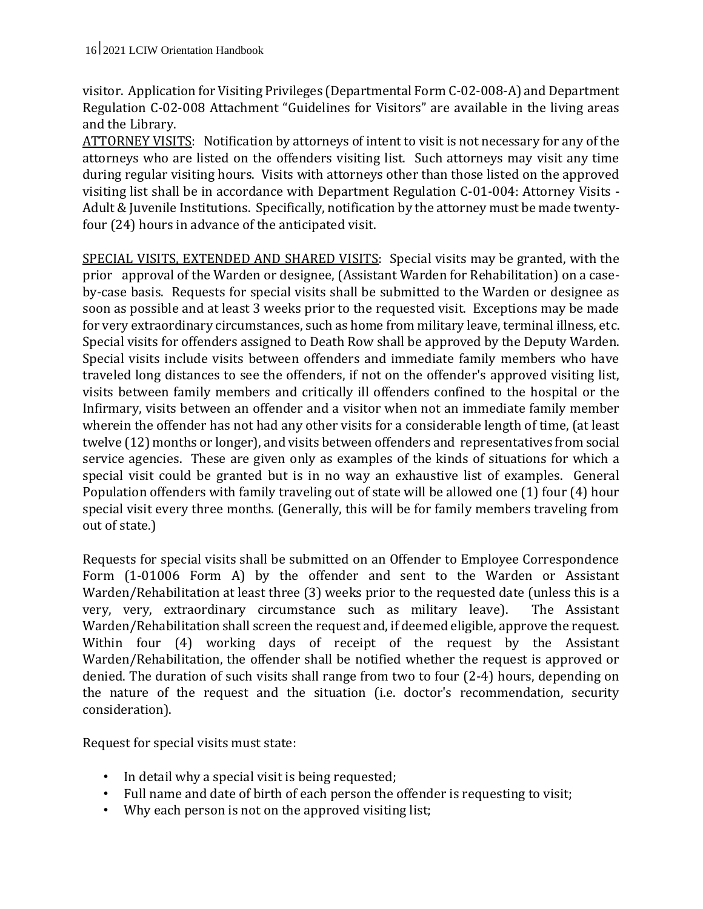visitor. Application for Visiting Privileges (Departmental Form C-02-008-A) and Department Regulation C-02-008 Attachment "Guidelines for Visitors" are available in the living areas and the Library.

<u>ATTORNEY VISITS</u>: Notification by attorneys of intent to visit is not necessary for any of the attorneys who are listed on the offenders visiting list. Such attorneys may visit any time during regular visiting hours. Visits with attorneys other than those listed on the approved visiting list shall be in accordance with Department Regulation C-01-004: Attorney Visits - Adult & Juvenile Institutions. Specifically, notification by the attorney must be made twenty-four (24) hours in advance of the anticipated visit.

<u>SPECIAL VISITS, EXTENDED AND SHARED VISITS</u>: Special visits may be granted, with the prior approval of the Warden or designee, (Assistant Warden for Rehabilitation) on a case-by-case basis. Requests for special visits shall be submitted to the Warden or designee as soon as possible and at least 3 weeks prior to the requested visit. Exceptions may be made for very extraordinary circumstances, such as home from military leave, terminal illness, etc. Special visits for offenders assigned to Death Row shall be approved by the Deputy Warden. Special visits include visits between offenders and immediate family members who have traveled long distances to see the offenders, if not on the offender's approved visiting list, visits between family members and critically ill offenders confined to the hospital or the Infirmary, visits between an offender and a visitor when not an immediate family member wherein the offender has not had any other visits for a considerable length of time, (at least twelve (12) months or longer), and visits between offenders and representatives from social service agencies. These are given only as examples of the kinds of situations for which a special visit could be granted but is in no way an exhaustive list of examples. General Population offenders with family traveling out of state will be allowed one (1) four (4) hour special visit every three months. (Generally, this will be for family members traveling from out of state.)

Requests for special visits shall be submitted on an Offender to Employee Correspondence Form (1-01006 Form A) by the offender and sent to the Warden or Assistant Warden/Rehabilitation at least three (3) weeks prior to the requested date (unless this is a very, very, extraordinary circumstance such as military leave). The Assistant Warden/Rehabilitation shall screen the request and, if deemed eligible, approve the request. Within four (4) working days of receipt of the request by the Assistant Warden/Rehabilitation, the offender shall be notified whether the request is approved or denied. The duration of such visits shall range from two to four (2-4) hours, depending on the nature of the request and the situation (i.e. doctor's recommendation, security consideration).

Request for special visits must state:

- In detail why a special visit is being requested;
- Full name and date of birth of each person the offender is requesting to visit;
- Why each person is not on the approved visiting list;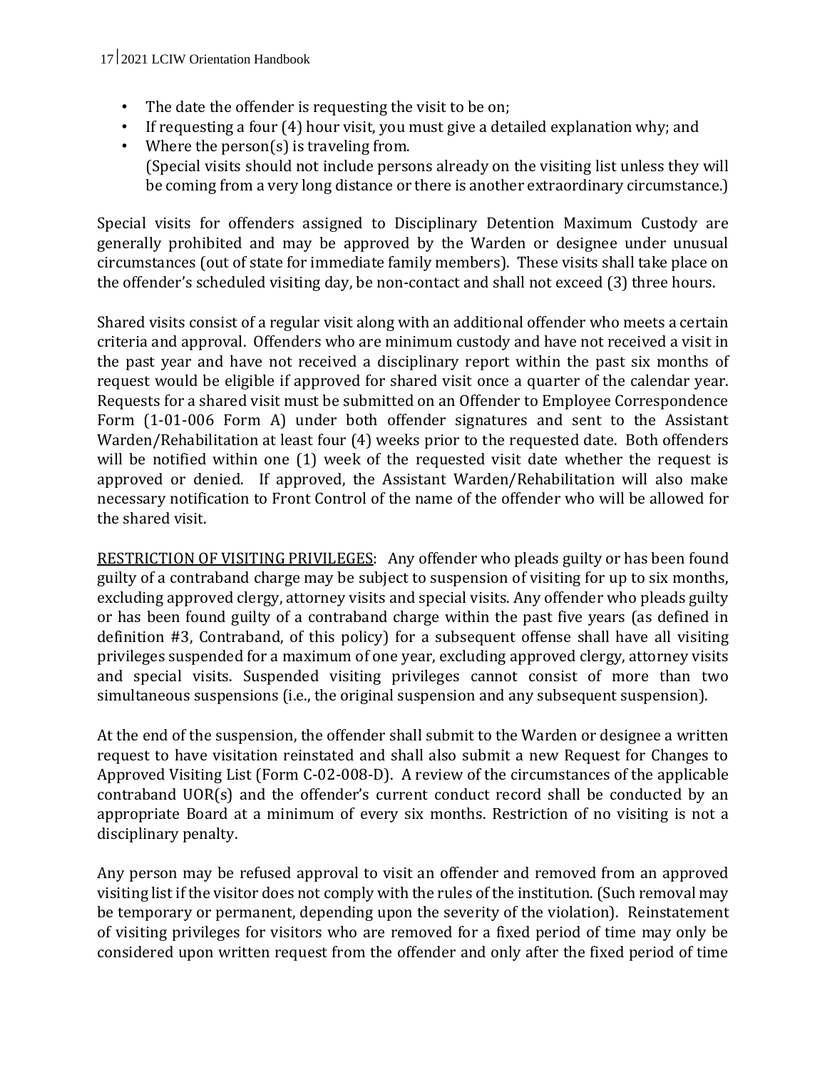- The date the offender is requesting the visit to be on;
- If requesting a four (4) hour visit, you must give a detailed explanation why; and
- Where the person(s) is traveling from.
  (Special visits should not include persons already on the visiting list unless they will be coming from a very long distance or there is another extraordinary circumstance.)

Special visits for offenders assigned to Disciplinary Detention Maximum Custody are generally prohibited and may be approved by the Warden or designee under unusual circumstances (out of state for immediate family members). These visits shall take place on the offender's scheduled visiting day, be non-contact and shall not exceed (3) three hours.

Shared visits consist of a regular visit along with an additional offender who meets a certain criteria and approval. Offenders who are minimum custody and have not received a visit in the past year and have not received a disciplinary report within the past six months of request would be eligible if approved for shared visit once a quarter of the calendar year. Requests for a shared visit must be submitted on an Offender to Employee Correspondence Form (1-01-006 Form A) under both offender signatures and sent to the Assistant Warden/Rehabilitation at least four (4) weeks prior to the requested date. Both offenders will be notified within one (1) week of the requested visit date whether the request is approved or denied. If approved, the Assistant Warden/Rehabilitation will also make necessary notification to Front Control of the name of the offender who will be allowed for the shared visit.

<u>RESTRICTION OF VISITING PRIVILEGES</u>: Any offender who pleads guilty or has been found guilty of a contraband charge may be subject to suspension of visiting for up to six months, excluding approved clergy, attorney visits and special visits. Any offender who pleads guilty or has been found guilty of a contraband charge within the past five years (as defined in definition #3, Contraband, of this policy) for a subsequent offense shall have all visiting privileges suspended for a maximum of one year, excluding approved clergy, attorney visits and special visits. Suspended visiting privileges cannot consist of more than two simultaneous suspensions (i.e., the original suspension and any subsequent suspension).

At the end of the suspension, the offender shall submit to the Warden or designee a written request to have visitation reinstated and shall also submit a new Request for Changes to Approved Visiting List (Form C-02-008-D). A review of the circumstances of the applicable contraband UOR(s) and the offender's current conduct record shall be conducted by an appropriate Board at a minimum of every six months. Restriction of no visiting is not a disciplinary penalty.

Any person may be refused approval to visit an offender and removed from an approved visiting list if the visitor does not comply with the rules of the institution. (Such removal may be temporary or permanent, depending upon the severity of the violation). Reinstatement of visiting privileges for visitors who are removed for a fixed period of time may only be considered upon written request from the offender and only after the fixed period of time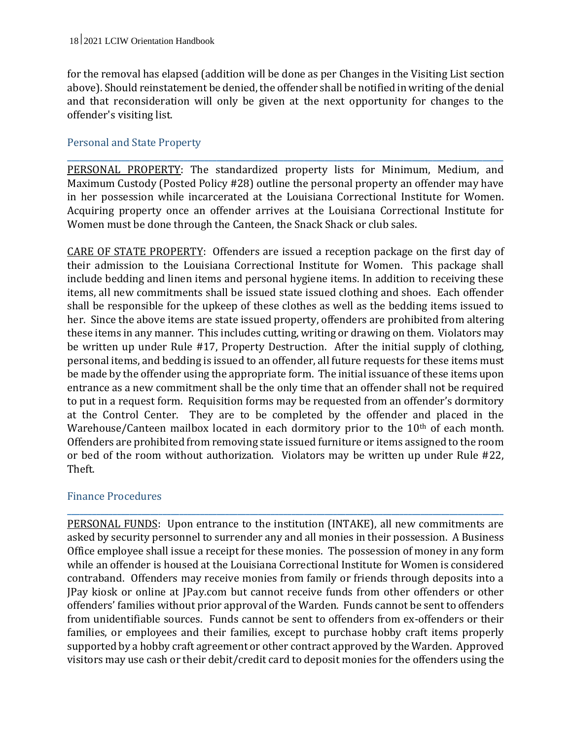for the removal has elapsed (addition will be done as per Changes in the Visiting List section above). Should reinstatement be denied, the offender shall be notified in writing of the denial and that reconsideration will only be given at the next opportunity for changes to the offender's visiting list.

## Personal and State Property

PERSONAL PROPERTY: The standardized property lists for Minimum, Medium, and Maximum Custody (Posted Policy #28) outline the personal property an offender may have in her possession while incarcerated at the Louisiana Correctional Institute for Women. Acquiring property once an offender arrives at the Louisiana Correctional Institute for Women must be done through the Canteen, the Snack Shack or club sales.

CARE OF STATE PROPERTY: Offenders are issued a reception package on the first day of their admission to the Louisiana Correctional Institute for Women. This package shall include bedding and linen items and personal hygiene items. In addition to receiving these items, all new commitments shall be issued state issued clothing and shoes. Each offender shall be responsible for the upkeep of these clothes as well as the bedding items issued to her. Since the above items are state issued property, offenders are prohibited from altering these items in any manner. This includes cutting, writing or drawing on them. Violators may be written up under Rule #17, Property Destruction. After the initial supply of clothing, personal items, and bedding is issued to an offender, all future requests for these items must be made by the offender using the appropriate form. The initial issuance of these items upon entrance as a new commitment shall be the only time that an offender shall not be required to put in a request form. Requisition forms may be requested from an offender's dormitory at the Control Center. They are to be completed by the offender and placed in the Warehouse/Canteen mailbox located in each dormitory prior to the 10th of each month. Offenders are prohibited from removing state issued furniture or items assigned to the room or bed of the room without authorization. Violators may be written up under Rule #22, Theft.

## Finance Procedures

PERSONAL FUNDS: Upon entrance to the institution (INTAKE), all new commitments are asked by security personnel to surrender any and all monies in their possession. A Business Office employee shall issue a receipt for these monies. The possession of money in any form while an offender is housed at the Louisiana Correctional Institute for Women is considered contraband. Offenders may receive monies from family or friends through deposits into a JPay kiosk or online at JPay.com but cannot receive funds from other offenders or other offenders' families without prior approval of the Warden. Funds cannot be sent to offenders from unidentifiable sources. Funds cannot be sent to offenders from ex-offenders or their families, or employees and their families, except to purchase hobby craft items properly supported by a hobby craft agreement or other contract approved by the Warden. Approved visitors may use cash or their debit/credit card to deposit monies for the offenders using the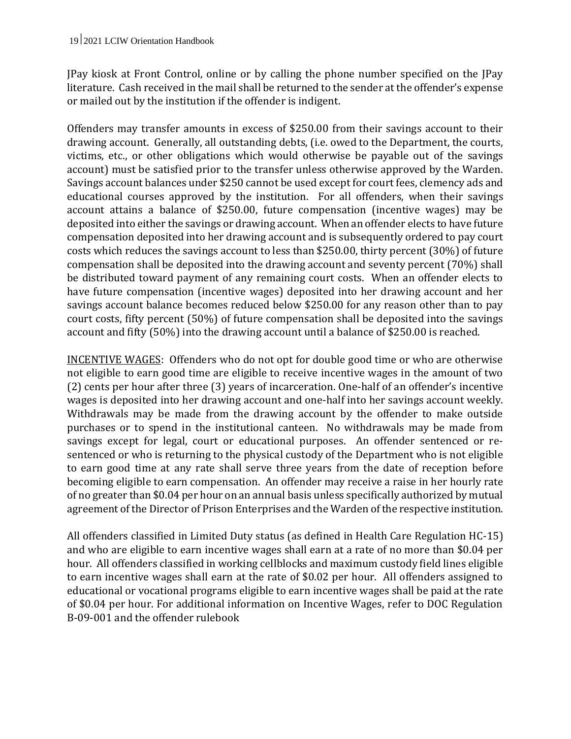JPay kiosk at Front Control, online or by calling the phone number specified on the JPay literature. Cash received in the mail shall be returned to the sender at the offender's expense or mailed out by the institution if the offender is indigent.

Offenders may transfer amounts in excess of $250.00 from their savings account to their drawing account. Generally, all outstanding debts, (i.e. owed to the Department, the courts, victims, etc., or other obligations which would otherwise be payable out of the savings account) must be satisfied prior to the transfer unless otherwise approved by the Warden. Savings account balances under $250 cannot be used except for court fees, clemency ads and educational courses approved by the institution. For all offenders, when their savings account attains a balance of $250.00, future compensation (incentive wages) may be deposited into either the savings or drawing account. When an offender elects to have future compensation deposited into her drawing account and is subsequently ordered to pay court costs which reduces the savings account to less than $250.00, thirty percent (30%) of future compensation shall be deposited into the drawing account and seventy percent (70%) shall be distributed toward payment of any remaining court costs. When an offender elects to have future compensation (incentive wages) deposited into her drawing account and her savings account balance becomes reduced below $250.00 for any reason other than to pay court costs, fifty percent (50%) of future compensation shall be deposited into the savings account and fifty (50%) into the drawing account until a balance of $250.00 is reached.

<u>INCENTIVE WAGES</u>: Offenders who do not opt for double good time or who are otherwise not eligible to earn good time are eligible to receive incentive wages in the amount of two (2) cents per hour after three (3) years of incarceration. One-half of an offender's incentive wages is deposited into her drawing account and one-half into her savings account weekly. Withdrawals may be made from the drawing account by the offender to make outside purchases or to spend in the institutional canteen. No withdrawals may be made from savings except for legal, court or educational purposes. An offender sentenced or re-sentenced or who is returning to the physical custody of the Department who is not eligible to earn good time at any rate shall serve three years from the date of reception before becoming eligible to earn compensation. An offender may receive a raise in her hourly rate of no greater than $0.04 per hour on an annual basis unless specifically authorized by mutual agreement of the Director of Prison Enterprises and the Warden of the respective institution.

All offenders classified in Limited Duty status (as defined in Health Care Regulation HC-15) and who are eligible to earn incentive wages shall earn at a rate of no more than $0.04 per hour. All offenders classified in working cellblocks and maximum custody field lines eligible to earn incentive wages shall earn at the rate of $0.02 per hour. All offenders assigned to educational or vocational programs eligible to earn incentive wages shall be paid at the rate of $0.04 per hour. For additional information on Incentive Wages, refer to DOC Regulation B-09-001 and the offender rulebook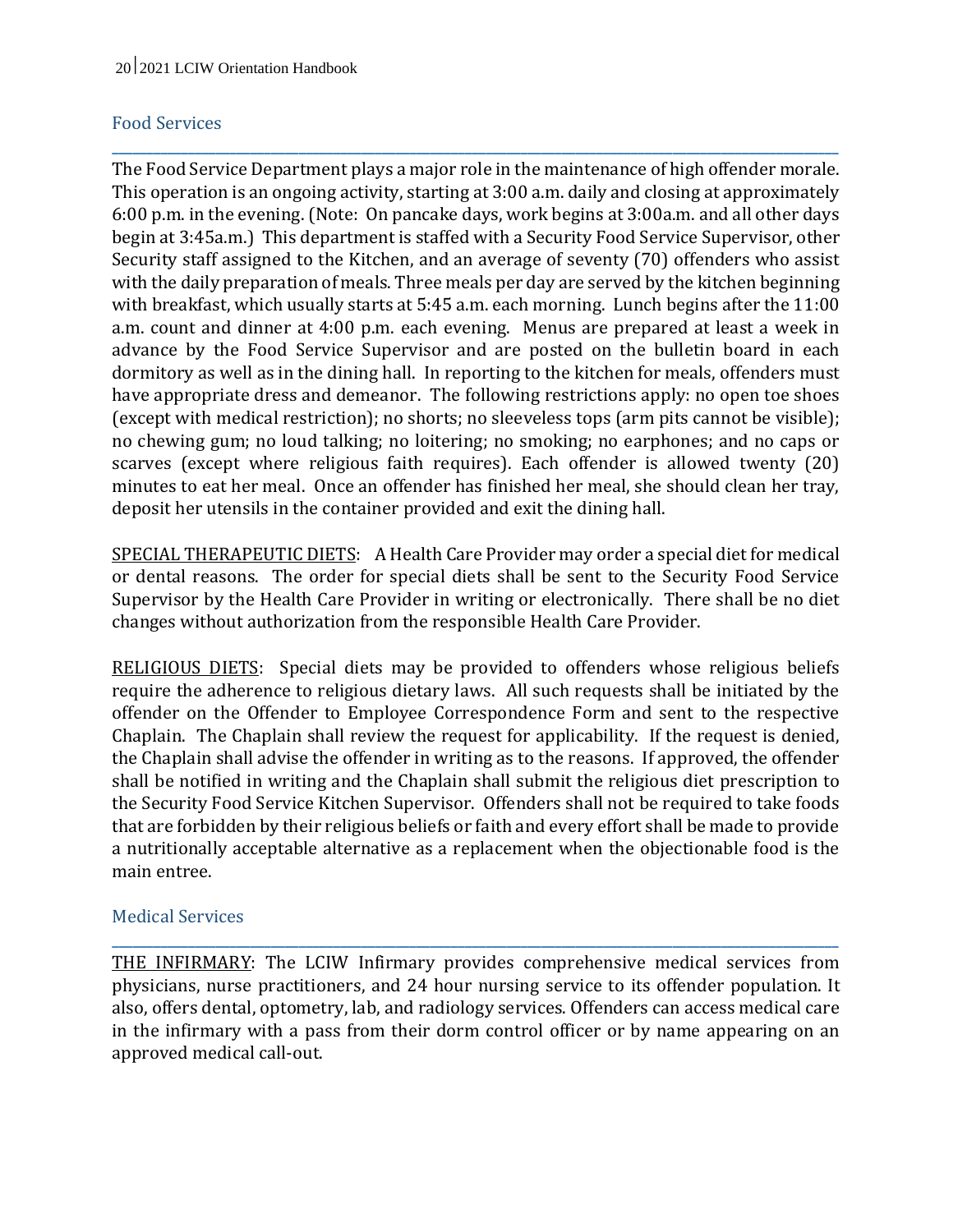## Food Services

The Food Service Department plays a major role in the maintenance of high offender morale. This operation is an ongoing activity, starting at 3:00 a.m. daily and closing at approximately 6:00 p.m. in the evening. (Note: On pancake days, work begins at 3:00a.m. and all other days begin at 3:45a.m.) This department is staffed with a Security Food Service Supervisor, other Security staff assigned to the Kitchen, and an average of seventy (70) offenders who assist with the daily preparation of meals. Three meals per day are served by the kitchen beginning with breakfast, which usually starts at 5:45 a.m. each morning. Lunch begins after the 11:00 a.m. count and dinner at 4:00 p.m. each evening. Menus are prepared at least a week in advance by the Food Service Supervisor and are posted on the bulletin board in each dormitory as well as in the dining hall. In reporting to the kitchen for meals, offenders must have appropriate dress and demeanor. The following restrictions apply: no open toe shoes (except with medical restriction); no shorts; no sleeveless tops (arm pits cannot be visible); no chewing gum; no loud talking; no loitering; no smoking; no earphones; and no caps or scarves (except where religious faith requires). Each offender is allowed twenty (20) minutes to eat her meal. Once an offender has finished her meal, she should clean her tray, deposit her utensils in the container provided and exit the dining hall.

<u>SPECIAL THERAPEUTIC DIETS</u>: A Health Care Provider may order a special diet for medical or dental reasons. The order for special diets shall be sent to the Security Food Service Supervisor by the Health Care Provider in writing or electronically. There shall be no diet changes without authorization from the responsible Health Care Provider.

<u>RELIGIOUS DIETS</u>: Special diets may be provided to offenders whose religious beliefs require the adherence to religious dietary laws. All such requests shall be initiated by the offender on the Offender to Employee Correspondence Form and sent to the respective Chaplain. The Chaplain shall review the request for applicability. If the request is denied, the Chaplain shall advise the offender in writing as to the reasons. If approved, the offender shall be notified in writing and the Chaplain shall submit the religious diet prescription to the Security Food Service Kitchen Supervisor. Offenders shall not be required to take foods that are forbidden by their religious beliefs or faith and every effort shall be made to provide a nutritionally acceptable alternative as a replacement when the objectionable food is the main entree.

## Medical Services

<u>THE INFIRMARY</u>: The LCIW Infirmary provides comprehensive medical services from physicians, nurse practitioners, and 24 hour nursing service to its offender population. It also, offers dental, optometry, lab, and radiology services. Offenders can access medical care in the infirmary with a pass from their dorm control officer or by name appearing on an approved medical call-out.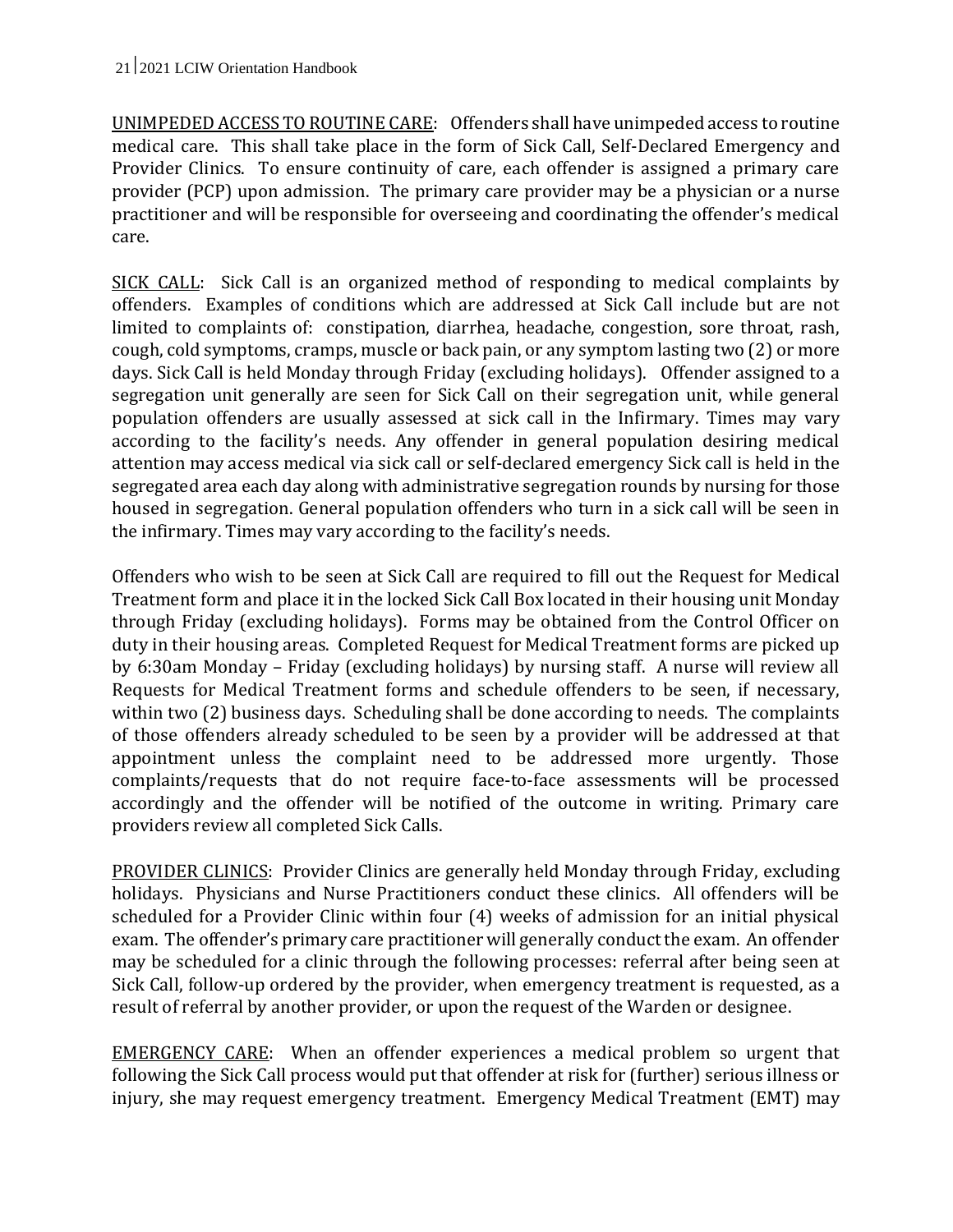UNIMPEDED ACCESS TO ROUTINE CARE: Offenders shall have unimpeded access to routine medical care. This shall take place in the form of Sick Call, Self-Declared Emergency and Provider Clinics. To ensure continuity of care, each offender is assigned a primary care provider (PCP) upon admission. The primary care provider may be a physician or a nurse practitioner and will be responsible for overseeing and coordinating the offender's medical care.

SICK CALL: Sick Call is an organized method of responding to medical complaints by offenders. Examples of conditions which are addressed at Sick Call include but are not limited to complaints of: constipation, diarrhea, headache, congestion, sore throat, rash, cough, cold symptoms, cramps, muscle or back pain, or any symptom lasting two (2) or more days. Sick Call is held Monday through Friday (excluding holidays). Offender assigned to a segregation unit generally are seen for Sick Call on their segregation unit, while general population offenders are usually assessed at sick call in the Infirmary. Times may vary according to the facility's needs. Any offender in general population desiring medical attention may access medical via sick call or self-declared emergency Sick call is held in the segregated area each day along with administrative segregation rounds by nursing for those housed in segregation. General population offenders who turn in a sick call will be seen in the infirmary. Times may vary according to the facility's needs.

Offenders who wish to be seen at Sick Call are required to fill out the Request for Medical Treatment form and place it in the locked Sick Call Box located in their housing unit Monday through Friday (excluding holidays). Forms may be obtained from the Control Officer on duty in their housing areas. Completed Request for Medical Treatment forms are picked up by 6:30am Monday – Friday (excluding holidays) by nursing staff. A nurse will review all Requests for Medical Treatment forms and schedule offenders to be seen, if necessary, within two (2) business days. Scheduling shall be done according to needs. The complaints of those offenders already scheduled to be seen by a provider will be addressed at that appointment unless the complaint need to be addressed more urgently. Those complaints/requests that do not require face-to-face assessments will be processed accordingly and the offender will be notified of the outcome in writing. Primary care providers review all completed Sick Calls.

PROVIDER CLINICS: Provider Clinics are generally held Monday through Friday, excluding holidays. Physicians and Nurse Practitioners conduct these clinics. All offenders will be scheduled for a Provider Clinic within four (4) weeks of admission for an initial physical exam. The offender's primary care practitioner will generally conduct the exam. An offender may be scheduled for a clinic through the following processes: referral after being seen at Sick Call, follow-up ordered by the provider, when emergency treatment is requested, as a result of referral by another provider, or upon the request of the Warden or designee.

EMERGENCY CARE: When an offender experiences a medical problem so urgent that following the Sick Call process would put that offender at risk for (further) serious illness or injury, she may request emergency treatment. Emergency Medical Treatment (EMT) may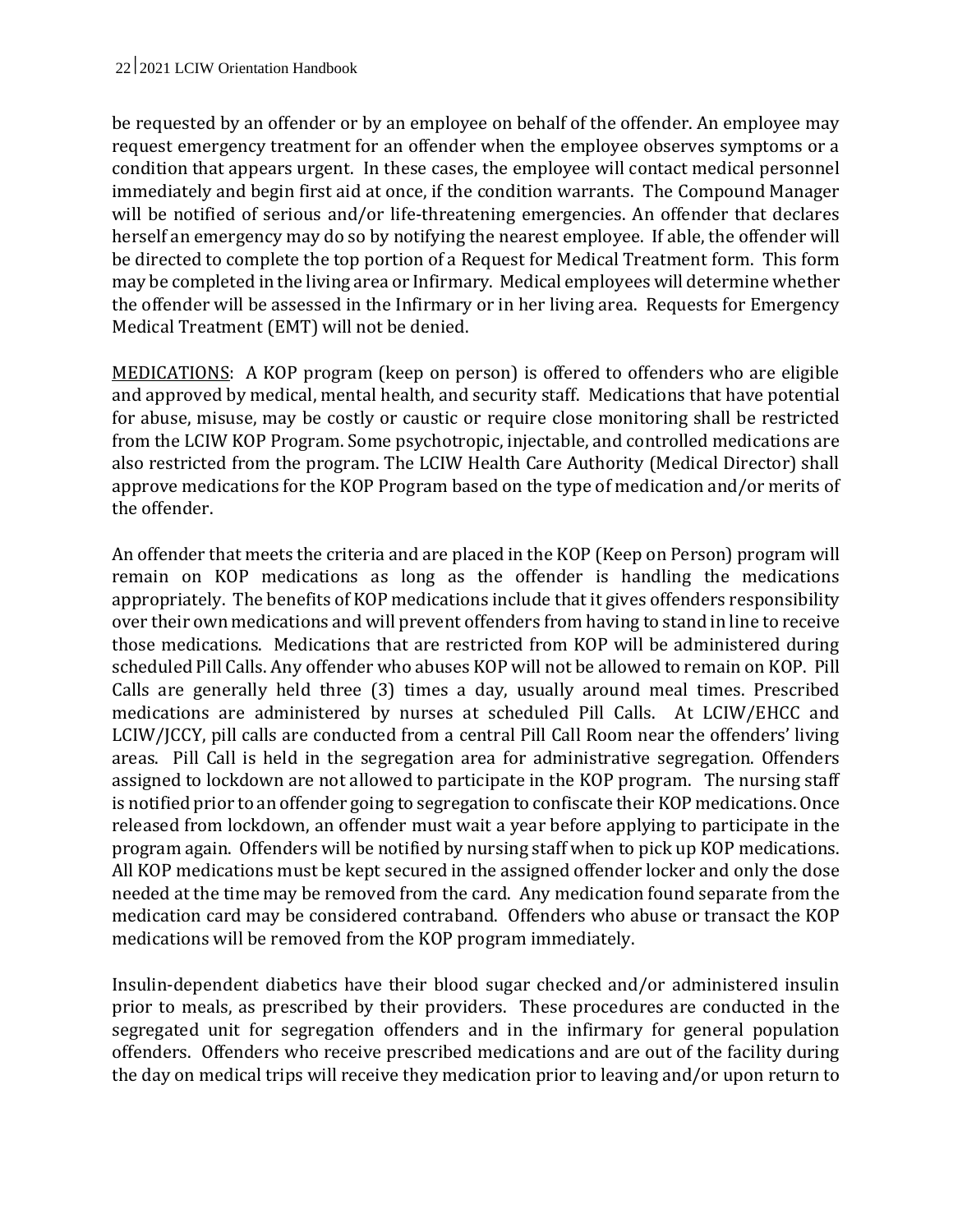be requested by an offender or by an employee on behalf of the offender. An employee may request emergency treatment for an offender when the employee observes symptoms or a condition that appears urgent. In these cases, the employee will contact medical personnel immediately and begin first aid at once, if the condition warrants. The Compound Manager will be notified of serious and/or life-threatening emergencies. An offender that declares herself an emergency may do so by notifying the nearest employee. If able, the offender will be directed to complete the top portion of a Request for Medical Treatment form. This form may be completed in the living area or Infirmary. Medical employees will determine whether the offender will be assessed in the Infirmary or in her living area. Requests for Emergency Medical Treatment (EMT) will not be denied.

<u>MEDICATIONS</u>: A KOP program (keep on person) is offered to offenders who are eligible and approved by medical, mental health, and security staff. Medications that have potential for abuse, misuse, may be costly or caustic or require close monitoring shall be restricted from the LCIW KOP Program. Some psychotropic, injectable, and controlled medications are also restricted from the program. The LCIW Health Care Authority (Medical Director) shall approve medications for the KOP Program based on the type of medication and/or merits of the offender.

An offender that meets the criteria and are placed in the KOP (Keep on Person) program will remain on KOP medications as long as the offender is handling the medications appropriately. The benefits of KOP medications include that it gives offenders responsibility over their own medications and will prevent offenders from having to stand in line to receive those medications. Medications that are restricted from KOP will be administered during scheduled Pill Calls. Any offender who abuses KOP will not be allowed to remain on KOP. Pill Calls are generally held three (3) times a day, usually around meal times. Prescribed medications are administered by nurses at scheduled Pill Calls. At LCIW/EHCC and LCIW/JCCY, pill calls are conducted from a central Pill Call Room near the offenders' living areas. Pill Call is held in the segregation area for administrative segregation. Offenders assigned to lockdown are not allowed to participate in the KOP program. The nursing staff is notified prior to an offender going to segregation to confiscate their KOP medications. Once released from lockdown, an offender must wait a year before applying to participate in the program again. Offenders will be notified by nursing staff when to pick up KOP medications. All KOP medications must be kept secured in the assigned offender locker and only the dose needed at the time may be removed from the card. Any medication found separate from the medication card may be considered contraband. Offenders who abuse or transact the KOP medications will be removed from the KOP program immediately.

Insulin-dependent diabetics have their blood sugar checked and/or administered insulin prior to meals, as prescribed by their providers. These procedures are conducted in the segregated unit for segregation offenders and in the infirmary for general population offenders. Offenders who receive prescribed medications and are out of the facility during the day on medical trips will receive they medication prior to leaving and/or upon return to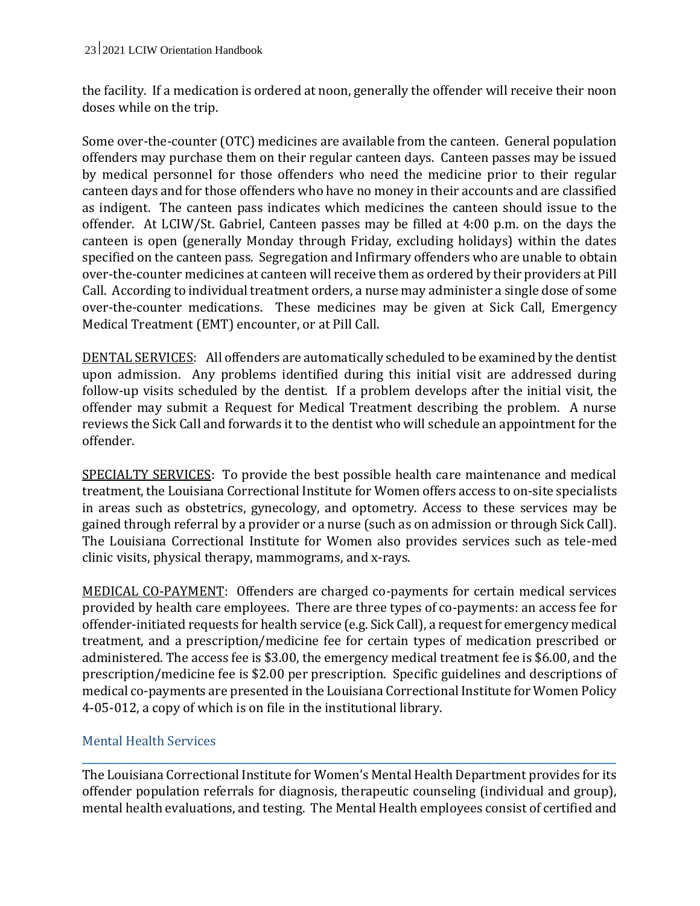the facility. If a medication is ordered at noon, generally the offender will receive their noon doses while on the trip.

Some over-the-counter (OTC) medicines are available from the canteen. General population offenders may purchase them on their regular canteen days. Canteen passes may be issued by medical personnel for those offenders who need the medicine prior to their regular canteen days and for those offenders who have no money in their accounts and are classified as indigent. The canteen pass indicates which medicines the canteen should issue to the offender. At LCIW/St. Gabriel, Canteen passes may be filled at 4:00 p.m. on the days the canteen is open (generally Monday through Friday, excluding holidays) within the dates specified on the canteen pass. Segregation and Infirmary offenders who are unable to obtain over-the-counter medicines at canteen will receive them as ordered by their providers at Pill Call. According to individual treatment orders, a nurse may administer a single dose of some over-the-counter medications. These medicines may be given at Sick Call, Emergency Medical Treatment (EMT) encounter, or at Pill Call.

DENTAL SERVICES: All offenders are automatically scheduled to be examined by the dentist upon admission. Any problems identified during this initial visit are addressed during follow-up visits scheduled by the dentist. If a problem develops after the initial visit, the offender may submit a Request for Medical Treatment describing the problem. A nurse reviews the Sick Call and forwards it to the dentist who will schedule an appointment for the offender.

SPECIALTY SERVICES: To provide the best possible health care maintenance and medical treatment, the Louisiana Correctional Institute for Women offers access to on-site specialists in areas such as obstetrics, gynecology, and optometry. Access to these services may be gained through referral by a provider or a nurse (such as on admission or through Sick Call). The Louisiana Correctional Institute for Women also provides services such as tele-med clinic visits, physical therapy, mammograms, and x-rays.

MEDICAL CO-PAYMENT: Offenders are charged co-payments for certain medical services provided by health care employees. There are three types of co-payments: an access fee for offender-initiated requests for health service (e.g. Sick Call), a request for emergency medical treatment, and a prescription/medicine fee for certain types of medication prescribed or administered. The access fee is $3.00, the emergency medical treatment fee is $6.00, and the prescription/medicine fee is $2.00 per prescription. Specific guidelines and descriptions of medical co-payments are presented in the Louisiana Correctional Institute for Women Policy 4-05-012, a copy of which is on file in the institutional library.

## Mental Health Services

The Louisiana Correctional Institute for Women's Mental Health Department provides for its offender population referrals for diagnosis, therapeutic counseling (individual and group), mental health evaluations, and testing. The Mental Health employees consist of certified and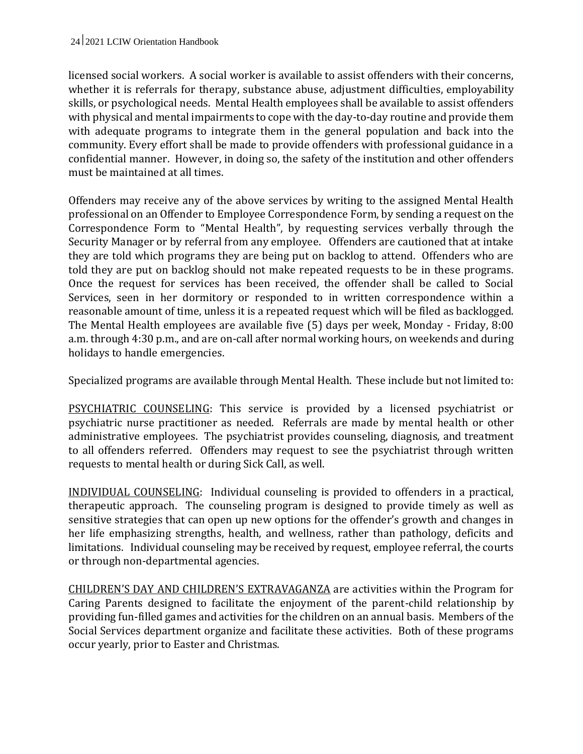licensed social workers. A social worker is available to assist offenders with their concerns, whether it is referrals for therapy, substance abuse, adjustment difficulties, employability skills, or psychological needs. Mental Health employees shall be available to assist offenders with physical and mental impairments to cope with the day-to-day routine and provide them with adequate programs to integrate them in the general population and back into the community. Every effort shall be made to provide offenders with professional guidance in a confidential manner. However, in doing so, the safety of the institution and other offenders must be maintained at all times.

Offenders may receive any of the above services by writing to the assigned Mental Health professional on an Offender to Employee Correspondence Form, by sending a request on the Correspondence Form to "Mental Health", by requesting services verbally through the Security Manager or by referral from any employee. Offenders are cautioned that at intake they are told which programs they are being put on backlog to attend. Offenders who are told they are put on backlog should not make repeated requests to be in these programs. Once the request for services has been received, the offender shall be called to Social Services, seen in her dormitory or responded to in written correspondence within a reasonable amount of time, unless it is a repeated request which will be filed as backlogged. The Mental Health employees are available five (5) days per week, Monday - Friday, 8:00 a.m. through 4:30 p.m., and are on-call after normal working hours, on weekends and during holidays to handle emergencies.

Specialized programs are available through Mental Health. These include but not limited to:

<u>PSYCHIATRIC COUNSELING</u>: This service is provided by a licensed psychiatrist or psychiatric nurse practitioner as needed. Referrals are made by mental health or other administrative employees. The psychiatrist provides counseling, diagnosis, and treatment to all offenders referred. Offenders may request to see the psychiatrist through written requests to mental health or during Sick Call, as well.

<u>INDIVIDUAL COUNSELING</u>: Individual counseling is provided to offenders in a practical, therapeutic approach. The counseling program is designed to provide timely as well as sensitive strategies that can open up new options for the offender's growth and changes in her life emphasizing strengths, health, and wellness, rather than pathology, deficits and limitations. Individual counseling may be received by request, employee referral, the courts or through non-departmental agencies.

<u>CHILDREN'S DAY AND CHILDREN'S EXTRAVAGANZA</u> are activities within the Program for Caring Parents designed to facilitate the enjoyment of the parent-child relationship by providing fun-filled games and activities for the children on an annual basis. Members of the Social Services department organize and facilitate these activities. Both of these programs occur yearly, prior to Easter and Christmas.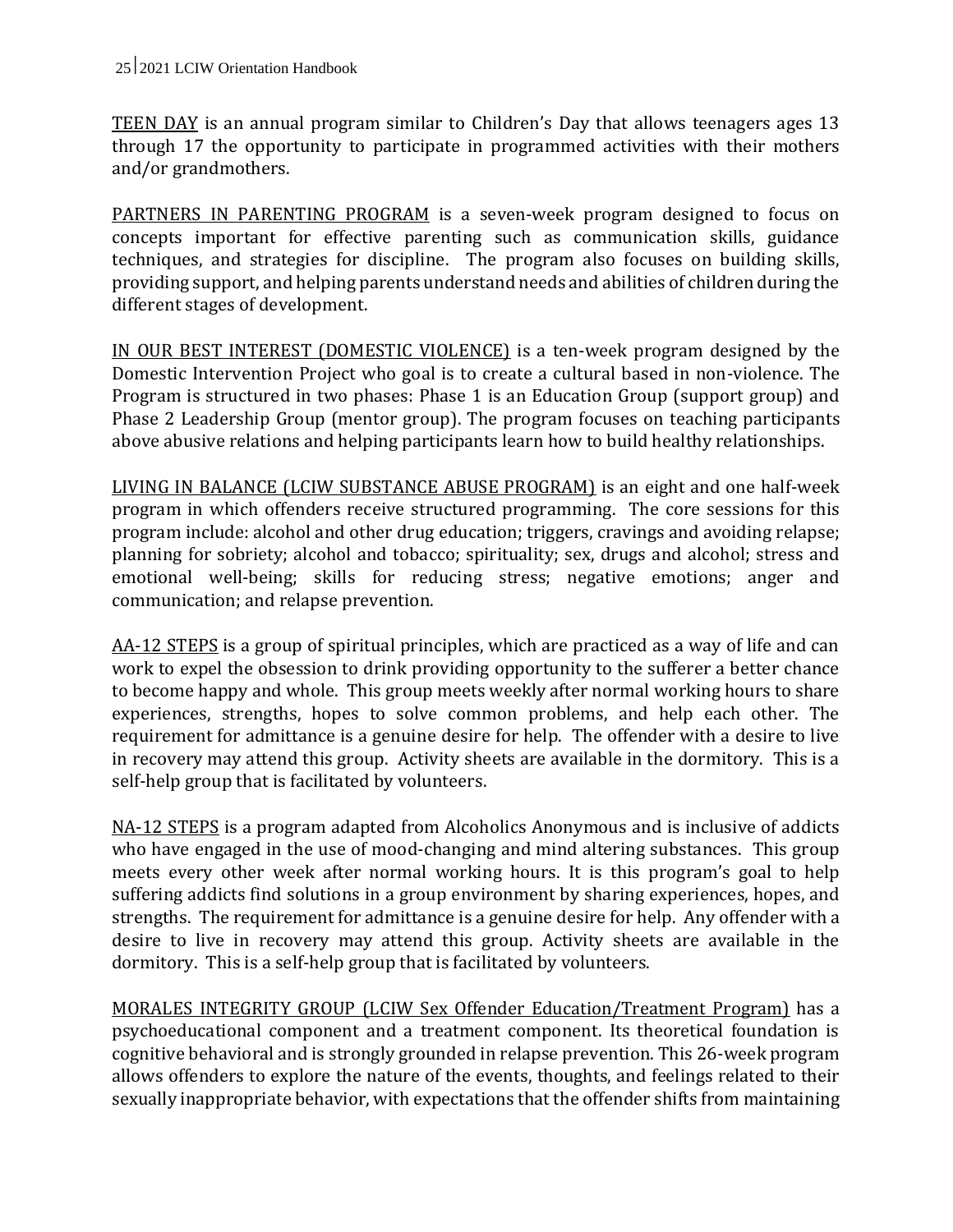TEEN DAY is an annual program similar to Children's Day that allows teenagers ages 13 through 17 the opportunity to participate in programmed activities with their mothers and/or grandmothers.

PARTNERS IN PARENTING PROGRAM is a seven-week program designed to focus on concepts important for effective parenting such as communication skills, guidance techniques, and strategies for discipline. The program also focuses on building skills, providing support, and helping parents understand needs and abilities of children during the different stages of development.

IN OUR BEST INTEREST (DOMESTIC VIOLENCE) is a ten-week program designed by the Domestic Intervention Project who goal is to create a cultural based in non-violence. The Program is structured in two phases: Phase 1 is an Education Group (support group) and Phase 2 Leadership Group (mentor group). The program focuses on teaching participants above abusive relations and helping participants learn how to build healthy relationships.

LIVING IN BALANCE (LCIW SUBSTANCE ABUSE PROGRAM) is an eight and one half-week program in which offenders receive structured programming. The core sessions for this program include: alcohol and other drug education; triggers, cravings and avoiding relapse; planning for sobriety; alcohol and tobacco; spirituality; sex, drugs and alcohol; stress and emotional well-being; skills for reducing stress; negative emotions; anger and communication; and relapse prevention.

AA-12 STEPS is a group of spiritual principles, which are practiced as a way of life and can work to expel the obsession to drink providing opportunity to the sufferer a better chance to become happy and whole. This group meets weekly after normal working hours to share experiences, strengths, hopes to solve common problems, and help each other. The requirement for admittance is a genuine desire for help. The offender with a desire to live in recovery may attend this group. Activity sheets are available in the dormitory. This is a self-help group that is facilitated by volunteers.

NA-12 STEPS is a program adapted from Alcoholics Anonymous and is inclusive of addicts who have engaged in the use of mood-changing and mind altering substances. This group meets every other week after normal working hours. It is this program's goal to help suffering addicts find solutions in a group environment by sharing experiences, hopes, and strengths. The requirement for admittance is a genuine desire for help. Any offender with a desire to live in recovery may attend this group. Activity sheets are available in the dormitory. This is a self-help group that is facilitated by volunteers.

MORALES INTEGRITY GROUP (LCIW Sex Offender Education/Treatment Program) has a psychoeducational component and a treatment component. Its theoretical foundation is cognitive behavioral and is strongly grounded in relapse prevention. This 26-week program allows offenders to explore the nature of the events, thoughts, and feelings related to their sexually inappropriate behavior, with expectations that the offender shifts from maintaining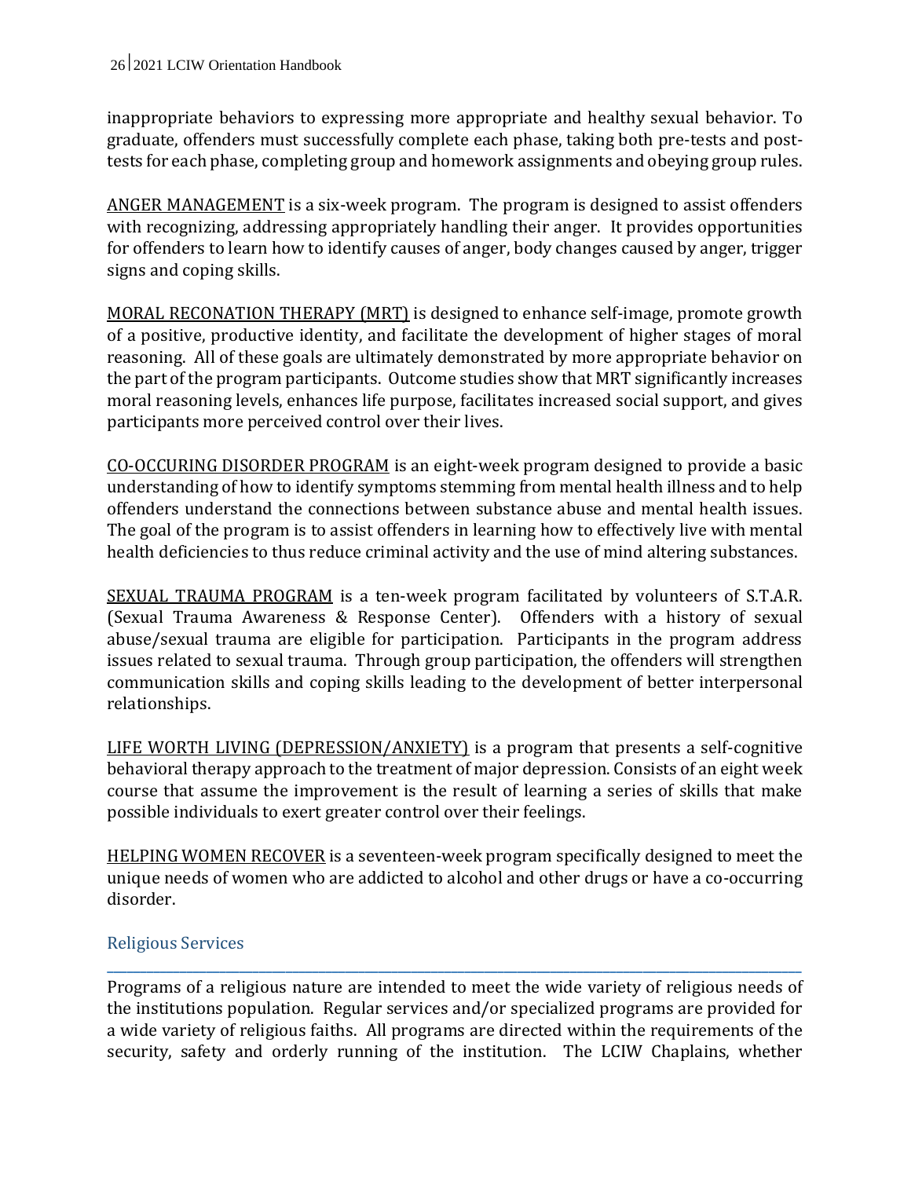inappropriate behaviors to expressing more appropriate and healthy sexual behavior. To graduate, offenders must successfully complete each phase, taking both pre-tests and post-tests for each phase, completing group and homework assignments and obeying group rules.

ANGER MANAGEMENT is a six-week program. The program is designed to assist offenders with recognizing, addressing appropriately handling their anger. It provides opportunities for offenders to learn how to identify causes of anger, body changes caused by anger, trigger signs and coping skills.

MORAL RECONATION THERAPY (MRT) is designed to enhance self-image, promote growth of a positive, productive identity, and facilitate the development of higher stages of moral reasoning. All of these goals are ultimately demonstrated by more appropriate behavior on the part of the program participants. Outcome studies show that MRT significantly increases moral reasoning levels, enhances life purpose, facilitates increased social support, and gives participants more perceived control over their lives.

CO-OCCURING DISORDER PROGRAM is an eight-week program designed to provide a basic understanding of how to identify symptoms stemming from mental health illness and to help offenders understand the connections between substance abuse and mental health issues. The goal of the program is to assist offenders in learning how to effectively live with mental health deficiencies to thus reduce criminal activity and the use of mind altering substances.

SEXUAL TRAUMA PROGRAM is a ten-week program facilitated by volunteers of S.T.A.R. (Sexual Trauma Awareness & Response Center). Offenders with a history of sexual abuse/sexual trauma are eligible for participation. Participants in the program address issues related to sexual trauma. Through group participation, the offenders will strengthen communication skills and coping skills leading to the development of better interpersonal relationships.

LIFE WORTH LIVING (DEPRESSION/ANXIETY) is a program that presents a self-cognitive behavioral therapy approach to the treatment of major depression. Consists of an eight week course that assume the improvement is the result of learning a series of skills that make possible individuals to exert greater control over their feelings.

HELPING WOMEN RECOVER is a seventeen-week program specifically designed to meet the unique needs of women who are addicted to alcohol and other drugs or have a co-occurring disorder.

## Religious Services

Programs of a religious nature are intended to meet the wide variety of religious needs of the institutions population. Regular services and/or specialized programs are provided for a wide variety of religious faiths. All programs are directed within the requirements of the security, safety and orderly running of the institution. The LCIW Chaplains, whether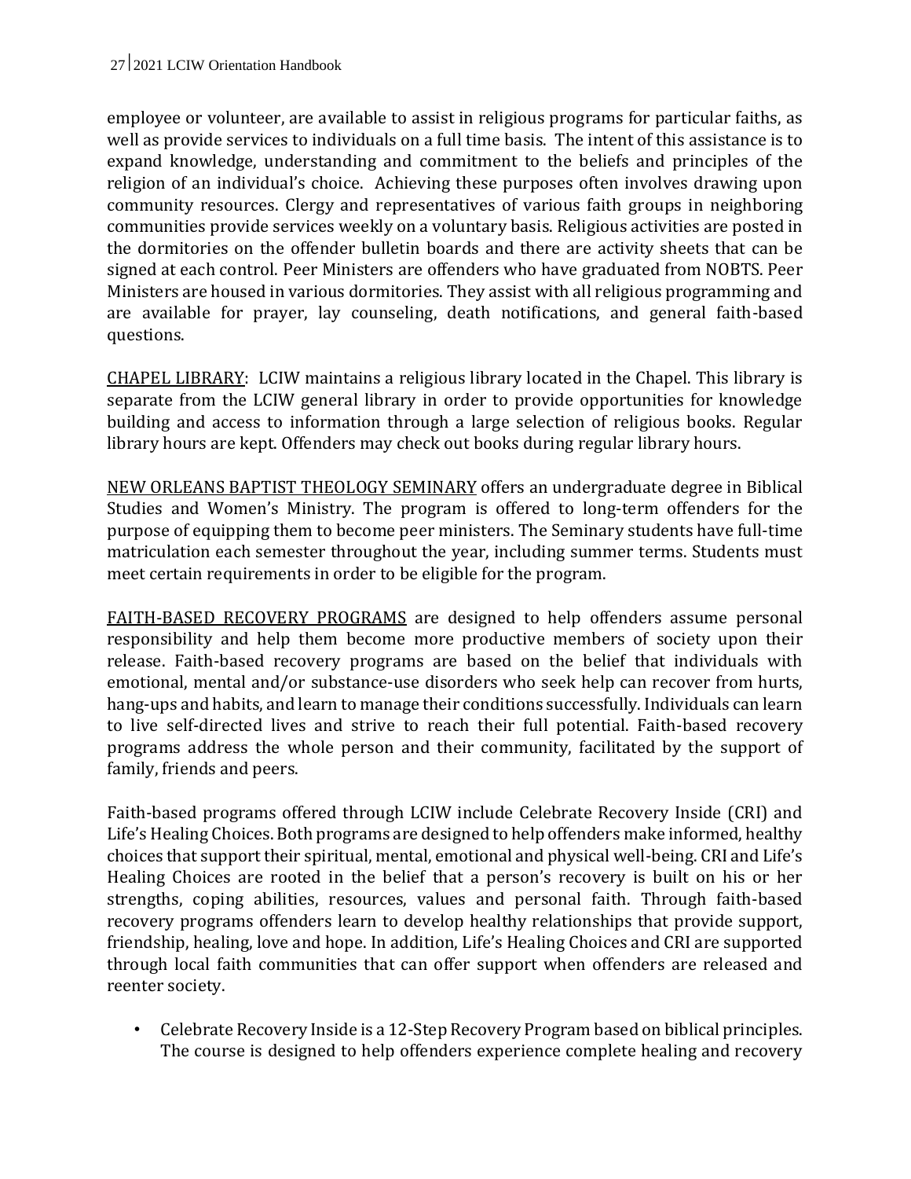employee or volunteer, are available to assist in religious programs for particular faiths, as well as provide services to individuals on a full time basis. The intent of this assistance is to expand knowledge, understanding and commitment to the beliefs and principles of the religion of an individual's choice. Achieving these purposes often involves drawing upon community resources. Clergy and representatives of various faith groups in neighboring communities provide services weekly on a voluntary basis. Religious activities are posted in the dormitories on the offender bulletin boards and there are activity sheets that can be signed at each control. Peer Ministers are offenders who have graduated from NOBTS. Peer Ministers are housed in various dormitories. They assist with all religious programming and are available for prayer, lay counseling, death notifications, and general faith-based questions.

<u>CHAPEL LIBRARY</u>: LCIW maintains a religious library located in the Chapel. This library is separate from the LCIW general library in order to provide opportunities for knowledge building and access to information through a large selection of religious books. Regular library hours are kept. Offenders may check out books during regular library hours.

<u>NEW ORLEANS BAPTIST THEOLOGY SEMINARY</u> offers an undergraduate degree in Biblical Studies and Women's Ministry. The program is offered to long-term offenders for the purpose of equipping them to become peer ministers. The Seminary students have full-time matriculation each semester throughout the year, including summer terms. Students must meet certain requirements in order to be eligible for the program.

<u>FAITH-BASED RECOVERY PROGRAMS</u> are designed to help offenders assume personal responsibility and help them become more productive members of society upon their release. Faith-based recovery programs are based on the belief that individuals with emotional, mental and/or substance-use disorders who seek help can recover from hurts, hang-ups and habits, and learn to manage their conditions successfully. Individuals can learn to live self-directed lives and strive to reach their full potential. Faith-based recovery programs address the whole person and their community, facilitated by the support of family, friends and peers.

Faith-based programs offered through LCIW include Celebrate Recovery Inside (CRI) and Life's Healing Choices. Both programs are designed to help offenders make informed, healthy choices that support their spiritual, mental, emotional and physical well-being. CRI and Life's Healing Choices are rooted in the belief that a person's recovery is built on his or her strengths, coping abilities, resources, values and personal faith. Through faith-based recovery programs offenders learn to develop healthy relationships that provide support, friendship, healing, love and hope. In addition, Life's Healing Choices and CRI are supported through local faith communities that can offer support when offenders are released and reenter society.

- Celebrate Recovery Inside is a 12-Step Recovery Program based on biblical principles. The course is designed to help offenders experience complete healing and recovery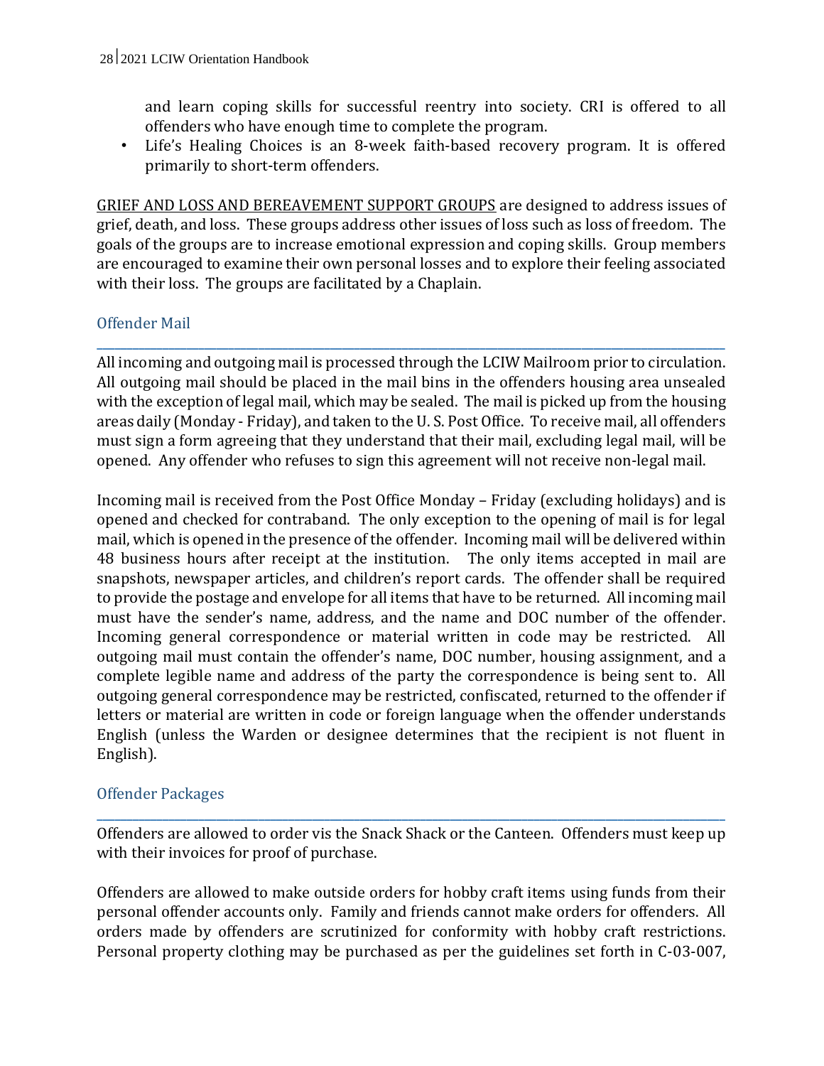and learn coping skills for successful reentry into society. CRI is offered to all offenders who have enough time to complete the program.

- Life's Healing Choices is an 8-week faith-based recovery program. It is offered primarily to short-term offenders.

<u>GRIEF AND LOSS AND BEREAVEMENT SUPPORT GROUPS</u> are designed to address issues of grief, death, and loss. These groups address other issues of loss such as loss of freedom. The goals of the groups are to increase emotional expression and coping skills. Group members are encouraged to examine their own personal losses and to explore their feeling associated with their loss. The groups are facilitated by a Chaplain.

## Offender Mail

All incoming and outgoing mail is processed through the LCIW Mailroom prior to circulation. All outgoing mail should be placed in the mail bins in the offenders housing area unsealed with the exception of legal mail, which may be sealed. The mail is picked up from the housing areas daily (Monday - Friday), and taken to the U. S. Post Office. To receive mail, all offenders must sign a form agreeing that they understand that their mail, excluding legal mail, will be opened. Any offender who refuses to sign this agreement will not receive non-legal mail.

Incoming mail is received from the Post Office Monday – Friday (excluding holidays) and is opened and checked for contraband. The only exception to the opening of mail is for legal mail, which is opened in the presence of the offender. Incoming mail will be delivered within 48 business hours after receipt at the institution. The only items accepted in mail are snapshots, newspaper articles, and children's report cards. The offender shall be required to provide the postage and envelope for all items that have to be returned. All incoming mail must have the sender's name, address, and the name and DOC number of the offender. Incoming general correspondence or material written in code may be restricted. All outgoing mail must contain the offender's name, DOC number, housing assignment, and a complete legible name and address of the party the correspondence is being sent to. All outgoing general correspondence may be restricted, confiscated, returned to the offender if letters or material are written in code or foreign language when the offender understands English (unless the Warden or designee determines that the recipient is not fluent in English).

## Offender Packages

Offenders are allowed to order vis the Snack Shack or the Canteen. Offenders must keep up with their invoices for proof of purchase.

Offenders are allowed to make outside orders for hobby craft items using funds from their personal offender accounts only. Family and friends cannot make orders for offenders. All orders made by offenders are scrutinized for conformity with hobby craft restrictions. Personal property clothing may be purchased as per the guidelines set forth in C-03-007,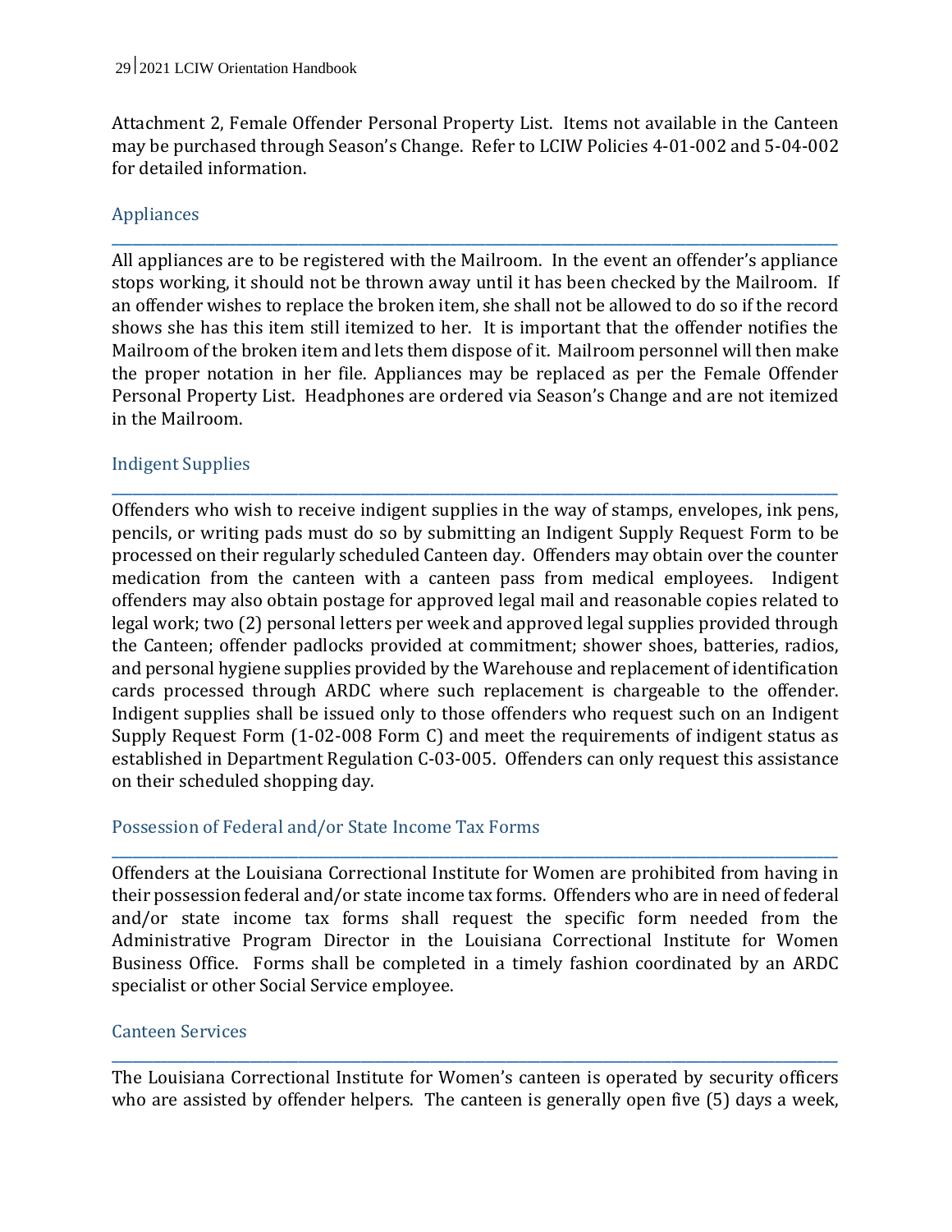Attachment 2, Female Offender Personal Property List. Items not available in the Canteen may be purchased through Season's Change. Refer to LCIW Policies 4-01-002 and 5-04-002 for detailed information.

## Appliances

All appliances are to be registered with the Mailroom. In the event an offender's appliance stops working, it should not be thrown away until it has been checked by the Mailroom. If an offender wishes to replace the broken item, she shall not be allowed to do so if the record shows she has this item still itemized to her. It is important that the offender notifies the Mailroom of the broken item and lets them dispose of it. Mailroom personnel will then make the proper notation in her file. Appliances may be replaced as per the Female Offender Personal Property List. Headphones are ordered via Season's Change and are not itemized in the Mailroom.

## Indigent Supplies

Offenders who wish to receive indigent supplies in the way of stamps, envelopes, ink pens, pencils, or writing pads must do so by submitting an Indigent Supply Request Form to be processed on their regularly scheduled Canteen day. Offenders may obtain over the counter medication from the canteen with a canteen pass from medical employees. Indigent offenders may also obtain postage for approved legal mail and reasonable copies related to legal work; two (2) personal letters per week and approved legal supplies provided through the Canteen; offender padlocks provided at commitment; shower shoes, batteries, radios, and personal hygiene supplies provided by the Warehouse and replacement of identification cards processed through ARDC where such replacement is chargeable to the offender. Indigent supplies shall be issued only to those offenders who request such on an Indigent Supply Request Form (1-02-008 Form C) and meet the requirements of indigent status as established in Department Regulation C-03-005. Offenders can only request this assistance on their scheduled shopping day.

## Possession of Federal and/or State Income Tax Forms

Offenders at the Louisiana Correctional Institute for Women are prohibited from having in their possession federal and/or state income tax forms. Offenders who are in need of federal and/or state income tax forms shall request the specific form needed from the Administrative Program Director in the Louisiana Correctional Institute for Women Business Office. Forms shall be completed in a timely fashion coordinated by an ARDC specialist or other Social Service employee.

## Canteen Services

The Louisiana Correctional Institute for Women's canteen is operated by security officers who are assisted by offender helpers. The canteen is generally open five (5) days a week,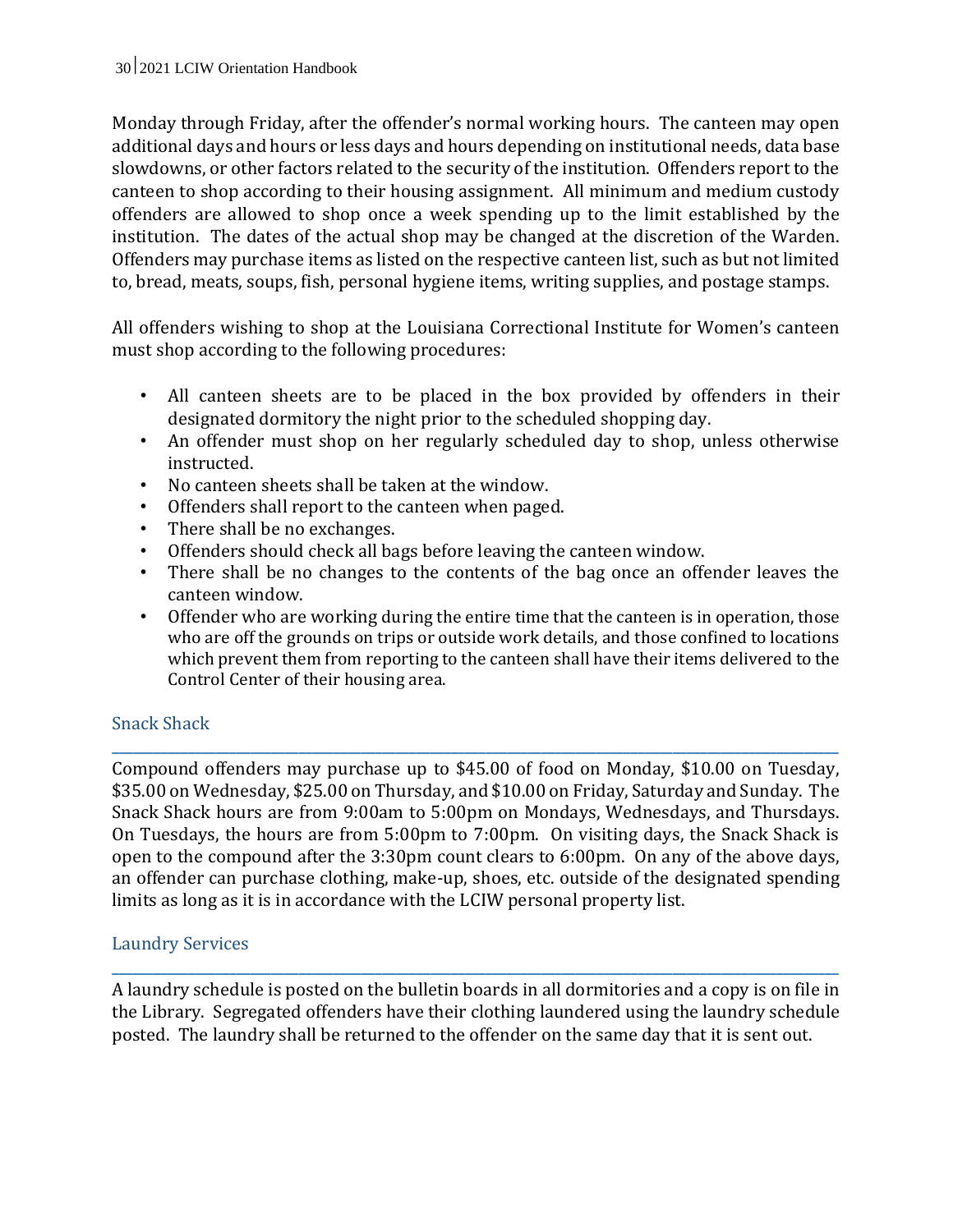Monday through Friday, after the offender's normal working hours. The canteen may open additional days and hours or less days and hours depending on institutional needs, data base slowdowns, or other factors related to the security of the institution. Offenders report to the canteen to shop according to their housing assignment. All minimum and medium custody offenders are allowed to shop once a week spending up to the limit established by the institution. The dates of the actual shop may be changed at the discretion of the Warden. Offenders may purchase items as listed on the respective canteen list, such as but not limited to, bread, meats, soups, fish, personal hygiene items, writing supplies, and postage stamps.

All offenders wishing to shop at the Louisiana Correctional Institute for Women's canteen must shop according to the following procedures:

- All canteen sheets are to be placed in the box provided by offenders in their designated dormitory the night prior to the scheduled shopping day.
- An offender must shop on her regularly scheduled day to shop, unless otherwise instructed.
- No canteen sheets shall be taken at the window.
- Offenders shall report to the canteen when paged.
- There shall be no exchanges.
- Offenders should check all bags before leaving the canteen window.
- There shall be no changes to the contents of the bag once an offender leaves the canteen window.
- Offender who are working during the entire time that the canteen is in operation, those who are off the grounds on trips or outside work details, and those confined to locations which prevent them from reporting to the canteen shall have their items delivered to the Control Center of their housing area.

## Snack Shack

Compound offenders may purchase up to $45.00 of food on Monday, $10.00 on Tuesday, $35.00 on Wednesday, $25.00 on Thursday, and $10.00 on Friday, Saturday and Sunday. The Snack Shack hours are from 9:00am to 5:00pm on Mondays, Wednesdays, and Thursdays. On Tuesdays, the hours are from 5:00pm to 7:00pm. On visiting days, the Snack Shack is open to the compound after the 3:30pm count clears to 6:00pm. On any of the above days, an offender can purchase clothing, make-up, shoes, etc. outside of the designated spending limits as long as it is in accordance with the LCIW personal property list.

## Laundry Services

A laundry schedule is posted on the bulletin boards in all dormitories and a copy is on file in the Library. Segregated offenders have their clothing laundered using the laundry schedule posted. The laundry shall be returned to the offender on the same day that it is sent out.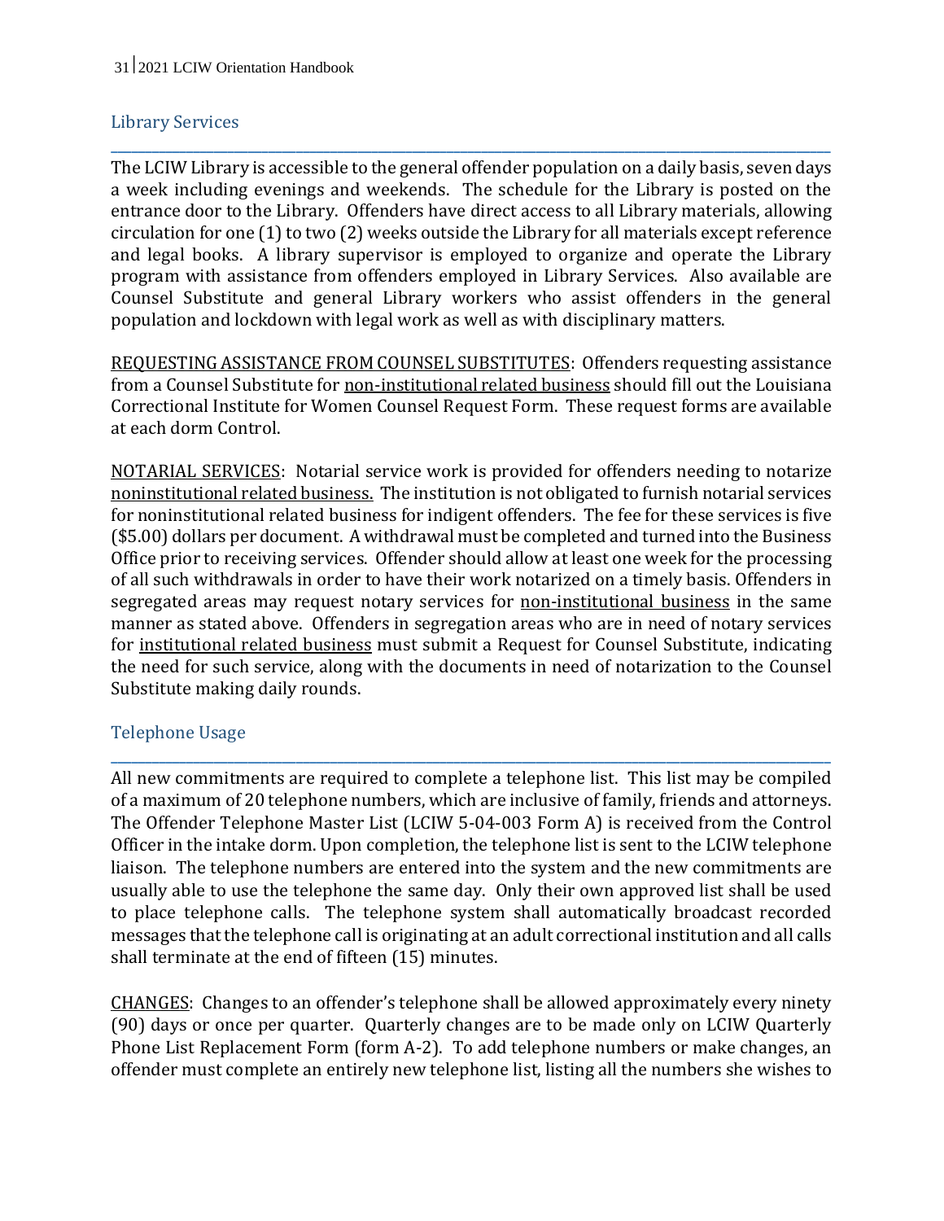## Library Services

The LCIW Library is accessible to the general offender population on a daily basis, seven days a week including evenings and weekends. The schedule for the Library is posted on the entrance door to the Library. Offenders have direct access to all Library materials, allowing circulation for one (1) to two (2) weeks outside the Library for all materials except reference and legal books. A library supervisor is employed to organize and operate the Library program with assistance from offenders employed in Library Services. Also available are Counsel Substitute and general Library workers who assist offenders in the general population and lockdown with legal work as well as with disciplinary matters.

<u>REQUESTING ASSISTANCE FROM COUNSEL SUBSTITUTES</u>: Offenders requesting assistance from a Counsel Substitute for <u>non-institutional related business</u> should fill out the Louisiana Correctional Institute for Women Counsel Request Form. These request forms are available at each dorm Control.

<u>NOTARIAL SERVICES</u>: Notarial service work is provided for offenders needing to notarize <u>noninstitutional related business.</u> The institution is not obligated to furnish notarial services for noninstitutional related business for indigent offenders. The fee for these services is five ($5.00) dollars per document. A withdrawal must be completed and turned into the Business Office prior to receiving services. Offender should allow at least one week for the processing of all such withdrawals in order to have their work notarized on a timely basis. Offenders in segregated areas may request notary services for <u>non-institutional business</u> in the same manner as stated above. Offenders in segregation areas who are in need of notary services for <u>institutional related business</u> must submit a Request for Counsel Substitute, indicating the need for such service, along with the documents in need of notarization to the Counsel Substitute making daily rounds.

## Telephone Usage

All new commitments are required to complete a telephone list. This list may be compiled of a maximum of 20 telephone numbers, which are inclusive of family, friends and attorneys. The Offender Telephone Master List (LCIW 5-04-003 Form A) is received from the Control Officer in the intake dorm. Upon completion, the telephone list is sent to the LCIW telephone liaison. The telephone numbers are entered into the system and the new commitments are usually able to use the telephone the same day. Only their own approved list shall be used to place telephone calls. The telephone system shall automatically broadcast recorded messages that the telephone call is originating at an adult correctional institution and all calls shall terminate at the end of fifteen (15) minutes.

<u>CHANGES</u>: Changes to an offender's telephone shall be allowed approximately every ninety (90) days or once per quarter. Quarterly changes are to be made only on LCIW Quarterly Phone List Replacement Form (form A-2). To add telephone numbers or make changes, an offender must complete an entirely new telephone list, listing all the numbers she wishes to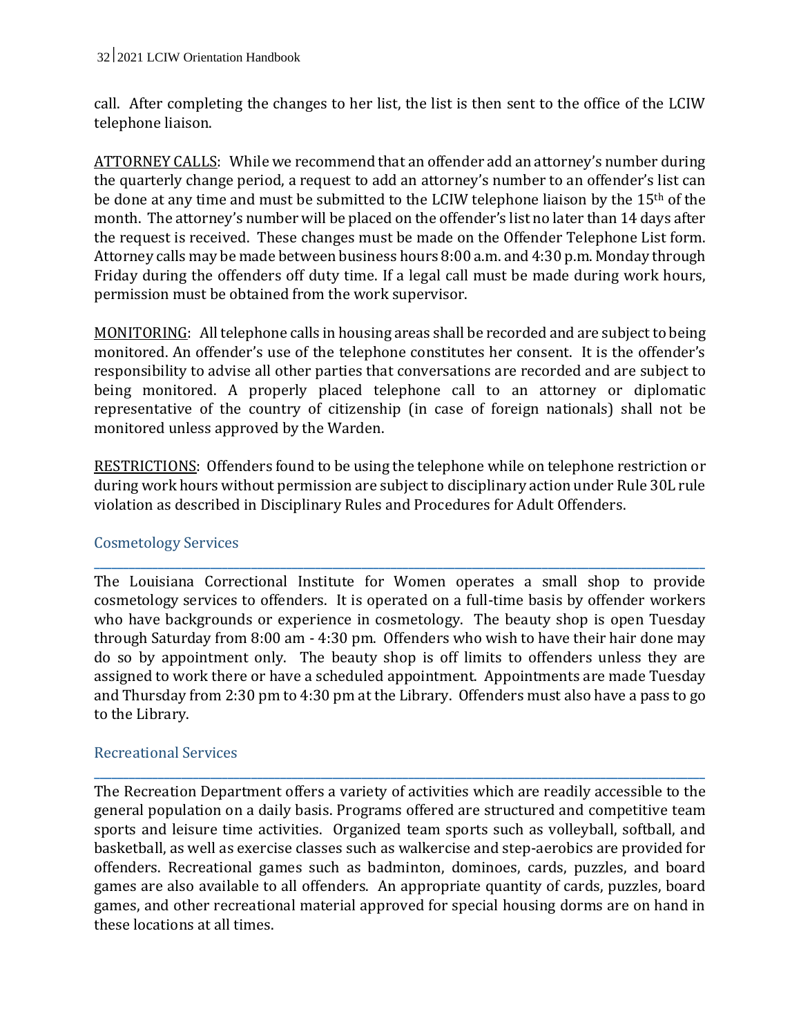call. After completing the changes to her list, the list is then sent to the office of the LCIW telephone liaison.

ATTORNEY CALLS: While we recommend that an offender add an attorney's number during the quarterly change period, a request to add an attorney's number to an offender's list can be done at any time and must be submitted to the LCIW telephone liaison by the 15th of the month. The attorney's number will be placed on the offender's list no later than 14 days after the request is received. These changes must be made on the Offender Telephone List form. Attorney calls may be made between business hours 8:00 a.m. and 4:30 p.m. Monday through Friday during the offenders off duty time. If a legal call must be made during work hours, permission must be obtained from the work supervisor.

MONITORING: All telephone calls in housing areas shall be recorded and are subject to being monitored. An offender's use of the telephone constitutes her consent. It is the offender's responsibility to advise all other parties that conversations are recorded and are subject to being monitored. A properly placed telephone call to an attorney or diplomatic representative of the country of citizenship (in case of foreign nationals) shall not be monitored unless approved by the Warden.

RESTRICTIONS: Offenders found to be using the telephone while on telephone restriction or during work hours without permission are subject to disciplinary action under Rule 30L rule violation as described in Disciplinary Rules and Procedures for Adult Offenders.

## Cosmetology Services

The Louisiana Correctional Institute for Women operates a small shop to provide cosmetology services to offenders. It is operated on a full-time basis by offender workers who have backgrounds or experience in cosmetology. The beauty shop is open Tuesday through Saturday from 8:00 am - 4:30 pm. Offenders who wish to have their hair done may do so by appointment only. The beauty shop is off limits to offenders unless they are assigned to work there or have a scheduled appointment. Appointments are made Tuesday and Thursday from 2:30 pm to 4:30 pm at the Library. Offenders must also have a pass to go to the Library.

## Recreational Services

The Recreation Department offers a variety of activities which are readily accessible to the general population on a daily basis. Programs offered are structured and competitive team sports and leisure time activities. Organized team sports such as volleyball, softball, and basketball, as well as exercise classes such as walkercise and step-aerobics are provided for offenders. Recreational games such as badminton, dominoes, cards, puzzles, and board games are also available to all offenders. An appropriate quantity of cards, puzzles, board games, and other recreational material approved for special housing dorms are on hand in these locations at all times.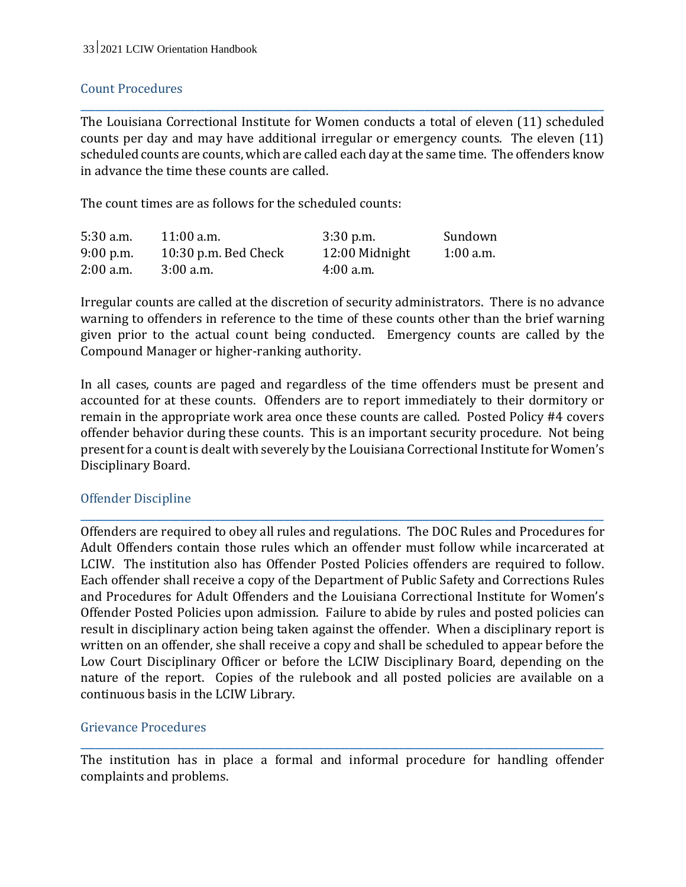## Count Procedures

The Louisiana Correctional Institute for Women conducts a total of eleven (11) scheduled counts per day and may have additional irregular or emergency counts. The eleven (11) scheduled counts are counts, which are called each day at the same time. The offenders know in advance the time these counts are called.

The count times are as follows for the scheduled counts:

| | | | |
|---|---|---|---|
| 5:30 a.m. | 11:00 a.m. | 3:30 p.m. | Sundown |
| 9:00 p.m. | 10:30 p.m. Bed Check | 12:00 Midnight | 1:00 a.m. |
| 2:00 a.m. | 3:00 a.m. | 4:00 a.m. | |

Irregular counts are called at the discretion of security administrators. There is no advance warning to offenders in reference to the time of these counts other than the brief warning given prior to the actual count being conducted. Emergency counts are called by the Compound Manager or higher-ranking authority.

In all cases, counts are paged and regardless of the time offenders must be present and accounted for at these counts. Offenders are to report immediately to their dormitory or remain in the appropriate work area once these counts are called. Posted Policy #4 covers offender behavior during these counts. This is an important security procedure. Not being present for a count is dealt with severely by the Louisiana Correctional Institute for Women's Disciplinary Board.

## Offender Discipline

Offenders are required to obey all rules and regulations. The DOC Rules and Procedures for Adult Offenders contain those rules which an offender must follow while incarcerated at LCIW. The institution also has Offender Posted Policies offenders are required to follow. Each offender shall receive a copy of the Department of Public Safety and Corrections Rules and Procedures for Adult Offenders and the Louisiana Correctional Institute for Women's Offender Posted Policies upon admission. Failure to abide by rules and posted policies can result in disciplinary action being taken against the offender. When a disciplinary report is written on an offender, she shall receive a copy and shall be scheduled to appear before the Low Court Disciplinary Officer or before the LCIW Disciplinary Board, depending on the nature of the report. Copies of the rulebook and all posted policies are available on a continuous basis in the LCIW Library.

## Grievance Procedures

The institution has in place a formal and informal procedure for handling offender complaints and problems.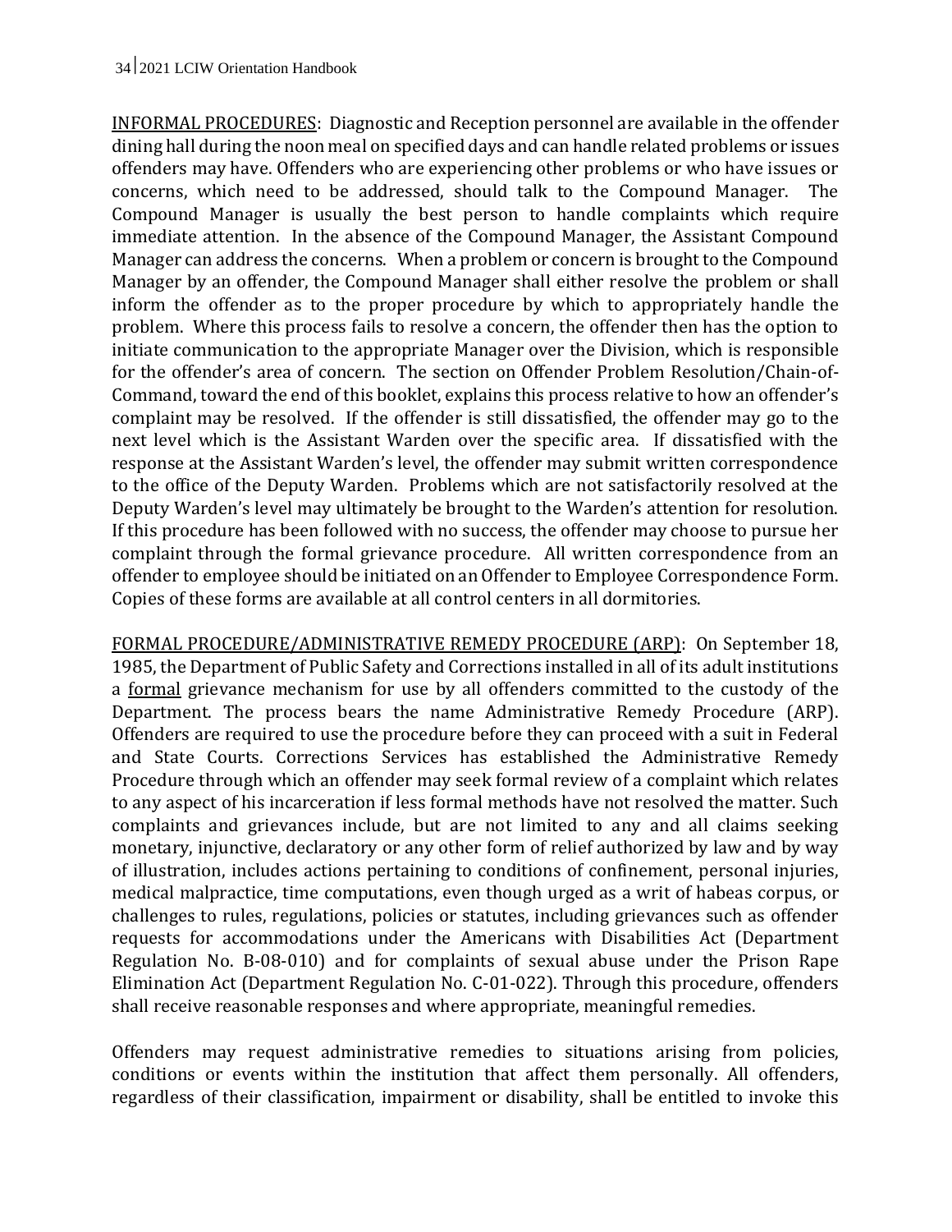<u>INFORMAL PROCEDURES</u>: Diagnostic and Reception personnel are available in the offender dining hall during the noon meal on specified days and can handle related problems or issues offenders may have. Offenders who are experiencing other problems or who have issues or concerns, which need to be addressed, should talk to the Compound Manager. The Compound Manager is usually the best person to handle complaints which require immediate attention. In the absence of the Compound Manager, the Assistant Compound Manager can address the concerns. When a problem or concern is brought to the Compound Manager by an offender, the Compound Manager shall either resolve the problem or shall inform the offender as to the proper procedure by which to appropriately handle the problem. Where this process fails to resolve a concern, the offender then has the option to initiate communication to the appropriate Manager over the Division, which is responsible for the offender's area of concern. The section on Offender Problem Resolution/Chain-of-Command, toward the end of this booklet, explains this process relative to how an offender's complaint may be resolved. If the offender is still dissatisfied, the offender may go to the next level which is the Assistant Warden over the specific area. If dissatisfied with the response at the Assistant Warden's level, the offender may submit written correspondence to the office of the Deputy Warden. Problems which are not satisfactorily resolved at the Deputy Warden's level may ultimately be brought to the Warden's attention for resolution. If this procedure has been followed with no success, the offender may choose to pursue her complaint through the formal grievance procedure. All written correspondence from an offender to employee should be initiated on an Offender to Employee Correspondence Form. Copies of these forms are available at all control centers in all dormitories.

<u>FORMAL PROCEDURE/ADMINISTRATIVE REMEDY PROCEDURE (ARP)</u>: On September 18, 1985, the Department of Public Safety and Corrections installed in all of its adult institutions a <u>formal</u> grievance mechanism for use by all offenders committed to the custody of the Department. The process bears the name Administrative Remedy Procedure (ARP). Offenders are required to use the procedure before they can proceed with a suit in Federal and State Courts. Corrections Services has established the Administrative Remedy Procedure through which an offender may seek formal review of a complaint which relates to any aspect of his incarceration if less formal methods have not resolved the matter. Such complaints and grievances include, but are not limited to any and all claims seeking monetary, injunctive, declaratory or any other form of relief authorized by law and by way of illustration, includes actions pertaining to conditions of confinement, personal injuries, medical malpractice, time computations, even though urged as a writ of habeas corpus, or challenges to rules, regulations, policies or statutes, including grievances such as offender requests for accommodations under the Americans with Disabilities Act (Department Regulation No. B-08-010) and for complaints of sexual abuse under the Prison Rape Elimination Act (Department Regulation No. C-01-022). Through this procedure, offenders shall receive reasonable responses and where appropriate, meaningful remedies.

Offenders may request administrative remedies to situations arising from policies, conditions or events within the institution that affect them personally. All offenders, regardless of their classification, impairment or disability, shall be entitled to invoke this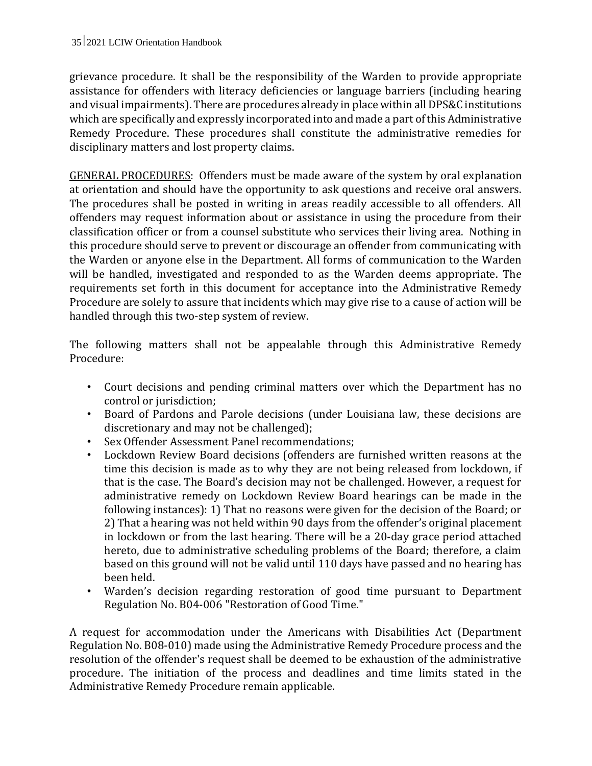grievance procedure. It shall be the responsibility of the Warden to provide appropriate assistance for offenders with literacy deficiencies or language barriers (including hearing and visual impairments). There are procedures already in place within all DPS&C institutions which are specifically and expressly incorporated into and made a part of this Administrative Remedy Procedure. These procedures shall constitute the administrative remedies for disciplinary matters and lost property claims.

<u>GENERAL PROCEDURES</u>: Offenders must be made aware of the system by oral explanation at orientation and should have the opportunity to ask questions and receive oral answers. The procedures shall be posted in writing in areas readily accessible to all offenders. All offenders may request information about or assistance in using the procedure from their classification officer or from a counsel substitute who services their living area. Nothing in this procedure should serve to prevent or discourage an offender from communicating with the Warden or anyone else in the Department. All forms of communication to the Warden will be handled, investigated and responded to as the Warden deems appropriate. The requirements set forth in this document for acceptance into the Administrative Remedy Procedure are solely to assure that incidents which may give rise to a cause of action will be handled through this two-step system of review.

The following matters shall not be appealable through this Administrative Remedy Procedure:

- Court decisions and pending criminal matters over which the Department has no control or jurisdiction;
- Board of Pardons and Parole decisions (under Louisiana law, these decisions are discretionary and may not be challenged);
- Sex Offender Assessment Panel recommendations;
- Lockdown Review Board decisions (offenders are furnished written reasons at the time this decision is made as to why they are not being released from lockdown, if that is the case. The Board's decision may not be challenged. However, a request for administrative remedy on Lockdown Review Board hearings can be made in the following instances): 1) That no reasons were given for the decision of the Board; or 2) That a hearing was not held within 90 days from the offender's original placement in lockdown or from the last hearing. There will be a 20-day grace period attached hereto, due to administrative scheduling problems of the Board; therefore, a claim based on this ground will not be valid until 110 days have passed and no hearing has been held.
- Warden's decision regarding restoration of good time pursuant to Department Regulation No. B04-006 "Restoration of Good Time."

A request for accommodation under the Americans with Disabilities Act (Department Regulation No. B08-010) made using the Administrative Remedy Procedure process and the resolution of the offender's request shall be deemed to be exhaustion of the administrative procedure. The initiation of the process and deadlines and time limits stated in the Administrative Remedy Procedure remain applicable.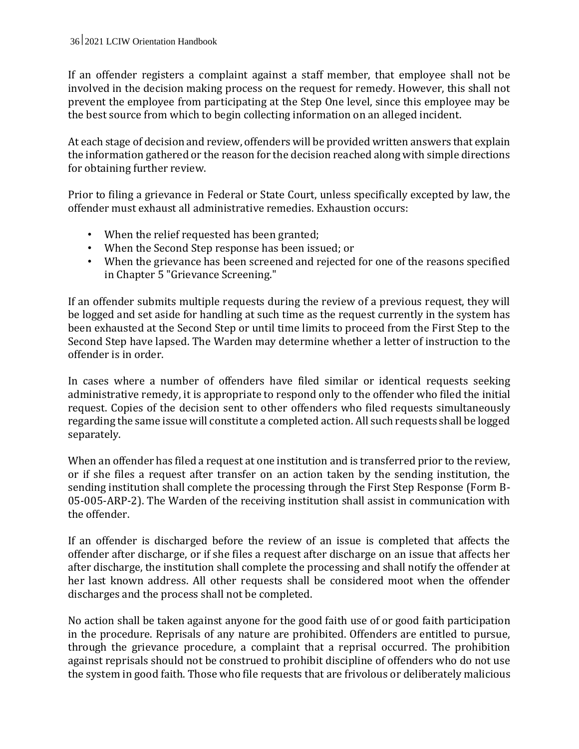If an offender registers a complaint against a staff member, that employee shall not be involved in the decision making process on the request for remedy. However, this shall not prevent the employee from participating at the Step One level, since this employee may be the best source from which to begin collecting information on an alleged incident.

At each stage of decision and review, offenders will be provided written answers that explain the information gathered or the reason for the decision reached along with simple directions for obtaining further review.

Prior to filing a grievance in Federal or State Court, unless specifically excepted by law, the offender must exhaust all administrative remedies. Exhaustion occurs:

- When the relief requested has been granted;
- When the Second Step response has been issued; or
- When the grievance has been screened and rejected for one of the reasons specified in Chapter 5 "Grievance Screening."

If an offender submits multiple requests during the review of a previous request, they will be logged and set aside for handling at such time as the request currently in the system has been exhausted at the Second Step or until time limits to proceed from the First Step to the Second Step have lapsed. The Warden may determine whether a letter of instruction to the offender is in order.

In cases where a number of offenders have filed similar or identical requests seeking administrative remedy, it is appropriate to respond only to the offender who filed the initial request. Copies of the decision sent to other offenders who filed requests simultaneously regarding the same issue will constitute a completed action. All such requests shall be logged separately.

When an offender has filed a request at one institution and is transferred prior to the review, or if she files a request after transfer on an action taken by the sending institution, the sending institution shall complete the processing through the First Step Response (Form B-05-005-ARP-2). The Warden of the receiving institution shall assist in communication with the offender.

If an offender is discharged before the review of an issue is completed that affects the offender after discharge, or if she files a request after discharge on an issue that affects her after discharge, the institution shall complete the processing and shall notify the offender at her last known address. All other requests shall be considered moot when the offender discharges and the process shall not be completed.

No action shall be taken against anyone for the good faith use of or good faith participation in the procedure. Reprisals of any nature are prohibited. Offenders are entitled to pursue, through the grievance procedure, a complaint that a reprisal occurred. The prohibition against reprisals should not be construed to prohibit discipline of offenders who do not use the system in good faith. Those who file requests that are frivolous or deliberately malicious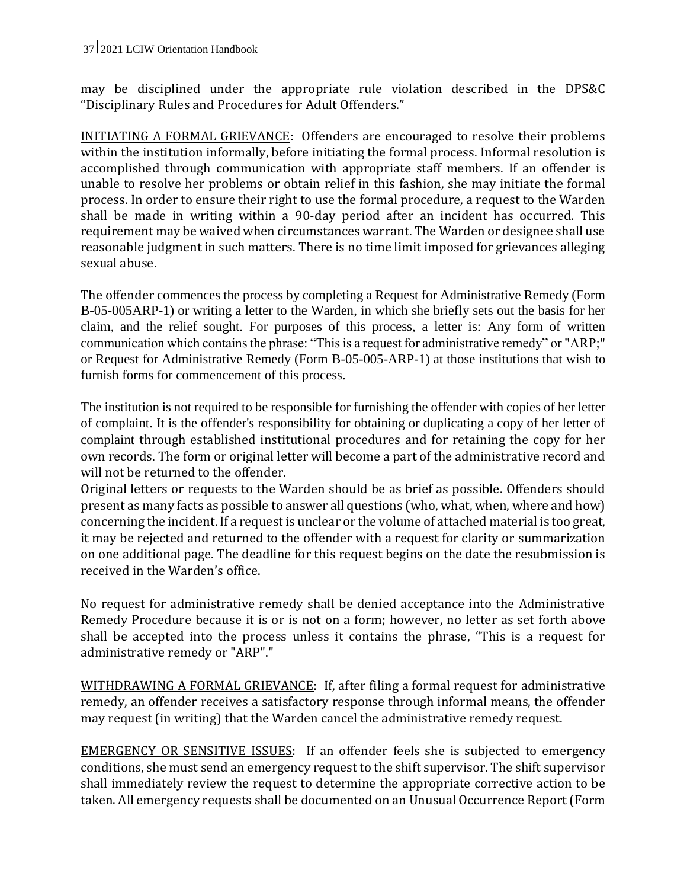may be disciplined under the appropriate rule violation described in the DPS&C "Disciplinary Rules and Procedures for Adult Offenders."

<u>INITIATING A FORMAL GRIEVANCE</u>: Offenders are encouraged to resolve their problems within the institution informally, before initiating the formal process. Informal resolution is accomplished through communication with appropriate staff members. If an offender is unable to resolve her problems or obtain relief in this fashion, she may initiate the formal process. In order to ensure their right to use the formal procedure, a request to the Warden shall be made in writing within a 90-day period after an incident has occurred. This requirement may be waived when circumstances warrant. The Warden or designee shall use reasonable judgment in such matters. There is no time limit imposed for grievances alleging sexual abuse.

The offender commences the process by completing a Request for Administrative Remedy (Form B-05-005ARP-1) or writing a letter to the Warden, in which she briefly sets out the basis for her claim, and the relief sought. For purposes of this process, a letter is: Any form of written communication which contains the phrase: "This is a request for administrative remedy" or "ARP;" or Request for Administrative Remedy (Form B-05-005-ARP-1) at those institutions that wish to furnish forms for commencement of this process.

The institution is not required to be responsible for furnishing the offender with copies of her letter of complaint. It is the offender's responsibility for obtaining or duplicating a copy of her letter of complaint through established institutional procedures and for retaining the copy for her own records. The form or original letter will become a part of the administrative record and will not be returned to the offender.

Original letters or requests to the Warden should be as brief as possible. Offenders should present as many facts as possible to answer all questions (who, what, when, where and how) concerning the incident. If a request is unclear or the volume of attached material is too great, it may be rejected and returned to the offender with a request for clarity or summarization on one additional page. The deadline for this request begins on the date the resubmission is received in the Warden's office.

No request for administrative remedy shall be denied acceptance into the Administrative Remedy Procedure because it is or is not on a form; however, no letter as set forth above shall be accepted into the process unless it contains the phrase, "This is a request for administrative remedy or "ARP"."

<u>WITHDRAWING A FORMAL GRIEVANCE</u>: If, after filing a formal request for administrative remedy, an offender receives a satisfactory response through informal means, the offender may request (in writing) that the Warden cancel the administrative remedy request.

<u>EMERGENCY OR SENSITIVE ISSUES</u>: If an offender feels she is subjected to emergency conditions, she must send an emergency request to the shift supervisor. The shift supervisor shall immediately review the request to determine the appropriate corrective action to be taken. All emergency requests shall be documented on an Unusual Occurrence Report (Form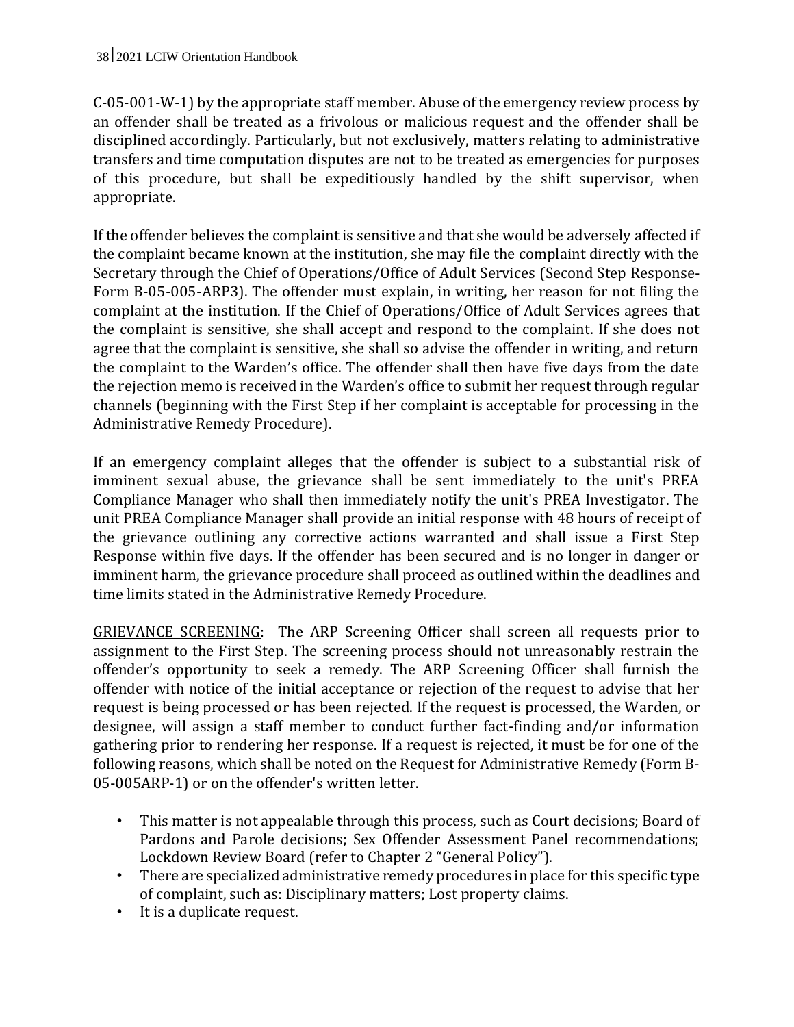C-05-001-W-1) by the appropriate staff member. Abuse of the emergency review process by an offender shall be treated as a frivolous or malicious request and the offender shall be disciplined accordingly. Particularly, but not exclusively, matters relating to administrative transfers and time computation disputes are not to be treated as emergencies for purposes of this procedure, but shall be expeditiously handled by the shift supervisor, when appropriate.

If the offender believes the complaint is sensitive and that she would be adversely affected if the complaint became known at the institution, she may file the complaint directly with the Secretary through the Chief of Operations/Office of Adult Services (Second Step Response-Form B-05-005-ARP3). The offender must explain, in writing, her reason for not filing the complaint at the institution. If the Chief of Operations/Office of Adult Services agrees that the complaint is sensitive, she shall accept and respond to the complaint. If she does not agree that the complaint is sensitive, she shall so advise the offender in writing, and return the complaint to the Warden's office. The offender shall then have five days from the date the rejection memo is received in the Warden's office to submit her request through regular channels (beginning with the First Step if her complaint is acceptable for processing in the Administrative Remedy Procedure).

If an emergency complaint alleges that the offender is subject to a substantial risk of imminent sexual abuse, the grievance shall be sent immediately to the unit's PREA Compliance Manager who shall then immediately notify the unit's PREA Investigator. The unit PREA Compliance Manager shall provide an initial response with 48 hours of receipt of the grievance outlining any corrective actions warranted and shall issue a First Step Response within five days. If the offender has been secured and is no longer in danger or imminent harm, the grievance procedure shall proceed as outlined within the deadlines and time limits stated in the Administrative Remedy Procedure.

<u>GRIEVANCE SCREENING</u>: The ARP Screening Officer shall screen all requests prior to assignment to the First Step. The screening process should not unreasonably restrain the offender's opportunity to seek a remedy. The ARP Screening Officer shall furnish the offender with notice of the initial acceptance or rejection of the request to advise that her request is being processed or has been rejected. If the request is processed, the Warden, or designee, will assign a staff member to conduct further fact-finding and/or information gathering prior to rendering her response. If a request is rejected, it must be for one of the following reasons, which shall be noted on the Request for Administrative Remedy (Form B-05-005ARP-1) or on the offender's written letter.

- This matter is not appealable through this process, such as Court decisions; Board of Pardons and Parole decisions; Sex Offender Assessment Panel recommendations; Lockdown Review Board (refer to Chapter 2 "General Policy").
- There are specialized administrative remedy procedures in place for this specific type of complaint, such as: Disciplinary matters; Lost property claims.
- It is a duplicate request.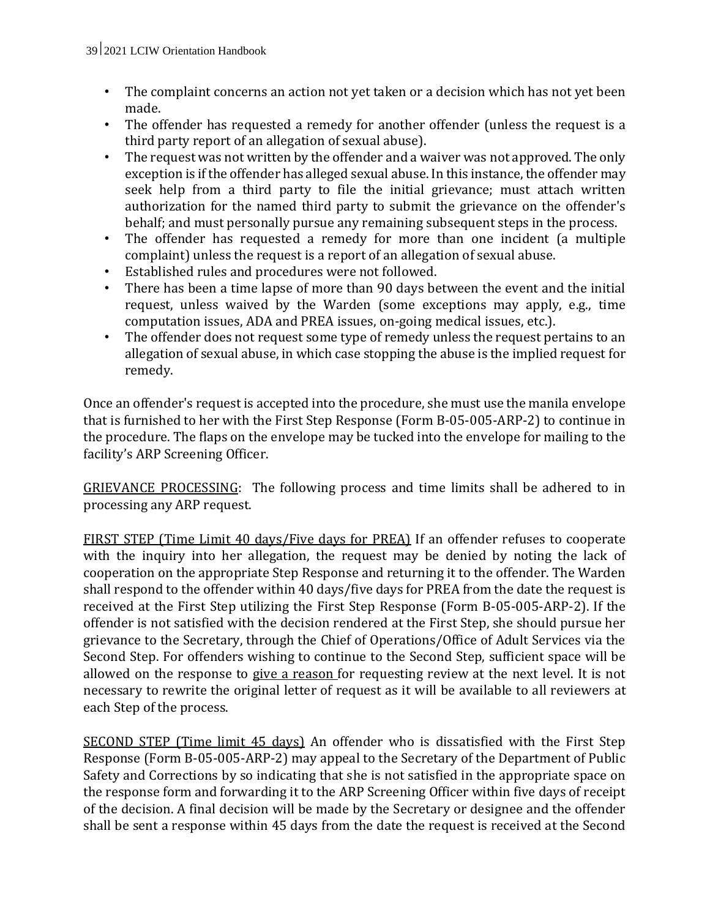- The complaint concerns an action not yet taken or a decision which has not yet been made.
- The offender has requested a remedy for another offender (unless the request is a third party report of an allegation of sexual abuse).
- The request was not written by the offender and a waiver was not approved. The only exception is if the offender has alleged sexual abuse. In this instance, the offender may seek help from a third party to file the initial grievance; must attach written authorization for the named third party to submit the grievance on the offender's behalf; and must personally pursue any remaining subsequent steps in the process.
- The offender has requested a remedy for more than one incident (a multiple complaint) unless the request is a report of an allegation of sexual abuse.
- Established rules and procedures were not followed.
- There has been a time lapse of more than 90 days between the event and the initial request, unless waived by the Warden (some exceptions may apply, e.g., time computation issues, ADA and PREA issues, on-going medical issues, etc.).
- The offender does not request some type of remedy unless the request pertains to an allegation of sexual abuse, in which case stopping the abuse is the implied request for remedy.

Once an offender's request is accepted into the procedure, she must use the manila envelope that is furnished to her with the First Step Response (Form B-05-005-ARP-2) to continue in the procedure. The flaps on the envelope may be tucked into the envelope for mailing to the facility's ARP Screening Officer.

<u>GRIEVANCE PROCESSING</u>: The following process and time limits shall be adhered to in processing any ARP request.

<u>FIRST STEP (Time Limit 40 days/Five days for PREA)</u> If an offender refuses to cooperate with the inquiry into her allegation, the request may be denied by noting the lack of cooperation on the appropriate Step Response and returning it to the offender. The Warden shall respond to the offender within 40 days/five days for PREA from the date the request is received at the First Step utilizing the First Step Response (Form B-05-005-ARP-2). If the offender is not satisfied with the decision rendered at the First Step, she should pursue her grievance to the Secretary, through the Chief of Operations/Office of Adult Services via the Second Step. For offenders wishing to continue to the Second Step, sufficient space will be allowed on the response to <u>give a reason</u> for requesting review at the next level. It is not necessary to rewrite the original letter of request as it will be available to all reviewers at each Step of the process.

<u>SECOND STEP (Time limit 45 days)</u> An offender who is dissatisfied with the First Step Response (Form B-05-005-ARP-2) may appeal to the Secretary of the Department of Public Safety and Corrections by so indicating that she is not satisfied in the appropriate space on the response form and forwarding it to the ARP Screening Officer within five days of receipt of the decision. A final decision will be made by the Secretary or designee and the offender shall be sent a response within 45 days from the date the request is received at the Second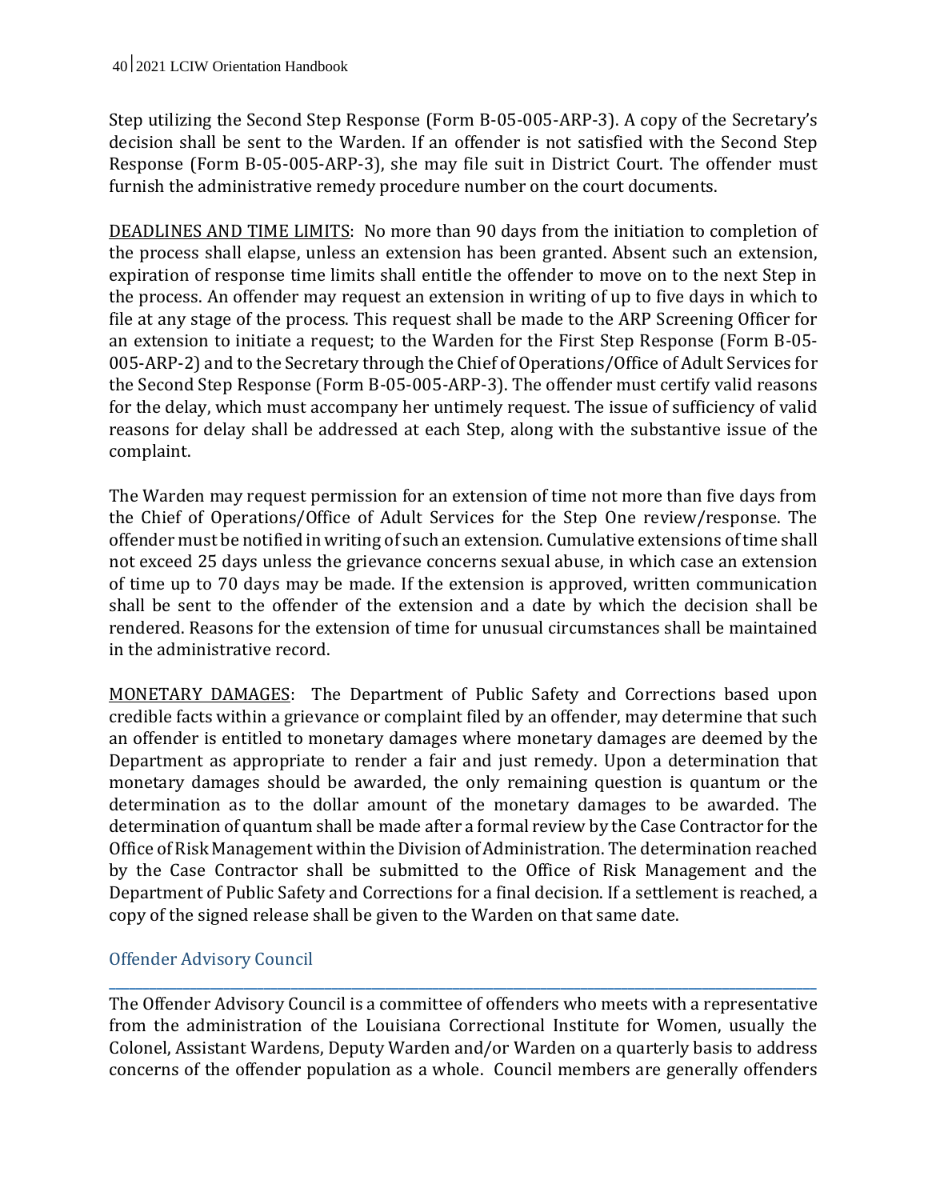Step utilizing the Second Step Response (Form B-05-005-ARP-3). A copy of the Secretary's decision shall be sent to the Warden. If an offender is not satisfied with the Second Step Response (Form B-05-005-ARP-3), she may file suit in District Court. The offender must furnish the administrative remedy procedure number on the court documents.

DEADLINES AND TIME LIMITS: No more than 90 days from the initiation to completion of the process shall elapse, unless an extension has been granted. Absent such an extension, expiration of response time limits shall entitle the offender to move on to the next Step in the process. An offender may request an extension in writing of up to five days in which to file at any stage of the process. This request shall be made to the ARP Screening Officer for an extension to initiate a request; to the Warden for the First Step Response (Form B-05-005-ARP-2) and to the Secretary through the Chief of Operations/Office of Adult Services for the Second Step Response (Form B-05-005-ARP-3). The offender must certify valid reasons for the delay, which must accompany her untimely request. The issue of sufficiency of valid reasons for delay shall be addressed at each Step, along with the substantive issue of the complaint.

The Warden may request permission for an extension of time not more than five days from the Chief of Operations/Office of Adult Services for the Step One review/response. The offender must be notified in writing of such an extension. Cumulative extensions of time shall not exceed 25 days unless the grievance concerns sexual abuse, in which case an extension of time up to 70 days may be made. If the extension is approved, written communication shall be sent to the offender of the extension and a date by which the decision shall be rendered. Reasons for the extension of time for unusual circumstances shall be maintained in the administrative record.

MONETARY DAMAGES: The Department of Public Safety and Corrections based upon credible facts within a grievance or complaint filed by an offender, may determine that such an offender is entitled to monetary damages where monetary damages are deemed by the Department as appropriate to render a fair and just remedy. Upon a determination that monetary damages should be awarded, the only remaining question is quantum or the determination as to the dollar amount of the monetary damages to be awarded. The determination of quantum shall be made after a formal review by the Case Contractor for the Office of Risk Management within the Division of Administration. The determination reached by the Case Contractor shall be submitted to the Office of Risk Management and the Department of Public Safety and Corrections for a final decision. If a settlement is reached, a copy of the signed release shall be given to the Warden on that same date.

## Offender Advisory Council

The Offender Advisory Council is a committee of offenders who meets with a representative from the administration of the Louisiana Correctional Institute for Women, usually the Colonel, Assistant Wardens, Deputy Warden and/or Warden on a quarterly basis to address concerns of the offender population as a whole. Council members are generally offenders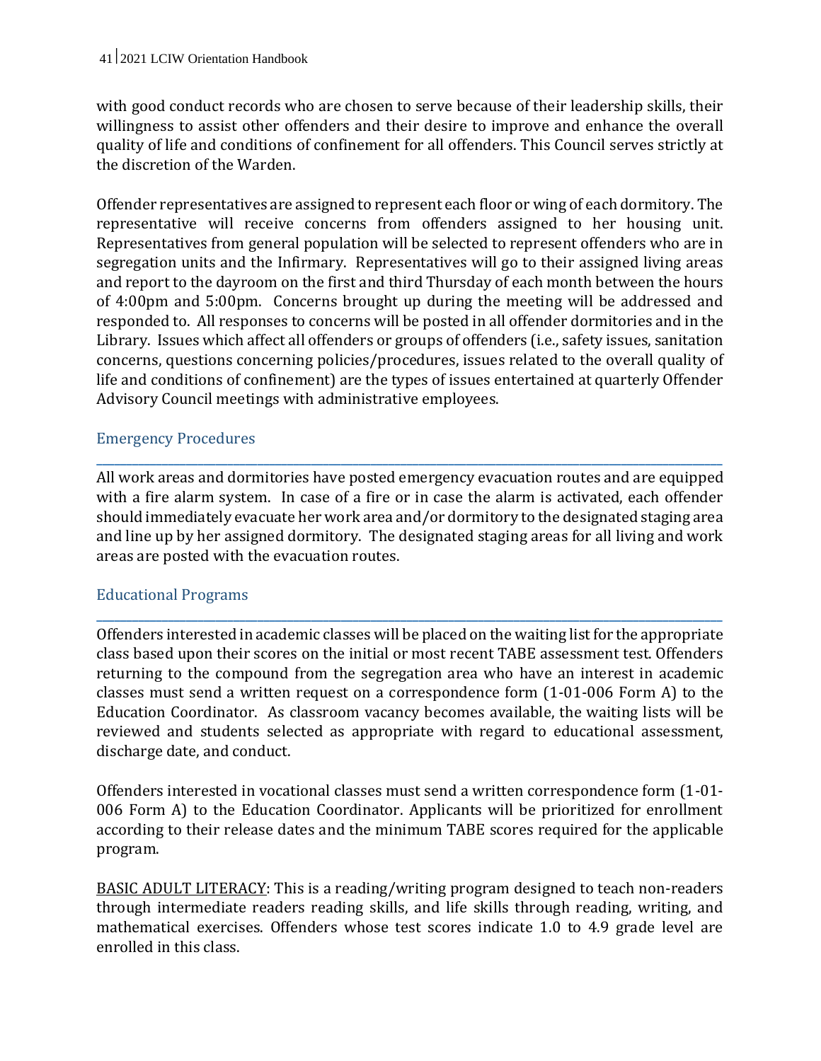with good conduct records who are chosen to serve because of their leadership skills, their willingness to assist other offenders and their desire to improve and enhance the overall quality of life and conditions of confinement for all offenders. This Council serves strictly at the discretion of the Warden.

Offender representatives are assigned to represent each floor or wing of each dormitory. The representative will receive concerns from offenders assigned to her housing unit. Representatives from general population will be selected to represent offenders who are in segregation units and the Infirmary. Representatives will go to their assigned living areas and report to the dayroom on the first and third Thursday of each month between the hours of 4:00pm and 5:00pm. Concerns brought up during the meeting will be addressed and responded to. All responses to concerns will be posted in all offender dormitories and in the Library. Issues which affect all offenders or groups of offenders (i.e., safety issues, sanitation concerns, questions concerning policies/procedures, issues related to the overall quality of life and conditions of confinement) are the types of issues entertained at quarterly Offender Advisory Council meetings with administrative employees.

## Emergency Procedures

All work areas and dormitories have posted emergency evacuation routes and are equipped with a fire alarm system. In case of a fire or in case the alarm is activated, each offender should immediately evacuate her work area and/or dormitory to the designated staging area and line up by her assigned dormitory. The designated staging areas for all living and work areas are posted with the evacuation routes.

## Educational Programs

Offenders interested in academic classes will be placed on the waiting list for the appropriate class based upon their scores on the initial or most recent TABE assessment test. Offenders returning to the compound from the segregation area who have an interest in academic classes must send a written request on a correspondence form (1-01-006 Form A) to the Education Coordinator. As classroom vacancy becomes available, the waiting lists will be reviewed and students selected as appropriate with regard to educational assessment, discharge date, and conduct.

Offenders interested in vocational classes must send a written correspondence form (1-01-006 Form A) to the Education Coordinator. Applicants will be prioritized for enrollment according to their release dates and the minimum TABE scores required for the applicable program.

<u>BASIC ADULT LITERACY</u>: This is a reading/writing program designed to teach non-readers through intermediate readers reading skills, and life skills through reading, writing, and mathematical exercises. Offenders whose test scores indicate 1.0 to 4.9 grade level are enrolled in this class.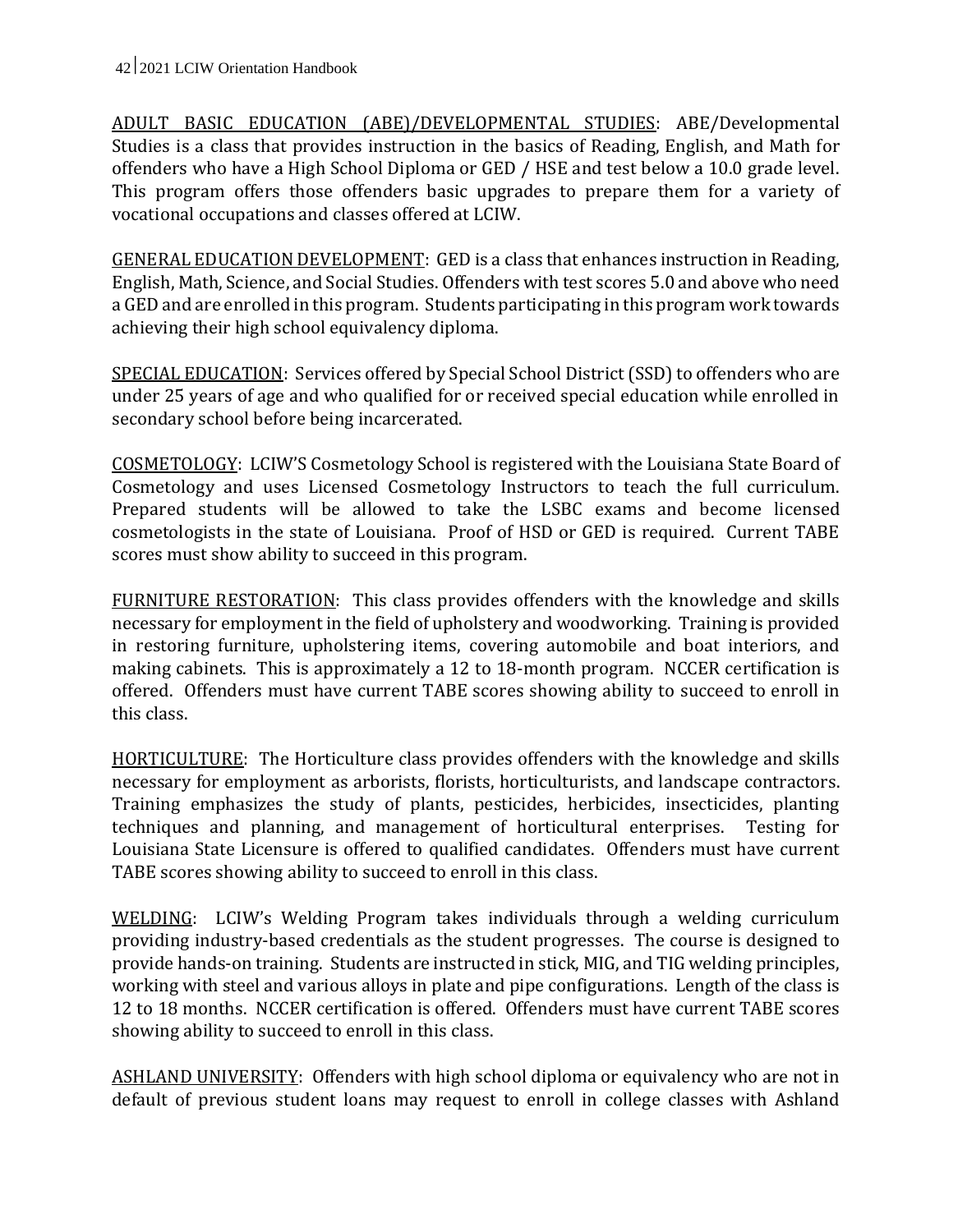ADULT BASIC EDUCATION (ABE)/DEVELOPMENTAL STUDIES: ABE/Developmental Studies is a class that provides instruction in the basics of Reading, English, and Math for offenders who have a High School Diploma or GED / HSE and test below a 10.0 grade level. This program offers those offenders basic upgrades to prepare them for a variety of vocational occupations and classes offered at LCIW.

GENERAL EDUCATION DEVELOPMENT: GED is a class that enhances instruction in Reading, English, Math, Science, and Social Studies. Offenders with test scores 5.0 and above who need a GED and are enrolled in this program. Students participating in this program work towards achieving their high school equivalency diploma.

SPECIAL EDUCATION: Services offered by Special School District (SSD) to offenders who are under 25 years of age and who qualified for or received special education while enrolled in secondary school before being incarcerated.

COSMETOLOGY: LCIW'S Cosmetology School is registered with the Louisiana State Board of Cosmetology and uses Licensed Cosmetology Instructors to teach the full curriculum. Prepared students will be allowed to take the LSBC exams and become licensed cosmetologists in the state of Louisiana. Proof of HSD or GED is required. Current TABE scores must show ability to succeed in this program.

FURNITURE RESTORATION: This class provides offenders with the knowledge and skills necessary for employment in the field of upholstery and woodworking. Training is provided in restoring furniture, upholstering items, covering automobile and boat interiors, and making cabinets. This is approximately a 12 to 18-month program. NCCER certification is offered. Offenders must have current TABE scores showing ability to succeed to enroll in this class.

HORTICULTURE: The Horticulture class provides offenders with the knowledge and skills necessary for employment as arborists, florists, horticulturists, and landscape contractors. Training emphasizes the study of plants, pesticides, herbicides, insecticides, planting techniques and planning, and management of horticultural enterprises. Testing for Louisiana State Licensure is offered to qualified candidates. Offenders must have current TABE scores showing ability to succeed to enroll in this class.

WELDING: LCIW's Welding Program takes individuals through a welding curriculum providing industry-based credentials as the student progresses. The course is designed to provide hands-on training. Students are instructed in stick, MIG, and TIG welding principles, working with steel and various alloys in plate and pipe configurations. Length of the class is 12 to 18 months. NCCER certification is offered. Offenders must have current TABE scores showing ability to succeed to enroll in this class.

ASHLAND UNIVERSITY: Offenders with high school diploma or equivalency who are not in default of previous student loans may request to enroll in college classes with Ashland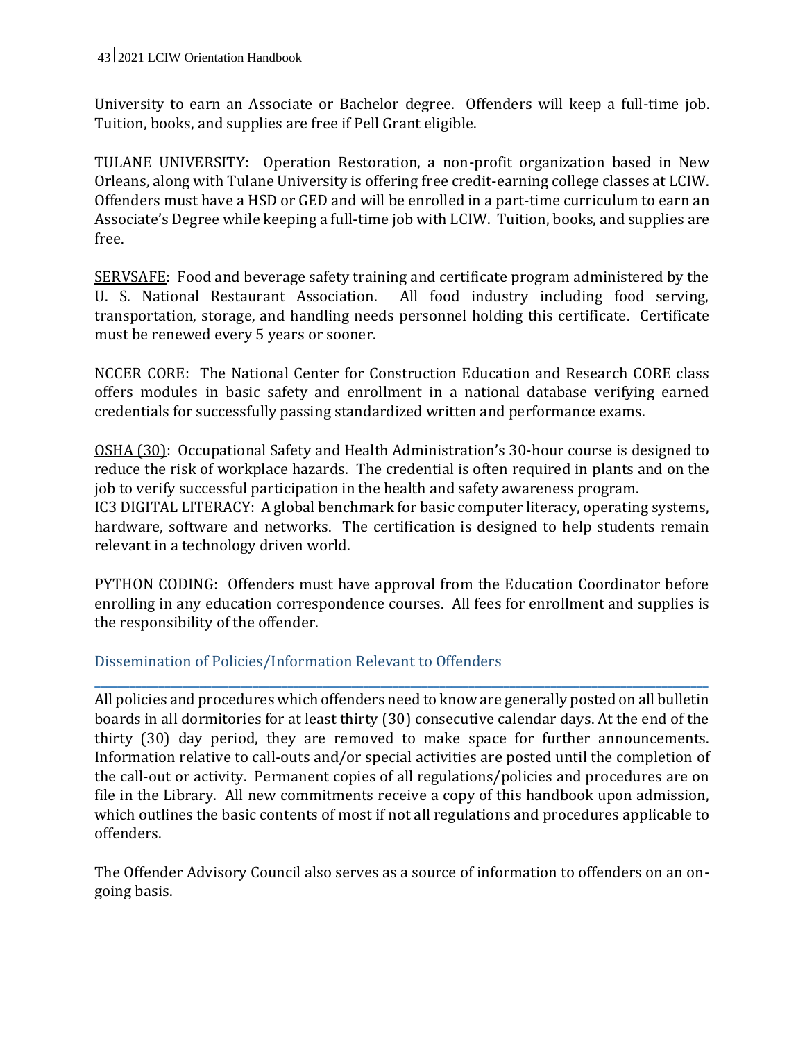University to earn an Associate or Bachelor degree. Offenders will keep a full-time job. Tuition, books, and supplies are free if Pell Grant eligible.

<u>TULANE UNIVERSITY</u>: Operation Restoration, a non-profit organization based in New Orleans, along with Tulane University is offering free credit-earning college classes at LCIW. Offenders must have a HSD or GED and will be enrolled in a part-time curriculum to earn an Associate's Degree while keeping a full-time job with LCIW. Tuition, books, and supplies are free.

<u>SERVSAFE</u>: Food and beverage safety training and certificate program administered by the U. S. National Restaurant Association. All food industry including food serving, transportation, storage, and handling needs personnel holding this certificate. Certificate must be renewed every 5 years or sooner.

<u>NCCER CORE</u>: The National Center for Construction Education and Research CORE class offers modules in basic safety and enrollment in a national database verifying earned credentials for successfully passing standardized written and performance exams.

<u>OSHA (30)</u>: Occupational Safety and Health Administration's 30-hour course is designed to reduce the risk of workplace hazards. The credential is often required in plants and on the job to verify successful participation in the health and safety awareness program.

<u>IC3 DIGITAL LITERACY</u>: A global benchmark for basic computer literacy, operating systems, hardware, software and networks. The certification is designed to help students remain relevant in a technology driven world.

<u>PYTHON CODING</u>: Offenders must have approval from the Education Coordinator before enrolling in any education correspondence courses. All fees for enrollment and supplies is the responsibility of the offender.

## Dissemination of Policies/Information Relevant to Offenders

All policies and procedures which offenders need to know are generally posted on all bulletin boards in all dormitories for at least thirty (30) consecutive calendar days. At the end of the thirty (30) day period, they are removed to make space for further announcements. Information relative to call-outs and/or special activities are posted until the completion of the call-out or activity. Permanent copies of all regulations/policies and procedures are on file in the Library. All new commitments receive a copy of this handbook upon admission, which outlines the basic contents of most if not all regulations and procedures applicable to offenders.

The Offender Advisory Council also serves as a source of information to offenders on an on-going basis.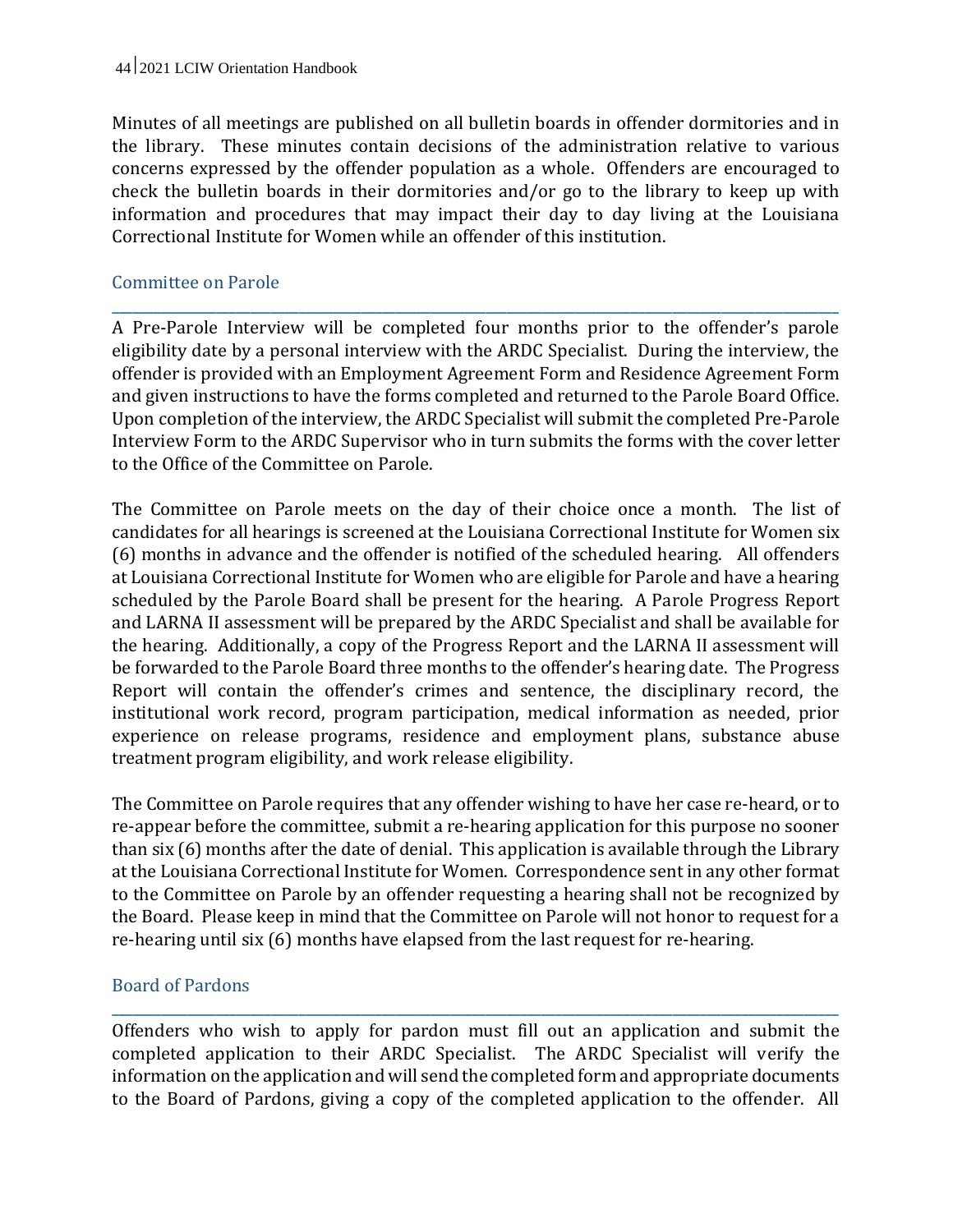Minutes of all meetings are published on all bulletin boards in offender dormitories and in the library. These minutes contain decisions of the administration relative to various concerns expressed by the offender population as a whole. Offenders are encouraged to check the bulletin boards in their dormitories and/or go to the library to keep up with information and procedures that may impact their day to day living at the Louisiana Correctional Institute for Women while an offender of this institution.

## Committee on Parole

A Pre-Parole Interview will be completed four months prior to the offender's parole eligibility date by a personal interview with the ARDC Specialist. During the interview, the offender is provided with an Employment Agreement Form and Residence Agreement Form and given instructions to have the forms completed and returned to the Parole Board Office. Upon completion of the interview, the ARDC Specialist will submit the completed Pre-Parole Interview Form to the ARDC Supervisor who in turn submits the forms with the cover letter to the Office of the Committee on Parole.

The Committee on Parole meets on the day of their choice once a month. The list of candidates for all hearings is screened at the Louisiana Correctional Institute for Women six (6) months in advance and the offender is notified of the scheduled hearing. All offenders at Louisiana Correctional Institute for Women who are eligible for Parole and have a hearing scheduled by the Parole Board shall be present for the hearing. A Parole Progress Report and LARNA II assessment will be prepared by the ARDC Specialist and shall be available for the hearing. Additionally, a copy of the Progress Report and the LARNA II assessment will be forwarded to the Parole Board three months to the offender's hearing date. The Progress Report will contain the offender's crimes and sentence, the disciplinary record, the institutional work record, program participation, medical information as needed, prior experience on release programs, residence and employment plans, substance abuse treatment program eligibility, and work release eligibility.

The Committee on Parole requires that any offender wishing to have her case re-heard, or to re-appear before the committee, submit a re-hearing application for this purpose no sooner than six (6) months after the date of denial. This application is available through the Library at the Louisiana Correctional Institute for Women. Correspondence sent in any other format to the Committee on Parole by an offender requesting a hearing shall not be recognized by the Board. Please keep in mind that the Committee on Parole will not honor to request for a re-hearing until six (6) months have elapsed from the last request for re-hearing.

## Board of Pardons

Offenders who wish to apply for pardon must fill out an application and submit the completed application to their ARDC Specialist. The ARDC Specialist will verify the information on the application and will send the completed form and appropriate documents to the Board of Pardons, giving a copy of the completed application to the offender. All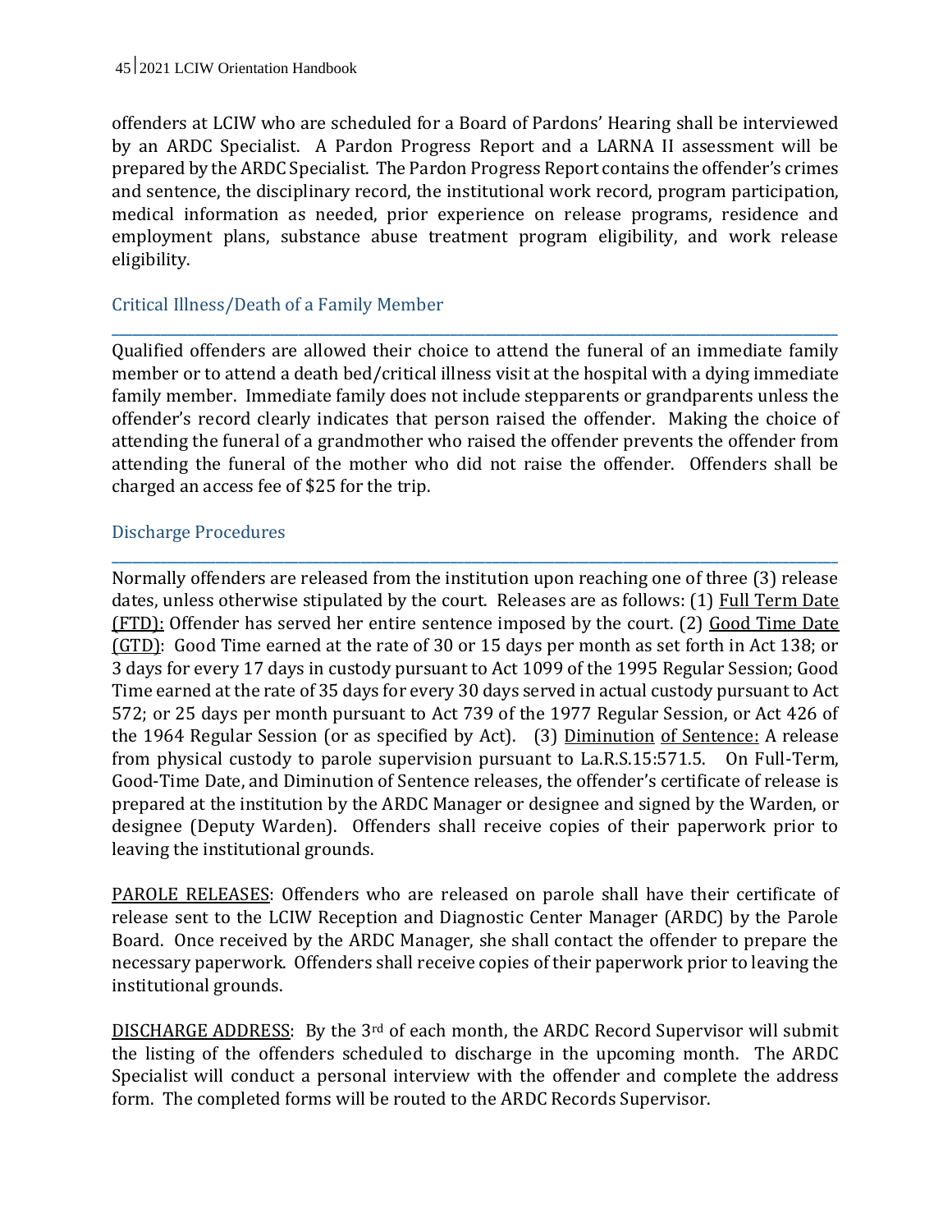offenders at LCIW who are scheduled for a Board of Pardons' Hearing shall be interviewed by an ARDC Specialist. A Pardon Progress Report and a LARNA II assessment will be prepared by the ARDC Specialist. The Pardon Progress Report contains the offender's crimes and sentence, the disciplinary record, the institutional work record, program participation, medical information as needed, prior experience on release programs, residence and employment plans, substance abuse treatment program eligibility, and work release eligibility.

## Critical Illness/Death of a Family Member

Qualified offenders are allowed their choice to attend the funeral of an immediate family member or to attend a death bed/critical illness visit at the hospital with a dying immediate family member. Immediate family does not include stepparents or grandparents unless the offender's record clearly indicates that person raised the offender. Making the choice of attending the funeral of a grandmother who raised the offender prevents the offender from attending the funeral of the mother who did not raise the offender. Offenders shall be charged an access fee of $25 for the trip.

## Discharge Procedures

Normally offenders are released from the institution upon reaching one of three (3) release dates, unless otherwise stipulated by the court. Releases are as follows: (1) <u>Full Term Date (FTD):</u> Offender has served her entire sentence imposed by the court. (2) <u>Good Time Date (GTD)</u>: Good Time earned at the rate of 30 or 15 days per month as set forth in Act 138; or 3 days for every 17 days in custody pursuant to Act 1099 of the 1995 Regular Session; Good Time earned at the rate of 35 days for every 30 days served in actual custody pursuant to Act 572; or 25 days per month pursuant to Act 739 of the 1977 Regular Session, or Act 426 of the 1964 Regular Session (or as specified by Act). (3) <u>Diminution of Sentence:</u> A release from physical custody to parole supervision pursuant to La.R.S.15:571.5. On Full-Term, Good-Time Date, and Diminution of Sentence releases, the offender's certificate of release is prepared at the institution by the ARDC Manager or designee and signed by the Warden, or designee (Deputy Warden). Offenders shall receive copies of their paperwork prior to leaving the institutional grounds.

<u>PAROLE RELEASES</u>: Offenders who are released on parole shall have their certificate of release sent to the LCIW Reception and Diagnostic Center Manager (ARDC) by the Parole Board. Once received by the ARDC Manager, she shall contact the offender to prepare the necessary paperwork. Offenders shall receive copies of their paperwork prior to leaving the institutional grounds.

<u>DISCHARGE ADDRESS</u>: By the 3rd of each month, the ARDC Record Supervisor will submit the listing of the offenders scheduled to discharge in the upcoming month. The ARDC Specialist will conduct a personal interview with the offender and complete the address form. The completed forms will be routed to the ARDC Records Supervisor.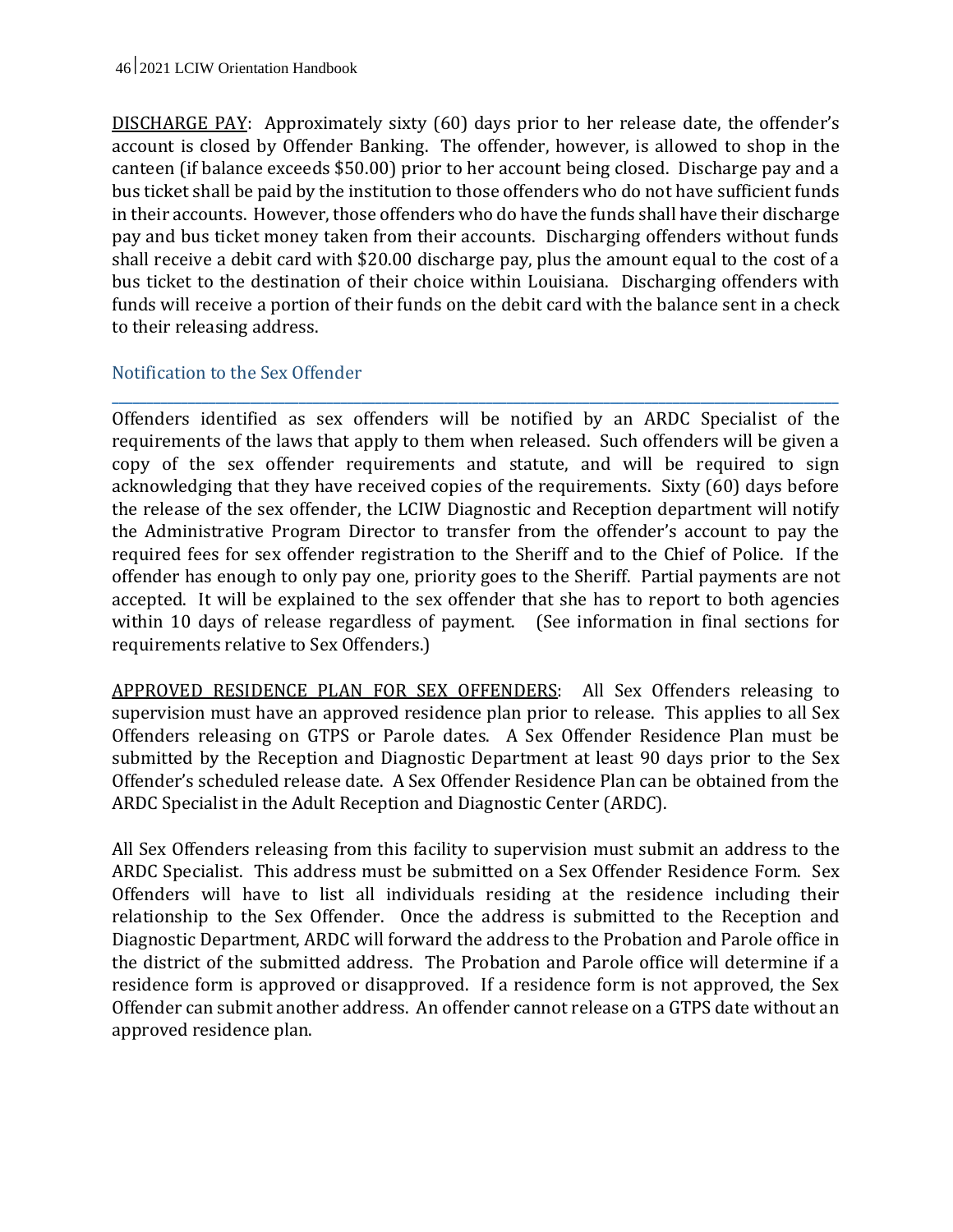<u>DISCHARGE PAY</u>: Approximately sixty (60) days prior to her release date, the offender's account is closed by Offender Banking. The offender, however, is allowed to shop in the canteen (if balance exceeds $50.00) prior to her account being closed. Discharge pay and a bus ticket shall be paid by the institution to those offenders who do not have sufficient funds in their accounts. However, those offenders who do have the funds shall have their discharge pay and bus ticket money taken from their accounts. Discharging offenders without funds shall receive a debit card with $20.00 discharge pay, plus the amount equal to the cost of a bus ticket to the destination of their choice within Louisiana. Discharging offenders with funds will receive a portion of their funds on the debit card with the balance sent in a check to their releasing address.

## Notification to the Sex Offender

Offenders identified as sex offenders will be notified by an ARDC Specialist of the requirements of the laws that apply to them when released. Such offenders will be given a copy of the sex offender requirements and statute, and will be required to sign acknowledging that they have received copies of the requirements. Sixty (60) days before the release of the sex offender, the LCIW Diagnostic and Reception department will notify the Administrative Program Director to transfer from the offender's account to pay the required fees for sex offender registration to the Sheriff and to the Chief of Police. If the offender has enough to only pay one, priority goes to the Sheriff. Partial payments are not accepted. It will be explained to the sex offender that she has to report to both agencies within 10 days of release regardless of payment. (See information in final sections for requirements relative to Sex Offenders.)

<u>APPROVED RESIDENCE PLAN FOR SEX OFFENDERS</u>: All Sex Offenders releasing to supervision must have an approved residence plan prior to release. This applies to all Sex Offenders releasing on GTPS or Parole dates. A Sex Offender Residence Plan must be submitted by the Reception and Diagnostic Department at least 90 days prior to the Sex Offender's scheduled release date. A Sex Offender Residence Plan can be obtained from the ARDC Specialist in the Adult Reception and Diagnostic Center (ARDC).

All Sex Offenders releasing from this facility to supervision must submit an address to the ARDC Specialist. This address must be submitted on a Sex Offender Residence Form. Sex Offenders will have to list all individuals residing at the residence including their relationship to the Sex Offender. Once the address is submitted to the Reception and Diagnostic Department, ARDC will forward the address to the Probation and Parole office in the district of the submitted address. The Probation and Parole office will determine if a residence form is approved or disapproved. If a residence form is not approved, the Sex Offender can submit another address. An offender cannot release on a GTPS date without an approved residence plan.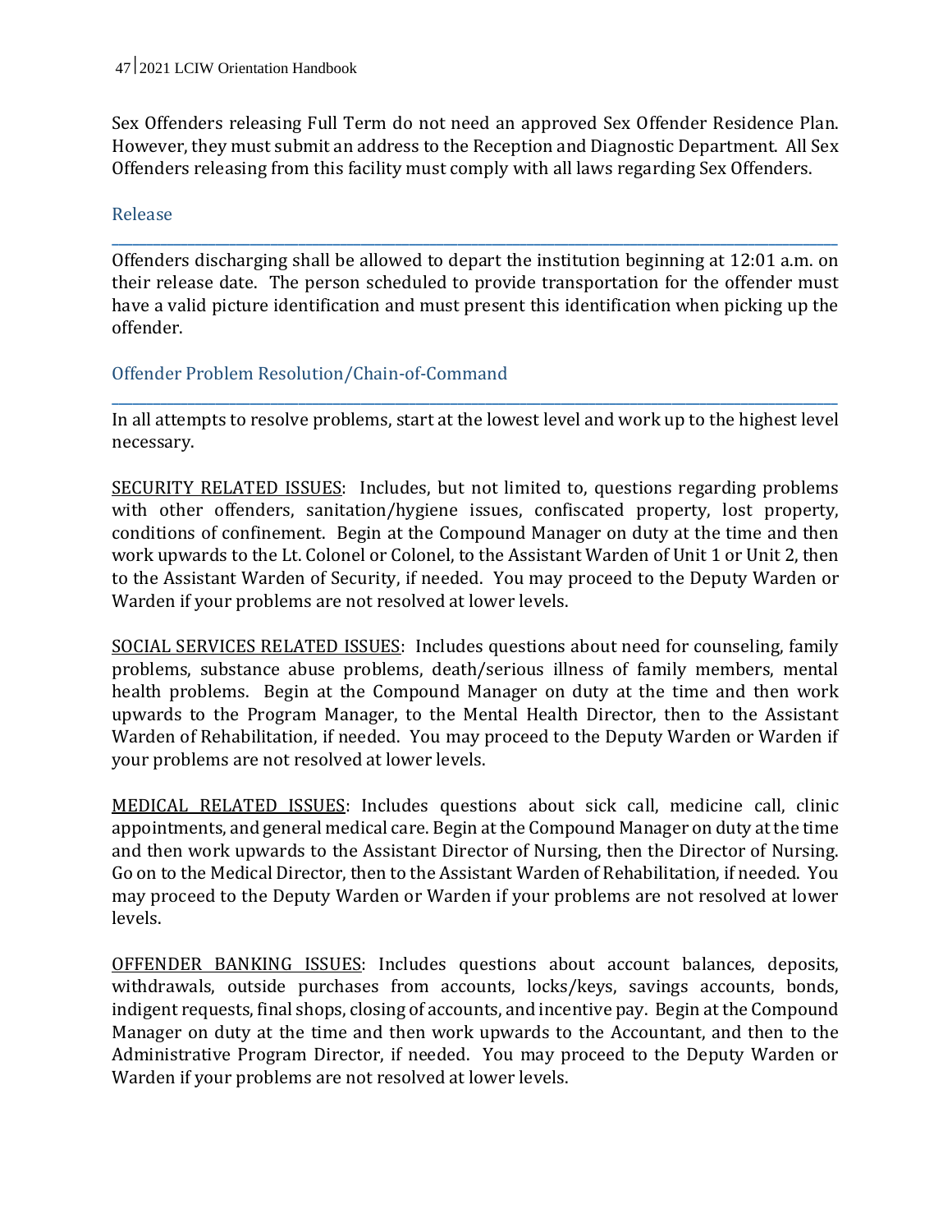Sex Offenders releasing Full Term do not need an approved Sex Offender Residence Plan. However, they must submit an address to the Reception and Diagnostic Department. All Sex Offenders releasing from this facility must comply with all laws regarding Sex Offenders.

## Release

Offenders discharging shall be allowed to depart the institution beginning at 12:01 a.m. on their release date. The person scheduled to provide transportation for the offender must have a valid picture identification and must present this identification when picking up the offender.

## Offender Problem Resolution/Chain-of-Command

In all attempts to resolve problems, start at the lowest level and work up to the highest level necessary.

<u>SECURITY RELATED ISSUES</u>: Includes, but not limited to, questions regarding problems with other offenders, sanitation/hygiene issues, confiscated property, lost property, conditions of confinement. Begin at the Compound Manager on duty at the time and then work upwards to the Lt. Colonel or Colonel, to the Assistant Warden of Unit 1 or Unit 2, then to the Assistant Warden of Security, if needed. You may proceed to the Deputy Warden or Warden if your problems are not resolved at lower levels.

<u>SOCIAL SERVICES RELATED ISSUES</u>: Includes questions about need for counseling, family problems, substance abuse problems, death/serious illness of family members, mental health problems. Begin at the Compound Manager on duty at the time and then work upwards to the Program Manager, to the Mental Health Director, then to the Assistant Warden of Rehabilitation, if needed. You may proceed to the Deputy Warden or Warden if your problems are not resolved at lower levels.

<u>MEDICAL RELATED ISSUES</u>: Includes questions about sick call, medicine call, clinic appointments, and general medical care. Begin at the Compound Manager on duty at the time and then work upwards to the Assistant Director of Nursing, then the Director of Nursing. Go on to the Medical Director, then to the Assistant Warden of Rehabilitation, if needed. You may proceed to the Deputy Warden or Warden if your problems are not resolved at lower levels.

<u>OFFENDER BANKING ISSUES</u>: Includes questions about account balances, deposits, withdrawals, outside purchases from accounts, locks/keys, savings accounts, bonds, indigent requests, final shops, closing of accounts, and incentive pay. Begin at the Compound Manager on duty at the time and then work upwards to the Accountant, and then to the Administrative Program Director, if needed. You may proceed to the Deputy Warden or Warden if your problems are not resolved at lower levels.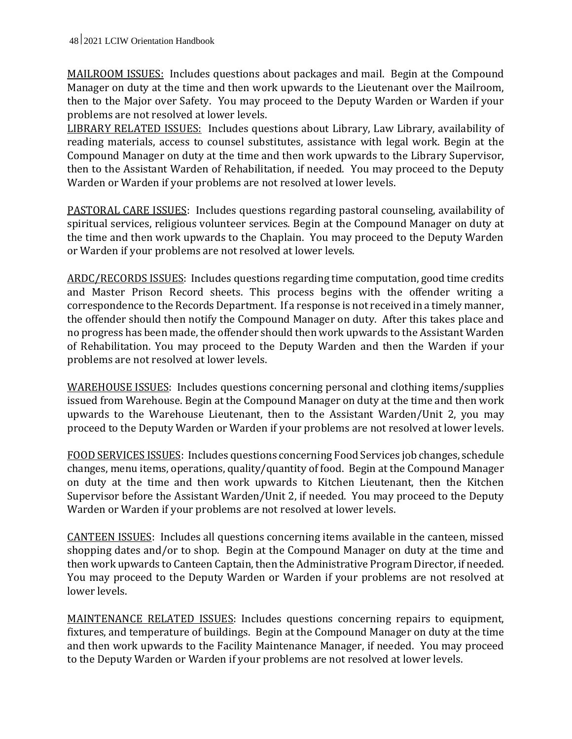MAILROOM ISSUES: Includes questions about packages and mail. Begin at the Compound Manager on duty at the time and then work upwards to the Lieutenant over the Mailroom, then to the Major over Safety. You may proceed to the Deputy Warden or Warden if your problems are not resolved at lower levels.

LIBRARY RELATED ISSUES: Includes questions about Library, Law Library, availability of reading materials, access to counsel substitutes, assistance with legal work. Begin at the Compound Manager on duty at the time and then work upwards to the Library Supervisor, then to the Assistant Warden of Rehabilitation, if needed. You may proceed to the Deputy Warden or Warden if your problems are not resolved at lower levels.

PASTORAL CARE ISSUES: Includes questions regarding pastoral counseling, availability of spiritual services, religious volunteer services. Begin at the Compound Manager on duty at the time and then work upwards to the Chaplain. You may proceed to the Deputy Warden or Warden if your problems are not resolved at lower levels.

ARDC/RECORDS ISSUES: Includes questions regarding time computation, good time credits and Master Prison Record sheets. This process begins with the offender writing a correspondence to the Records Department. If a response is not received in a timely manner, the offender should then notify the Compound Manager on duty. After this takes place and no progress has been made, the offender should then work upwards to the Assistant Warden of Rehabilitation. You may proceed to the Deputy Warden and then the Warden if your problems are not resolved at lower levels.

WAREHOUSE ISSUES: Includes questions concerning personal and clothing items/supplies issued from Warehouse. Begin at the Compound Manager on duty at the time and then work upwards to the Warehouse Lieutenant, then to the Assistant Warden/Unit 2, you may proceed to the Deputy Warden or Warden if your problems are not resolved at lower levels.

FOOD SERVICES ISSUES: Includes questions concerning Food Services job changes, schedule changes, menu items, operations, quality/quantity of food. Begin at the Compound Manager on duty at the time and then work upwards to Kitchen Lieutenant, then the Kitchen Supervisor before the Assistant Warden/Unit 2, if needed. You may proceed to the Deputy Warden or Warden if your problems are not resolved at lower levels.

CANTEEN ISSUES: Includes all questions concerning items available in the canteen, missed shopping dates and/or to shop. Begin at the Compound Manager on duty at the time and then work upwards to Canteen Captain, then the Administrative Program Director, if needed. You may proceed to the Deputy Warden or Warden if your problems are not resolved at lower levels.

MAINTENANCE RELATED ISSUES: Includes questions concerning repairs to equipment, fixtures, and temperature of buildings. Begin at the Compound Manager on duty at the time and then work upwards to the Facility Maintenance Manager, if needed. You may proceed to the Deputy Warden or Warden if your problems are not resolved at lower levels.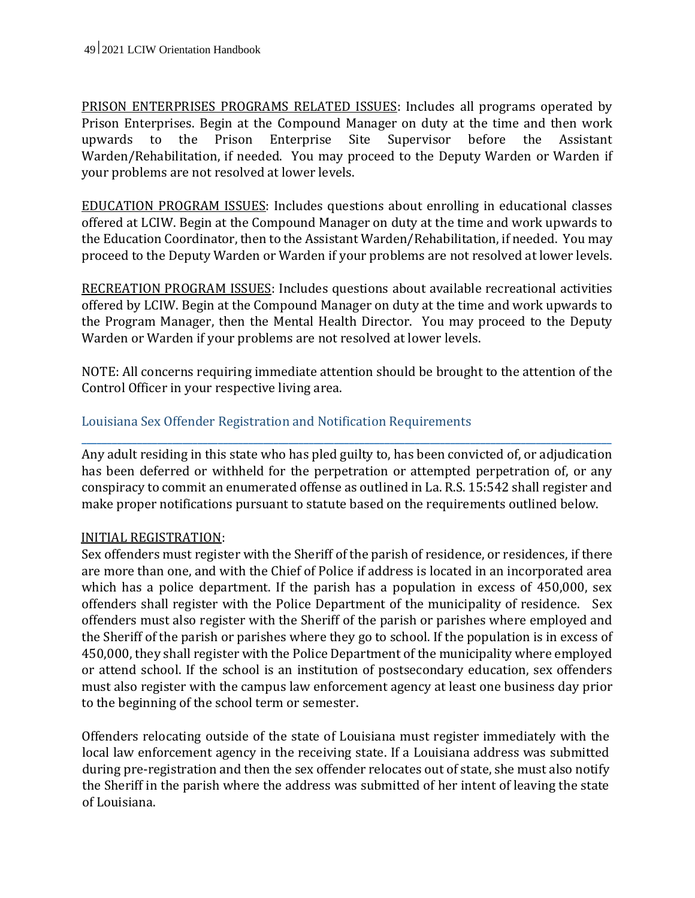<u>PRISON ENTERPRISES PROGRAMS RELATED ISSUES</u>: Includes all programs operated by Prison Enterprises. Begin at the Compound Manager on duty at the time and then work upwards to the Prison Enterprise Site Supervisor before the Assistant Warden/Rehabilitation, if needed. You may proceed to the Deputy Warden or Warden if your problems are not resolved at lower levels.

<u>EDUCATION PROGRAM ISSUES</u>: Includes questions about enrolling in educational classes offered at LCIW. Begin at the Compound Manager on duty at the time and work upwards to the Education Coordinator, then to the Assistant Warden/Rehabilitation, if needed. You may proceed to the Deputy Warden or Warden if your problems are not resolved at lower levels.

<u>RECREATION PROGRAM ISSUES</u>: Includes questions about available recreational activities offered by LCIW. Begin at the Compound Manager on duty at the time and work upwards to the Program Manager, then the Mental Health Director. You may proceed to the Deputy Warden or Warden if your problems are not resolved at lower levels.

NOTE: All concerns requiring immediate attention should be brought to the attention of the Control Officer in your respective living area.

## Louisiana Sex Offender Registration and Notification Requirements

Any adult residing in this state who has pled guilty to, has been convicted of, or adjudication has been deferred or withheld for the perpetration or attempted perpetration of, or any conspiracy to commit an enumerated offense as outlined in La. R.S. 15:542 shall register and make proper notifications pursuant to statute based on the requirements outlined below.

<u>INITIAL REGISTRATION</u>:
Sex offenders must register with the Sheriff of the parish of residence, or residences, if there are more than one, and with the Chief of Police if address is located in an incorporated area which has a police department. If the parish has a population in excess of 450,000, sex offenders shall register with the Police Department of the municipality of residence. Sex offenders must also register with the Sheriff of the parish or parishes where employed and the Sheriff of the parish or parishes where they go to school. If the population is in excess of 450,000, they shall register with the Police Department of the municipality where employed or attend school. If the school is an institution of postsecondary education, sex offenders must also register with the campus law enforcement agency at least one business day prior to the beginning of the school term or semester.

Offenders relocating outside of the state of Louisiana must register immediately with the local law enforcement agency in the receiving state. If a Louisiana address was submitted during pre-registration and then the sex offender relocates out of state, she must also notify the Sheriff in the parish where the address was submitted of her intent of leaving the state of Louisiana.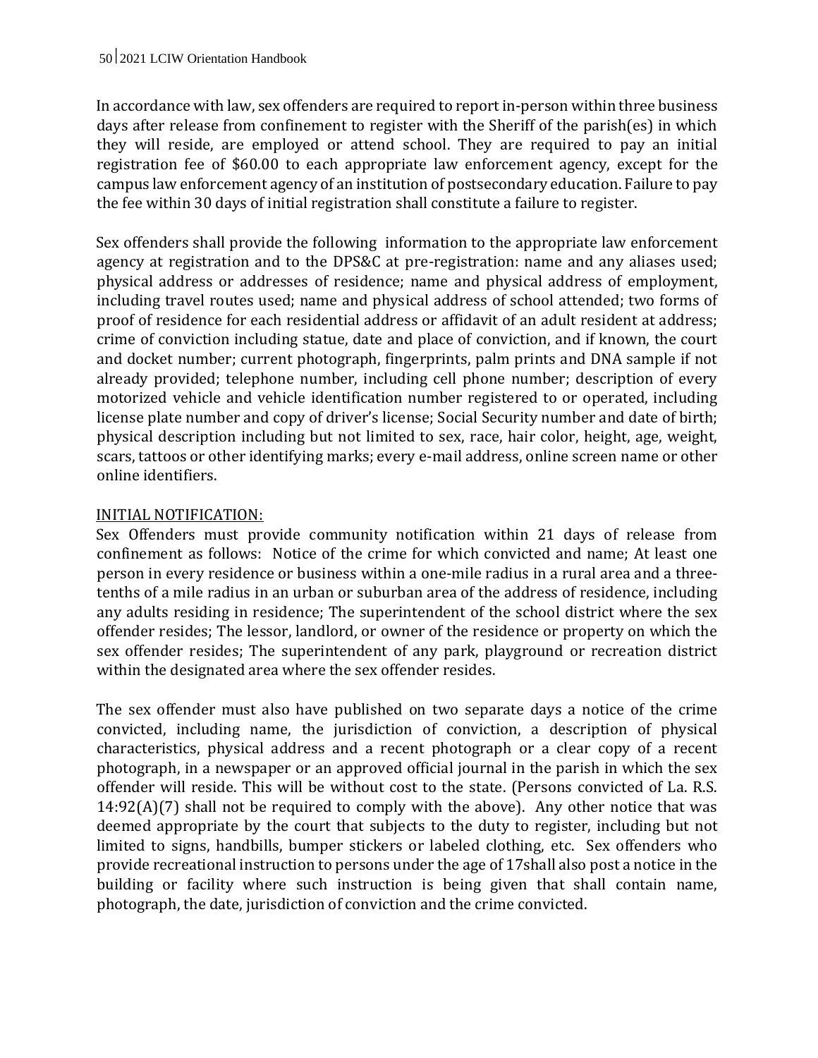In accordance with law, sex offenders are required to report in-person within three business days after release from confinement to register with the Sheriff of the parish(es) in which they will reside, are employed or attend school. They are required to pay an initial registration fee of $60.00 to each appropriate law enforcement agency, except for the campus law enforcement agency of an institution of postsecondary education. Failure to pay the fee within 30 days of initial registration shall constitute a failure to register.

Sex offenders shall provide the following information to the appropriate law enforcement agency at registration and to the DPS&C at pre-registration: name and any aliases used; physical address or addresses of residence; name and physical address of employment, including travel routes used; name and physical address of school attended; two forms of proof of residence for each residential address or affidavit of an adult resident at address; crime of conviction including statue, date and place of conviction, and if known, the court and docket number; current photograph, fingerprints, palm prints and DNA sample if not already provided; telephone number, including cell phone number; description of every motorized vehicle and vehicle identification number registered to or operated, including license plate number and copy of driver's license; Social Security number and date of birth; physical description including but not limited to sex, race, hair color, height, age, weight, scars, tattoos or other identifying marks; every e-mail address, online screen name or other online identifiers.

<u>INITIAL NOTIFICATION:</u>

Sex Offenders must provide community notification within 21 days of release from confinement as follows: Notice of the crime for which convicted and name; At least one person in every residence or business within a one-mile radius in a rural area and a three-tenths of a mile radius in an urban or suburban area of the address of residence, including any adults residing in residence; The superintendent of the school district where the sex offender resides; The lessor, landlord, or owner of the residence or property on which the sex offender resides; The superintendent of any park, playground or recreation district within the designated area where the sex offender resides.

The sex offender must also have published on two separate days a notice of the crime convicted, including name, the jurisdiction of conviction, a description of physical characteristics, physical address and a recent photograph or a clear copy of a recent photograph, in a newspaper or an approved official journal in the parish in which the sex offender will reside. This will be without cost to the state. (Persons convicted of La. R.S. 14:92(A)(7) shall not be required to comply with the above). Any other notice that was deemed appropriate by the court that subjects to the duty to register, including but not limited to signs, handbills, bumper stickers or labeled clothing, etc. Sex offenders who provide recreational instruction to persons under the age of 17shall also post a notice in the building or facility where such instruction is being given that shall contain name, photograph, the date, jurisdiction of conviction and the crime convicted.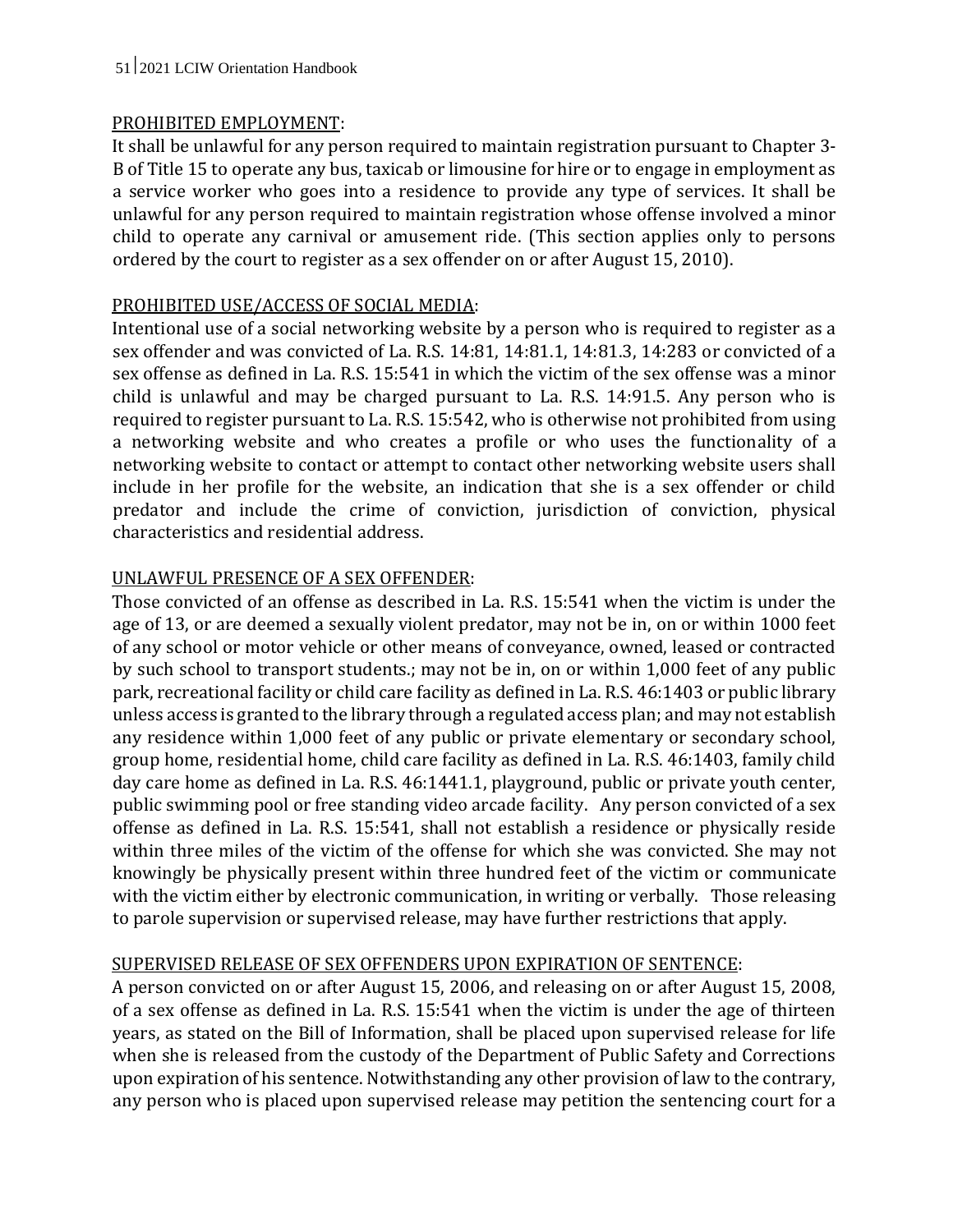PROHIBITED EMPLOYMENT:

It shall be unlawful for any person required to maintain registration pursuant to Chapter 3-B of Title 15 to operate any bus, taxicab or limousine for hire or to engage in employment as a service worker who goes into a residence to provide any type of services. It shall be unlawful for any person required to maintain registration whose offense involved a minor child to operate any carnival or amusement ride. (This section applies only to persons ordered by the court to register as a sex offender on or after August 15, 2010).

PROHIBITED USE/ACCESS OF SOCIAL MEDIA:

Intentional use of a social networking website by a person who is required to register as a sex offender and was convicted of La. R.S. 14:81, 14:81.1, 14:81.3, 14:283 or convicted of a sex offense as defined in La. R.S. 15:541 in which the victim of the sex offense was a minor child is unlawful and may be charged pursuant to La. R.S. 14:91.5. Any person who is required to register pursuant to La. R.S. 15:542, who is otherwise not prohibited from using a networking website and who creates a profile or who uses the functionality of a networking website to contact or attempt to contact other networking website users shall include in her profile for the website, an indication that she is a sex offender or child predator and include the crime of conviction, jurisdiction of conviction, physical characteristics and residential address.

UNLAWFUL PRESENCE OF A SEX OFFENDER:

Those convicted of an offense as described in La. R.S. 15:541 when the victim is under the age of 13, or are deemed a sexually violent predator, may not be in, on or within 1000 feet of any school or motor vehicle or other means of conveyance, owned, leased or contracted by such school to transport students.; may not be in, on or within 1,000 feet of any public park, recreational facility or child care facility as defined in La. R.S. 46:1403 or public library unless access is granted to the library through a regulated access plan; and may not establish any residence within 1,000 feet of any public or private elementary or secondary school, group home, residential home, child care facility as defined in La. R.S. 46:1403, family child day care home as defined in La. R.S. 46:1441.1, playground, public or private youth center, public swimming pool or free standing video arcade facility. Any person convicted of a sex offense as defined in La. R.S. 15:541, shall not establish a residence or physically reside within three miles of the victim of the offense for which she was convicted. She may not knowingly be physically present within three hundred feet of the victim or communicate with the victim either by electronic communication, in writing or verbally. Those releasing to parole supervision or supervised release, may have further restrictions that apply.

SUPERVISED RELEASE OF SEX OFFENDERS UPON EXPIRATION OF SENTENCE:

A person convicted on or after August 15, 2006, and releasing on or after August 15, 2008, of a sex offense as defined in La. R.S. 15:541 when the victim is under the age of thirteen years, as stated on the Bill of Information, shall be placed upon supervised release for life when she is released from the custody of the Department of Public Safety and Corrections upon expiration of his sentence. Notwithstanding any other provision of law to the contrary, any person who is placed upon supervised release may petition the sentencing court for a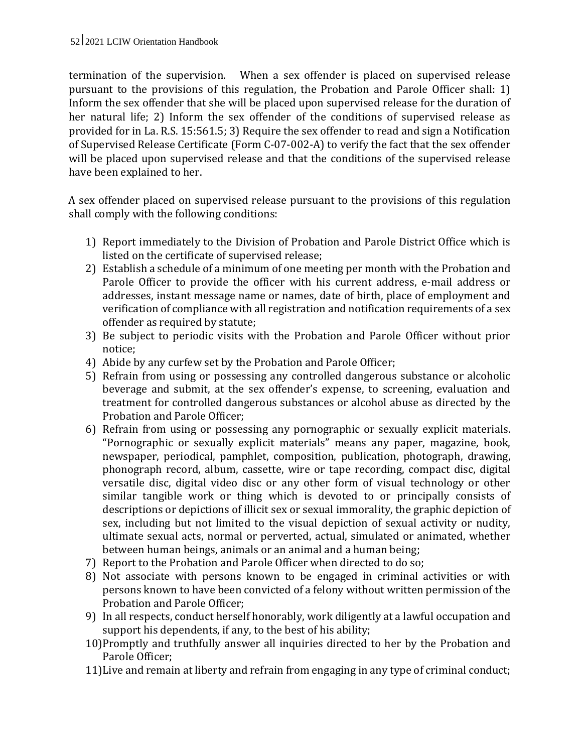termination of the supervision. When a sex offender is placed on supervised release pursuant to the provisions of this regulation, the Probation and Parole Officer shall: 1) Inform the sex offender that she will be placed upon supervised release for the duration of her natural life; 2) Inform the sex offender of the conditions of supervised release as provided for in La. R.S. 15:561.5; 3) Require the sex offender to read and sign a Notification of Supervised Release Certificate (Form C-07-002-A) to verify the fact that the sex offender will be placed upon supervised release and that the conditions of the supervised release have been explained to her.

A sex offender placed on supervised release pursuant to the provisions of this regulation shall comply with the following conditions:

1) Report immediately to the Division of Probation and Parole District Office which is listed on the certificate of supervised release;
2) Establish a schedule of a minimum of one meeting per month with the Probation and Parole Officer to provide the officer with his current address, e-mail address or addresses, instant message name or names, date of birth, place of employment and verification of compliance with all registration and notification requirements of a sex offender as required by statute;
3) Be subject to periodic visits with the Probation and Parole Officer without prior notice;
4) Abide by any curfew set by the Probation and Parole Officer;
5) Refrain from using or possessing any controlled dangerous substance or alcoholic beverage and submit, at the sex offender's expense, to screening, evaluation and treatment for controlled dangerous substances or alcohol abuse as directed by the Probation and Parole Officer;
6) Refrain from using or possessing any pornographic or sexually explicit materials. "Pornographic or sexually explicit materials" means any paper, magazine, book, newspaper, periodical, pamphlet, composition, publication, photograph, drawing, phonograph record, album, cassette, wire or tape recording, compact disc, digital versatile disc, digital video disc or any other form of visual technology or other similar tangible work or thing which is devoted to or principally consists of descriptions or depictions of illicit sex or sexual immorality, the graphic depiction of sex, including but not limited to the visual depiction of sexual activity or nudity, ultimate sexual acts, normal or perverted, actual, simulated or animated, whether between human beings, animals or an animal and a human being;
7) Report to the Probation and Parole Officer when directed to do so;
8) Not associate with persons known to be engaged in criminal activities or with persons known to have been convicted of a felony without written permission of the Probation and Parole Officer;
9) In all respects, conduct herself honorably, work diligently at a lawful occupation and support his dependents, if any, to the best of his ability;
10) Promptly and truthfully answer all inquiries directed to her by the Probation and Parole Officer;
11) Live and remain at liberty and refrain from engaging in any type of criminal conduct;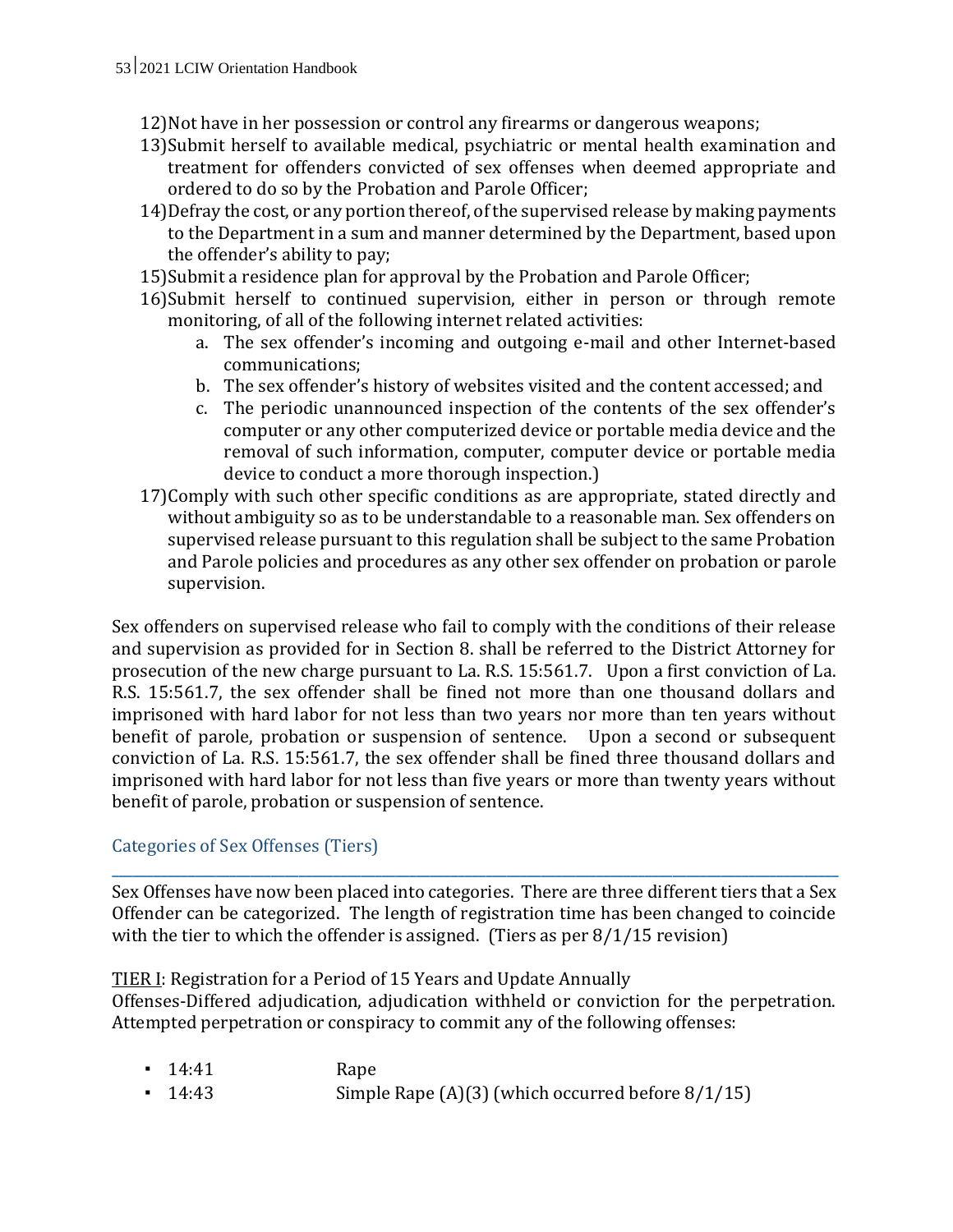12) Not have in her possession or control any firearms or dangerous weapons;
13) Submit herself to available medical, psychiatric or mental health examination and treatment for offenders convicted of sex offenses when deemed appropriate and ordered to do so by the Probation and Parole Officer;
14) Defray the cost, or any portion thereof, of the supervised release by making payments to the Department in a sum and manner determined by the Department, based upon the offender's ability to pay;
15) Submit a residence plan for approval by the Probation and Parole Officer;
16) Submit herself to continued supervision, either in person or through remote monitoring, of all of the following internet related activities:
    a. The sex offender's incoming and outgoing e-mail and other Internet-based communications;
    b. The sex offender's history of websites visited and the content accessed; and
    c. The periodic unannounced inspection of the contents of the sex offender's computer or any other computerized device or portable media device and the removal of such information, computer, computer device or portable media device to conduct a more thorough inspection.)
17) Comply with such other specific conditions as are appropriate, stated directly and without ambiguity so as to be understandable to a reasonable man. Sex offenders on supervised release pursuant to this regulation shall be subject to the same Probation and Parole policies and procedures as any other sex offender on probation or parole supervision.

Sex offenders on supervised release who fail to comply with the conditions of their release and supervision as provided for in Section 8. shall be referred to the District Attorney for prosecution of the new charge pursuant to La. R.S. 15:561.7. Upon a first conviction of La. R.S. 15:561.7, the sex offender shall be fined not more than one thousand dollars and imprisoned with hard labor for not less than two years nor more than ten years without benefit of parole, probation or suspension of sentence. Upon a second or subsequent conviction of La. R.S. 15:561.7, the sex offender shall be fined three thousand dollars and imprisoned with hard labor for not less than five years or more than twenty years without benefit of parole, probation or suspension of sentence.

## Categories of Sex Offenses (Tiers)

Sex Offenses have now been placed into categories. There are three different tiers that a Sex Offender can be categorized. The length of registration time has been changed to coincide with the tier to which the offender is assigned. (Tiers as per 8/1/15 revision)

TIER I: Registration for a Period of 15 Years and Update Annually
Offenses-Differed adjudication, adjudication withheld or conviction for the perpetration. Attempted perpetration or conspiracy to commit any of the following offenses:

- 14:41 Rape
- 14:43 Simple Rape (A)(3) (which occurred before 8/1/15)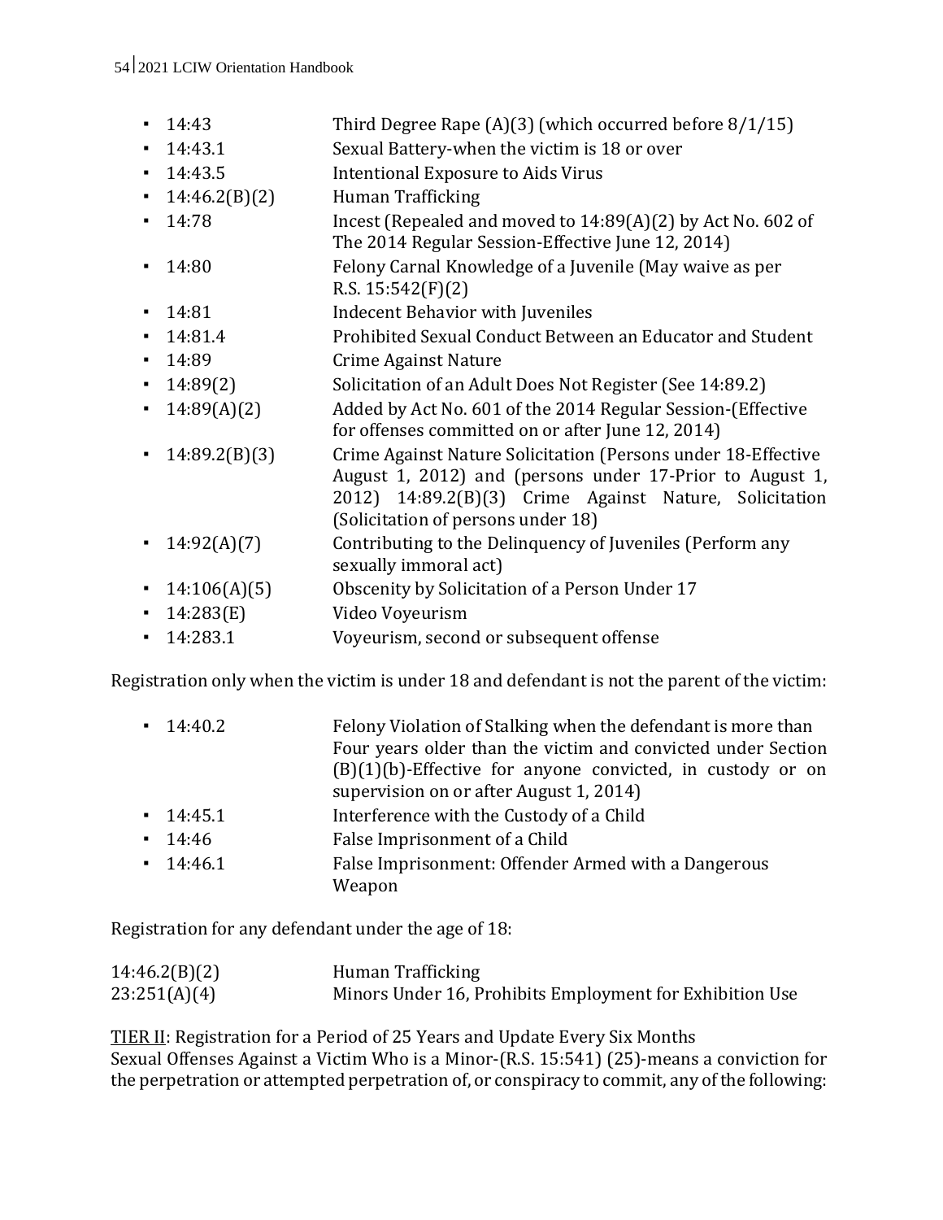- 14:43 Third Degree Rape (A)(3) (which occurred before 8/1/15)
- 14:43.1 Sexual Battery-when the victim is 18 or over
- 14:43.5 Intentional Exposure to Aids Virus
- 14:46.2(B)(2) Human Trafficking
- 14:78 Incest (Repealed and moved to 14:89(A)(2) by Act No. 602 of The 2014 Regular Session-Effective June 12, 2014)
- 14:80 Felony Carnal Knowledge of a Juvenile (May waive as per R.S. 15:542(F)(2)
- 14:81 Indecent Behavior with Juveniles
- 14:81.4 Prohibited Sexual Conduct Between an Educator and Student
- 14:89 Crime Against Nature
- 14:89(2) Solicitation of an Adult Does Not Register (See 14:89.2)
- 14:89(A)(2) Added by Act No. 601 of the 2014 Regular Session-(Effective for offenses committed on or after June 12, 2014)
- 14:89.2(B)(3) Crime Against Nature Solicitation (Persons under 18-Effective August 1, 2012) and (persons under 17-Prior to August 1, 2012) 14:89.2(B)(3) Crime Against Nature, Solicitation (Solicitation of persons under 18)
- 14:92(A)(7) Contributing to the Delinquency of Juveniles (Perform any sexually immoral act)
- 14:106(A)(5) Obscenity by Solicitation of a Person Under 17
- 14:283(E) Video Voyeurism
- 14:283.1 Voyeurism, second or subsequent offense

Registration only when the victim is under 18 and defendant is not the parent of the victim:

- 14:40.2 Felony Violation of Stalking when the defendant is more than Four years older than the victim and convicted under Section (B)(1)(b)-Effective for anyone convicted, in custody or on supervision on or after August 1, 2014)
- 14:45.1 Interference with the Custody of a Child
- 14:46 False Imprisonment of a Child
- 14:46.1 False Imprisonment: Offender Armed with a Dangerous Weapon

Registration for any defendant under the age of 18:

14:46.2(B)(2) Human Trafficking
23:251(A)(4) Minors Under 16, Prohibits Employment for Exhibition Use

<u>TIER II</u>: Registration for a Period of 25 Years and Update Every Six Months
Sexual Offenses Against a Victim Who is a Minor-(R.S. 15:541) (25)-means a conviction for the perpetration or attempted perpetration of, or conspiracy to commit, any of the following: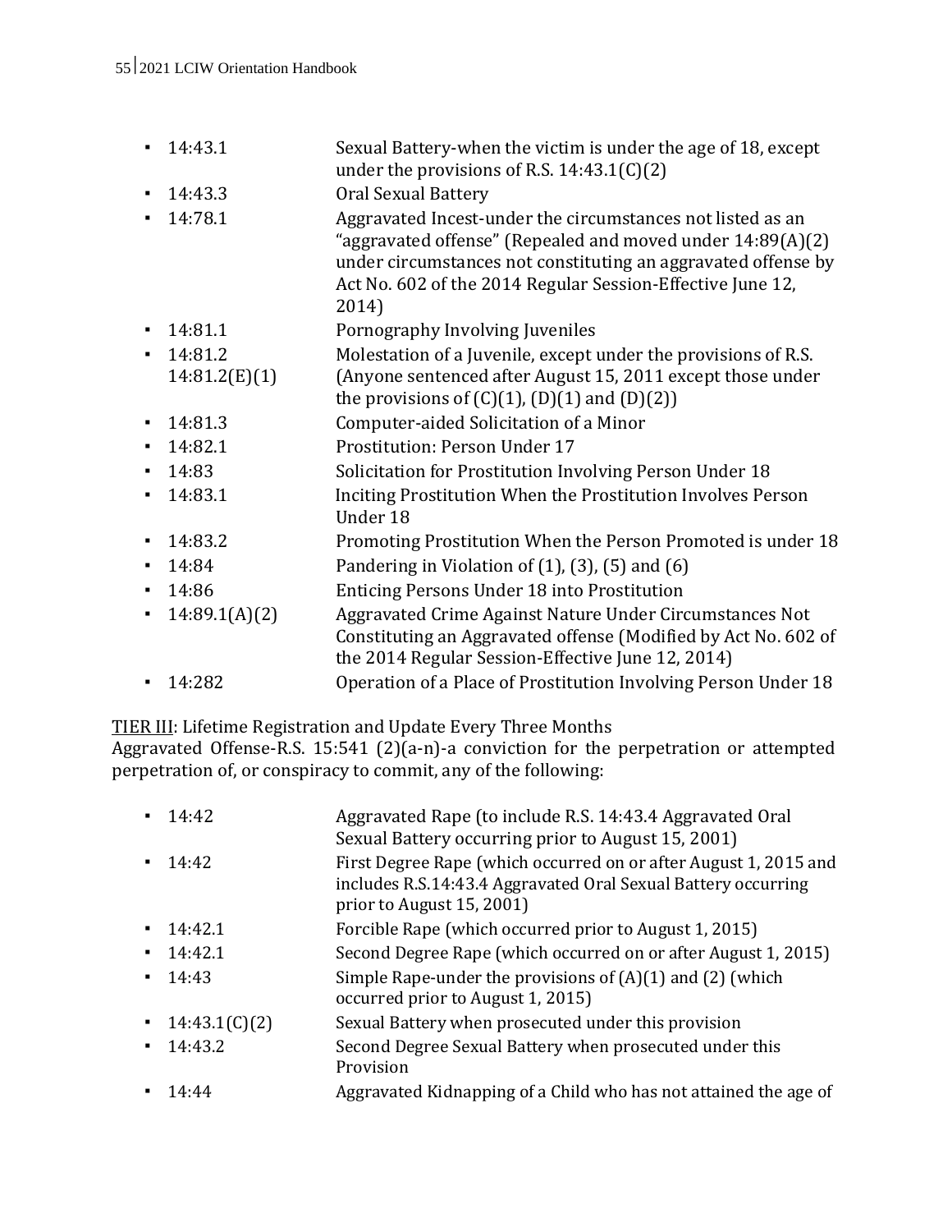- 14:43.1 — Sexual Battery-when the victim is under the age of 18, except under the provisions of R.S. 14:43.1(C)(2)
- 14:43.3 — Oral Sexual Battery
- 14:78.1 — Aggravated Incest-under the circumstances not listed as an "aggravated offense" (Repealed and moved under 14:89(A)(2) under circumstances not constituting an aggravated offense by Act No. 602 of the 2014 Regular Session-Effective June 12, 2014)
- 14:81.1 — Pornography Involving Juveniles
- 14:81.2 — Molestation of a Juvenile, except under the provisions of R.S. 14:81.2(E)(1) (Anyone sentenced after August 15, 2011 except those under the provisions of (C)(1), (D)(1) and (D)(2))
- 14:81.3 — Computer-aided Solicitation of a Minor
- 14:82.1 — Prostitution: Person Under 17
- 14:83 — Solicitation for Prostitution Involving Person Under 18
- 14:83.1 — Inciting Prostitution When the Prostitution Involves Person Under 18
- 14:83.2 — Promoting Prostitution When the Person Promoted is under 18
- 14:84 — Pandering in Violation of (1), (3), (5) and (6)
- 14:86 — Enticing Persons Under 18 into Prostitution
- 14:89.1(A)(2) — Aggravated Crime Against Nature Under Circumstances Not Constituting an Aggravated offense (Modified by Act No. 602 of the 2014 Regular Session-Effective June 12, 2014)
- 14:282 — Operation of a Place of Prostitution Involving Person Under 18

<u>TIER III</u>: Lifetime Registration and Update Every Three Months

Aggravated Offense-R.S. 15:541 (2)(a-n)-a conviction for the perpetration or attempted perpetration of, or conspiracy to commit, any of the following:

- 14:42 — Aggravated Rape (to include R.S. 14:43.4 Aggravated Oral Sexual Battery occurring prior to August 15, 2001)
- 14:42 — First Degree Rape (which occurred on or after August 1, 2015 and includes R.S.14:43.4 Aggravated Oral Sexual Battery occurring prior to August 15, 2001)
- 14:42.1 — Forcible Rape (which occurred prior to August 1, 2015)
- 14:42.1 — Second Degree Rape (which occurred on or after August 1, 2015)
- 14:43 — Simple Rape-under the provisions of (A)(1) and (2) (which occurred prior to August 1, 2015)
- 14:43.1(C)(2) — Sexual Battery when prosecuted under this provision
- 14:43.2 — Second Degree Sexual Battery when prosecuted under this Provision
- 14:44 — Aggravated Kidnapping of a Child who has not attained the age of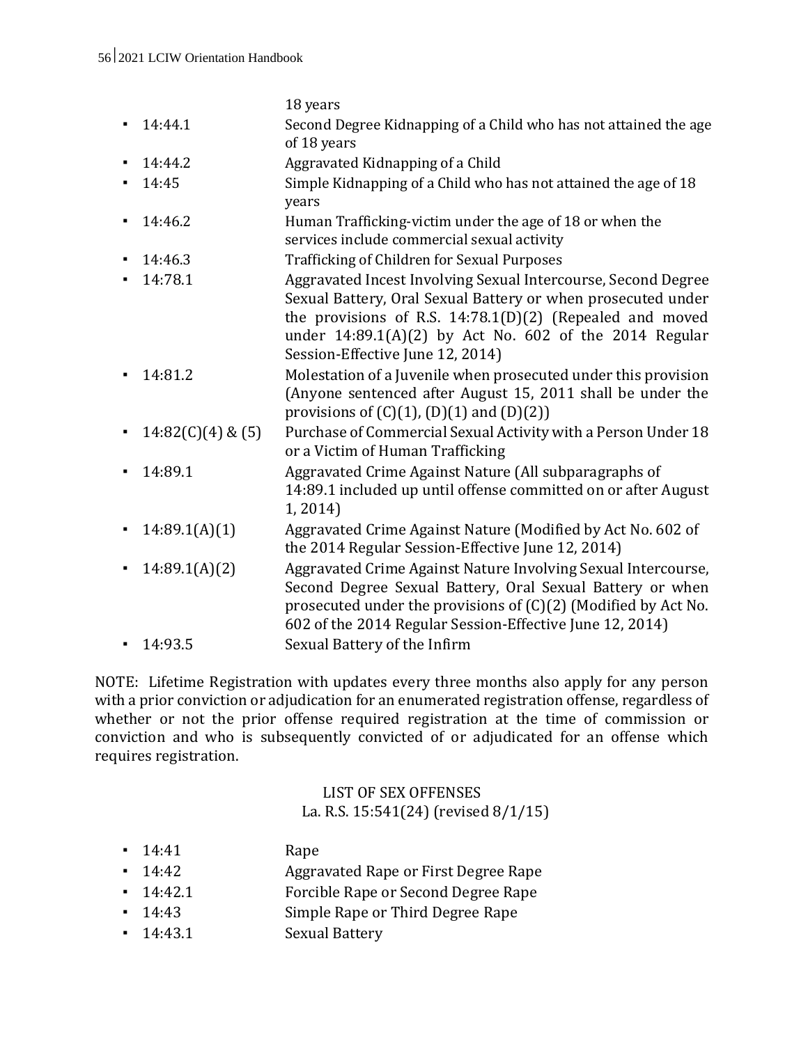- 18 years
- 14:44.1 Second Degree Kidnapping of a Child who has not attained the age of 18 years
- 14:44.2 Aggravated Kidnapping of a Child
- 14:45 Simple Kidnapping of a Child who has not attained the age of 18 years
- 14:46.2 Human Trafficking-victim under the age of 18 or when the services include commercial sexual activity
- 14:46.3 Trafficking of Children for Sexual Purposes
- 14:78.1 Aggravated Incest Involving Sexual Intercourse, Second Degree Sexual Battery, Oral Sexual Battery or when prosecuted under the provisions of R.S. 14:78.1(D)(2) (Repealed and moved under 14:89.1(A)(2) by Act No. 602 of the 2014 Regular Session-Effective June 12, 2014)
- 14:81.2 Molestation of a Juvenile when prosecuted under this provision (Anyone sentenced after August 15, 2011 shall be under the provisions of (C)(1), (D)(1) and (D)(2))
- 14:82(C)(4) & (5) Purchase of Commercial Sexual Activity with a Person Under 18 or a Victim of Human Trafficking
- 14:89.1 Aggravated Crime Against Nature (All subparagraphs of 14:89.1 included up until offense committed on or after August 1, 2014)
- 14:89.1(A)(1) Aggravated Crime Against Nature (Modified by Act No. 602 of the 2014 Regular Session-Effective June 12, 2014)
- 14:89.1(A)(2) Aggravated Crime Against Nature Involving Sexual Intercourse, Second Degree Sexual Battery, Oral Sexual Battery or when prosecuted under the provisions of (C)(2) (Modified by Act No. 602 of the 2014 Regular Session-Effective June 12, 2014)
- 14:93.5 Sexual Battery of the Infirm

NOTE: Lifetime Registration with updates every three months also apply for any person with a prior conviction or adjudication for an enumerated registration offense, regardless of whether or not the prior offense required registration at the time of commission or conviction and who is subsequently convicted of or adjudicated for an offense which requires registration.

LIST OF SEX OFFENSES
La. R.S. 15:541(24) (revised 8/1/15)

- 14:41 Rape
- 14:42 Aggravated Rape or First Degree Rape
- 14:42.1 Forcible Rape or Second Degree Rape
- 14:43 Simple Rape or Third Degree Rape
- 14:43.1 Sexual Battery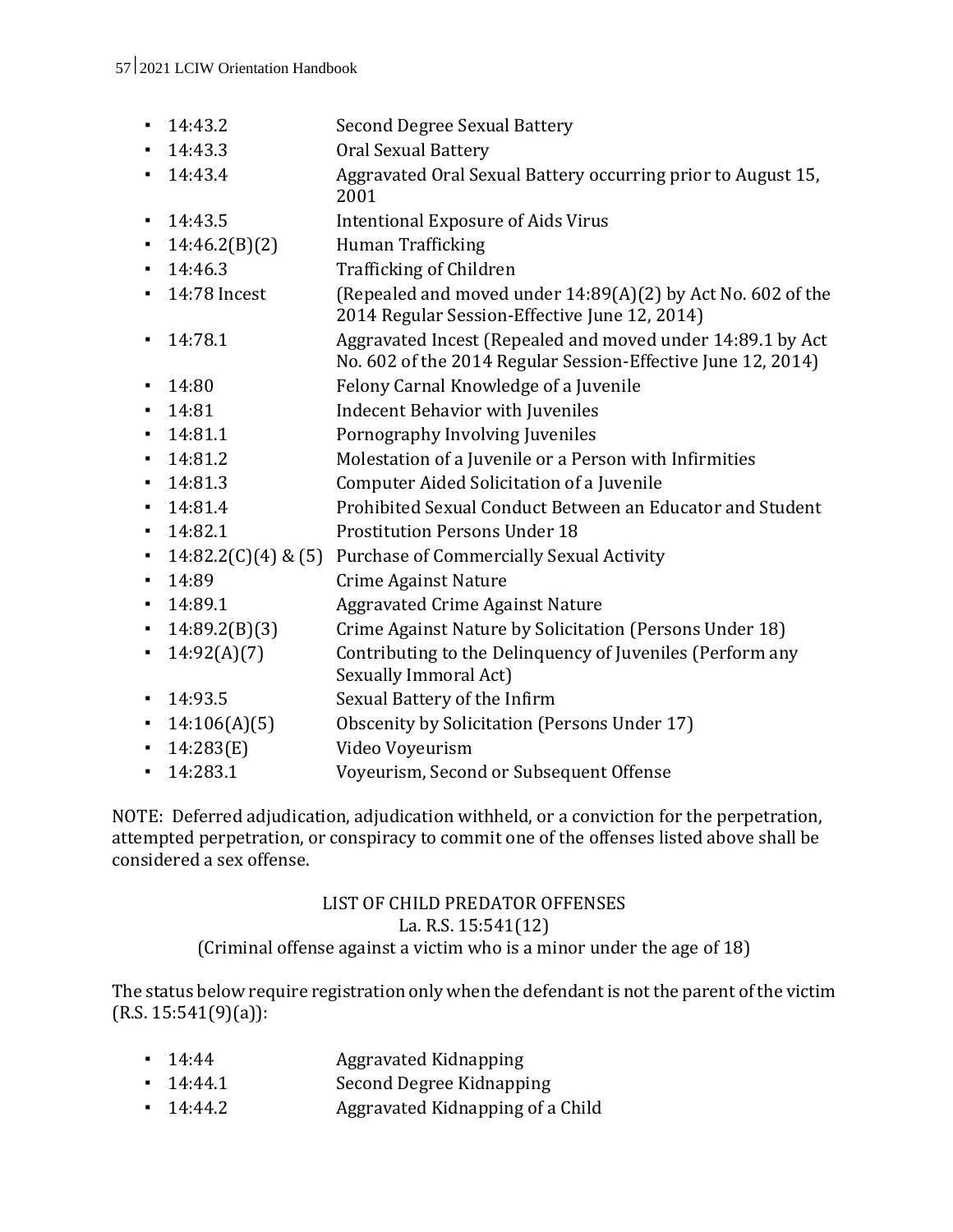- 14:43.2 Second Degree Sexual Battery
- 14:43.3 Oral Sexual Battery
- 14:43.4 Aggravated Oral Sexual Battery occurring prior to August 15, 2001
- 14:43.5 Intentional Exposure of Aids Virus
- 14:46.2(B)(2) Human Trafficking
- 14:46.3 Trafficking of Children
- 14:78 Incest (Repealed and moved under 14:89(A)(2) by Act No. 602 of the 2014 Regular Session-Effective June 12, 2014)
- 14:78.1 Aggravated Incest (Repealed and moved under 14:89.1 by Act No. 602 of the 2014 Regular Session-Effective June 12, 2014)
- 14:80 Felony Carnal Knowledge of a Juvenile
- 14:81 Indecent Behavior with Juveniles
- 14:81.1 Pornography Involving Juveniles
- 14:81.2 Molestation of a Juvenile or a Person with Infirmities
- 14:81.3 Computer Aided Solicitation of a Juvenile
- 14:81.4 Prohibited Sexual Conduct Between an Educator and Student
- 14:82.1 Prostitution Persons Under 18
- 14:82.2(C)(4) & (5) Purchase of Commercially Sexual Activity
- 14:89 Crime Against Nature
- 14:89.1 Aggravated Crime Against Nature
- 14:89.2(B)(3) Crime Against Nature by Solicitation (Persons Under 18)
- 14:92(A)(7) Contributing to the Delinquency of Juveniles (Perform any Sexually Immoral Act)
- 14:93.5 Sexual Battery of the Infirm
- 14:106(A)(5) Obscenity by Solicitation (Persons Under 17)
- 14:283(E) Video Voyeurism
- 14:283.1 Voyeurism, Second or Subsequent Offense

NOTE: Deferred adjudication, adjudication withheld, or a conviction for the perpetration, attempted perpetration, or conspiracy to commit one of the offenses listed above shall be considered a sex offense.

LIST OF CHILD PREDATOR OFFENSES
La. R.S. 15:541(12)
(Criminal offense against a victim who is a minor under the age of 18)

The status below require registration only when the defendant is not the parent of the victim (R.S. 15:541(9)(a)):

- 14:44 Aggravated Kidnapping
- 14:44.1 Second Degree Kidnapping
- 14:44.2 Aggravated Kidnapping of a Child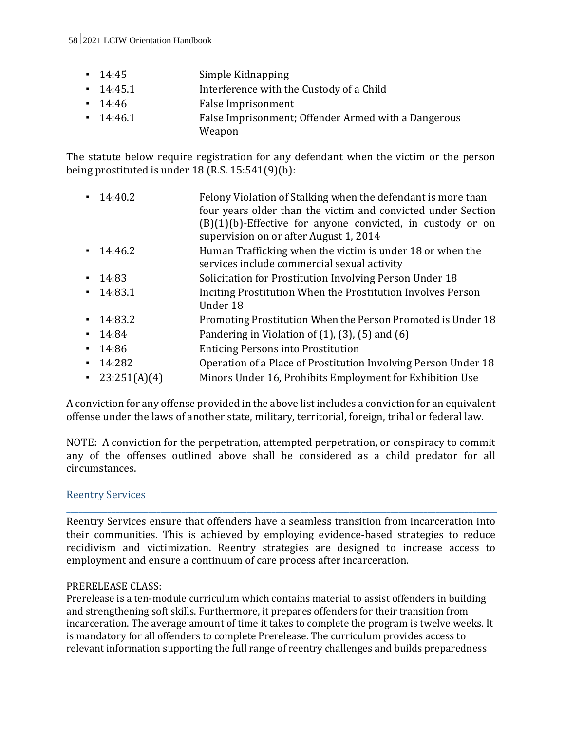- 14:45 Simple Kidnapping
- 14:45.1 Interference with the Custody of a Child
- 14:46 False Imprisonment
- 14:46.1 False Imprisonment; Offender Armed with a Dangerous Weapon

The statute below require registration for any defendant when the victim or the person being prostituted is under 18 (R.S. 15:541(9)(b):

- 14:40.2 Felony Violation of Stalking when the defendant is more than four years older than the victim and convicted under Section (B)(1)(b)-Effective for anyone convicted, in custody or on supervision on or after August 1, 2014
- 14:46.2 Human Trafficking when the victim is under 18 or when the services include commercial sexual activity
- 14:83 Solicitation for Prostitution Involving Person Under 18
- 14:83.1 Inciting Prostitution When the Prostitution Involves Person Under 18
- 14:83.2 Promoting Prostitution When the Person Promoted is Under 18
- 14:84 Pandering in Violation of (1), (3), (5) and (6)
- 14:86 Enticing Persons into Prostitution
- 14:282 Operation of a Place of Prostitution Involving Person Under 18
- 23:251(A)(4) Minors Under 16, Prohibits Employment for Exhibition Use

A conviction for any offense provided in the above list includes a conviction for an equivalent offense under the laws of another state, military, territorial, foreign, tribal or federal law.

NOTE: A conviction for the perpetration, attempted perpetration, or conspiracy to commit any of the offenses outlined above shall be considered as a child predator for all circumstances.

## Reentry Services

Reentry Services ensure that offenders have a seamless transition from incarceration into their communities. This is achieved by employing evidence-based strategies to reduce recidivism and victimization. Reentry strategies are designed to increase access to employment and ensure a continuum of care process after incarceration.

PRERELEASE CLASS:
Prerelease is a ten-module curriculum which contains material to assist offenders in building and strengthening soft skills. Furthermore, it prepares offenders for their transition from incarceration. The average amount of time it takes to complete the program is twelve weeks. It is mandatory for all offenders to complete Prerelease. The curriculum provides access to relevant information supporting the full range of reentry challenges and builds preparedness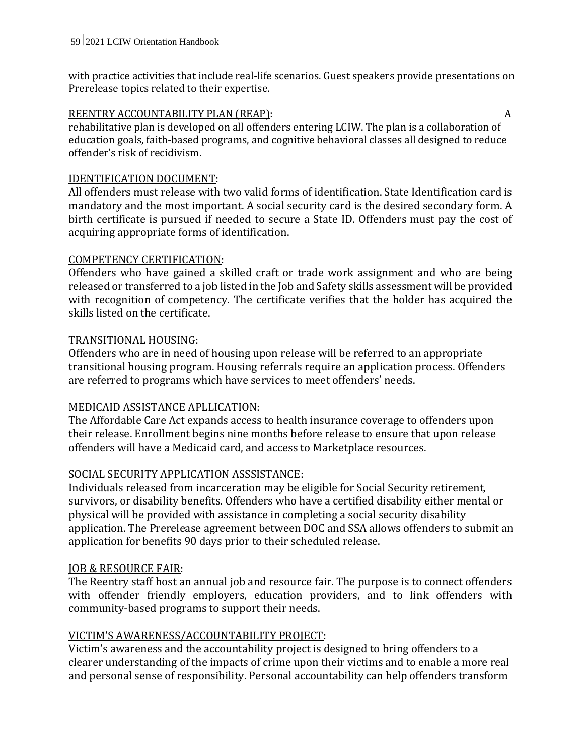with practice activities that include real-life scenarios. Guest speakers provide presentations on Prerelease topics related to their expertise.

REENTRY ACCOUNTABILITY PLAN (REAP): A rehabilitative plan is developed on all offenders entering LCIW. The plan is a collaboration of education goals, faith-based programs, and cognitive behavioral classes all designed to reduce offender's risk of recidivism.

IDENTIFICATION DOCUMENT:
All offenders must release with two valid forms of identification. State Identification card is mandatory and the most important. A social security card is the desired secondary form. A birth certificate is pursued if needed to secure a State ID. Offenders must pay the cost of acquiring appropriate forms of identification.

COMPETENCY CERTIFICATION:
Offenders who have gained a skilled craft or trade work assignment and who are being released or transferred to a job listed in the Job and Safety skills assessment will be provided with recognition of competency. The certificate verifies that the holder has acquired the skills listed on the certificate.

TRANSITIONAL HOUSING:
Offenders who are in need of housing upon release will be referred to an appropriate transitional housing program. Housing referrals require an application process. Offenders are referred to programs which have services to meet offenders' needs.

MEDICAID ASSISTANCE APLLICATION:
The Affordable Care Act expands access to health insurance coverage to offenders upon their release. Enrollment begins nine months before release to ensure that upon release offenders will have a Medicaid card, and access to Marketplace resources.

SOCIAL SECURITY APPLICATION ASSSISTANCE:
Individuals released from incarceration may be eligible for Social Security retirement, survivors, or disability benefits. Offenders who have a certified disability either mental or physical will be provided with assistance in completing a social security disability application. The Prerelease agreement between DOC and SSA allows offenders to submit an application for benefits 90 days prior to their scheduled release.

JOB & RESOURCE FAIR:
The Reentry staff host an annual job and resource fair. The purpose is to connect offenders with offender friendly employers, education providers, and to link offenders with community-based programs to support their needs.

VICTIM'S AWARENESS/ACCOUNTABILITY PROJECT:
Victim's awareness and the accountability project is designed to bring offenders to a clearer understanding of the impacts of crime upon their victims and to enable a more real and personal sense of responsibility. Personal accountability can help offenders transform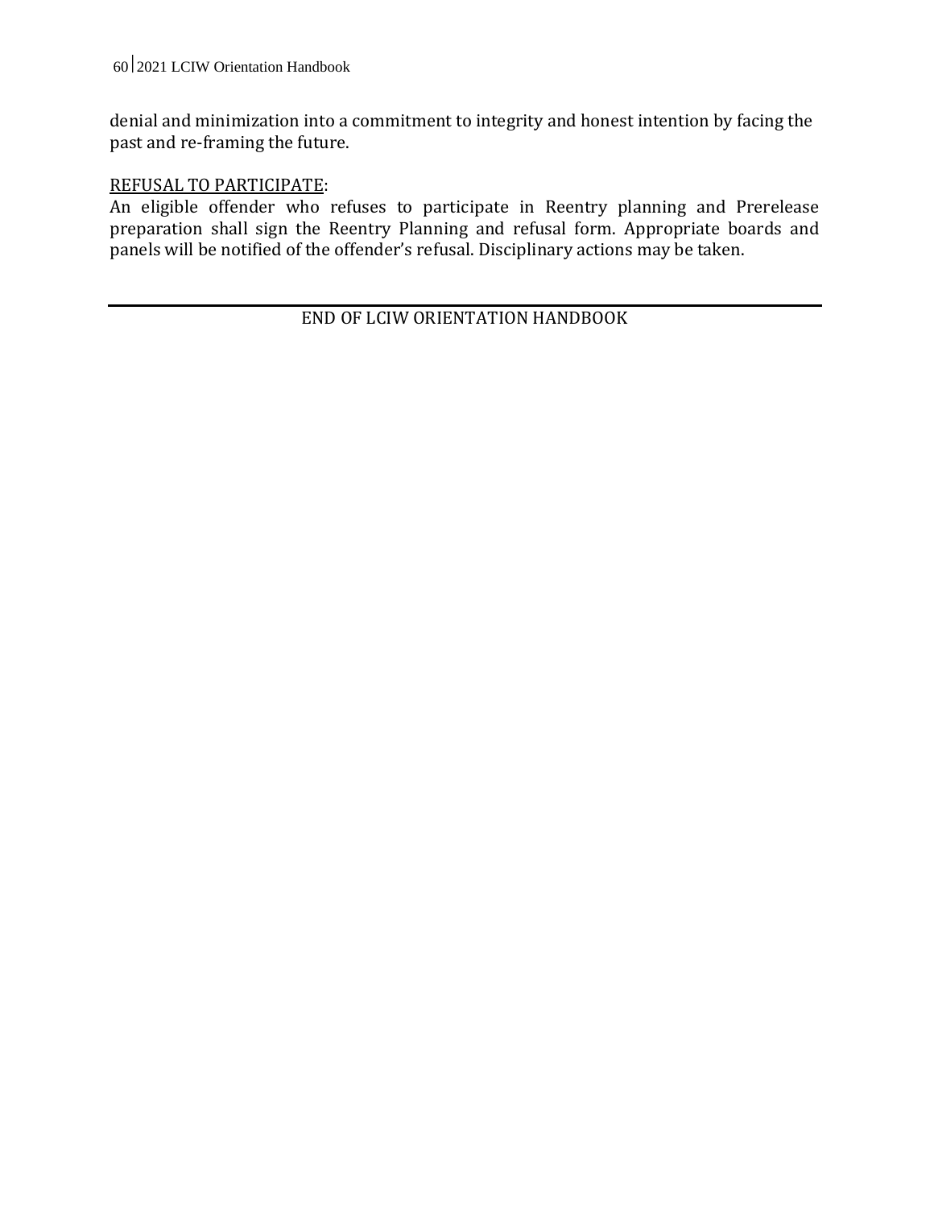denial and minimization into a commitment to integrity and honest intention by facing the past and re-framing the future.

<u>REFUSAL TO PARTICIPATE</u>:
An eligible offender who refuses to participate in Reentry planning and Prerelease preparation shall sign the Reentry Planning and refusal form. Appropriate boards and panels will be notified of the offender's refusal. Disciplinary actions may be taken.

---

END OF LCIW ORIENTATION HANDBOOK